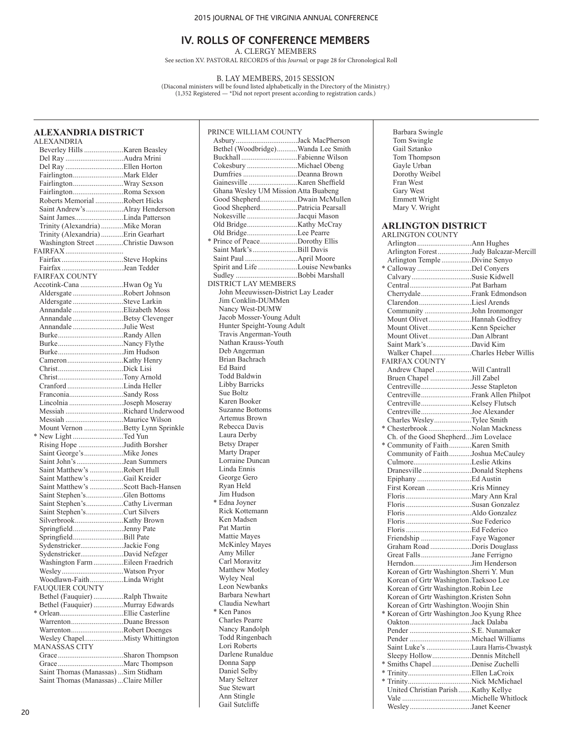# IV. ROLLS OF CONFERENCE MEMBERS

A. CLERGY MEMBERS

See section XV. PASTORAL RECORDS of this *Journal;* or page 28 for Chronological Roll

B. LAY MEMBERS, 2015 SESSION

(Diaconal ministers will be found listed alphabetically in the Directory of the Ministry.)
(1,352 Registered — *Did not report present according to registration cards.)

## ALEXANDRIA DISTRICT

ALEXANDRIA

Beverley Hills ..................... Karen Beasley
Del Ray ............................... Audra Mrini
Del Ray ............................... Ellen Horton
Fairlington........................... Mark Elder
Fairlington........................... Wray Sexson
Fairlington........................... Roma Sexson
Roberts Memorial ............... Robert Hicks
Saint Andrew's .................... Alray Henderson
Saint James.......................... Linda Patterson
Trinity (Alexandria) ............ Mike Moran
Trinity (Alexandria) ............ Erin Gearhart
Washington Street ............... Christie Dawson

FAIRFAX...............................

Fairfax ................................. Steve Hopkins
Fairfax ................................. Jean Tedder

FAIRFAX COUNTY

Accotink-Cana ...................... Hwan Og Yu
Aldersgate ........................... Robert Johnson
Aldersgate ........................... Steve Larkin
Annandale ........................... Elizabeth Moss
Annandale ........................... Betsy Clevenger
Annandale ........................... Julie West
Burke................................... Randy Allen
Burke................................... Nancy Flythe
Burke................................... Jim Hudson
Cameron .............................. Kathy Henry
Christ................................... Dick Lisi
Christ................................... Tony Arnold
Cranford .............................. Linda Heller
Franconia............................. Sandy Ross
Lincolnia ............................. Joseph Moseray
Messiah ............................... Richard Underwood
Messiah ............................... Maurice Wilson
Mount Vernon ..................... Betty Lynn Sprinkle
* New Light .......................... Ted Yun
Rising Hope ........................ Judith Borsher
Saint George's..................... Mike Jones
Saint John's ......................... Jean Summers
Saint Matthew's .................. Robert Hull
Saint Matthew's .................. Gail Kreider
Saint Matthew's .................. Scott Bach-Hansen
Saint Stephen's.................... Glen Bottoms
Saint Stephen's.................... Cathy Liverman
Saint Stephen's.................... Curt Silvers
Silverbrook.......................... Kathy Brown
Springfield........................... Jenny Pate
Springfield........................... Bill Pate
Sydenstricker....................... Jackie Fong
Sydenstricker....................... David Nefzger
Washington Farm ................ Eileen Fraedrich
Wesley ................................. Watson Pryor
Woodlawn-Faith.................. Linda Wright

FAUQUIER COUNTY

Bethel (Fauquier) ................ Ralph Thwaite
Bethel (Fauquier) ................ Murray Edwards
* Orlean................................. Ellie Casterline
Warrenton............................ Duane Bresson
Warrenton............................ Robert Doenges
Wesley Chapel..................... Misty Whittington

MANASSAS CITY

Grace ................................... Sharon Thompson
Grace ................................... Marc Thompson
Saint Thomas (Manassas) ... Sim Stidham
Saint Thomas (Manassas) ... Claire Miller

PRINCE WILLIAM COUNTY

Asbury................................. Jack MacPherson
Bethel (Woodbridge)........... Wanda Lee Smith
Buckhall .............................. Fabienne Wilson
Cokesbury ........................... Michael Obeng
Dumfries ............................. Deanna Brown
Gainesville .......................... Karen Sheffield
Ghana Wesley UM Mission Atta Buabeng
Good Shepherd.................... Dwain McMullen
Good Shepherd.................... Patricia Pearsall
Nokesville ........................... Jacqui Mason
Old Bridge........................... Kathy McCray
Old Bridge........................... Lee Pearre
* Prince of Peace.................... Dorothy Ellis
Saint Mark's ........................ Bill Davis
Saint Paul ............................ April Moore
Spirit and Life ..................... Louise Newbanks
Sudley ................................. Bobbi Marshall

DISTRICT LAY MEMBERS

John Meeuwissen-District Lay Leader
Jim Conklin-DUMMen
Nancy West-DUMW
Jacob Mosser-Young Adult
Hunter Speight-Young Adult
Travis Angerman-Youth
Nathan Krauss-Youth
Deb Angerman
Brian Bachrach
Ed Baird
Todd Baldwin
Libby Barricks
Sue Boltz
Karen Booker
Suzanne Bottoms
Artemus Brown
Rebecca Davis
Laura Derby
Betsy Draper
Marty Draper
Lorraine Duncan
Linda Ennis
George Gero
Ryan Held
Jim Hudson
* Edna Joyner
Rick Kottemann
Ken Madsen
Pat Martin
Mattie Mayes
McKinley Mayes
Amy Miller
Carl Moravitz
Matthew Motley
Wyley Neal
Leon Newbanks
Barbara Newhart
Claudia Newhart
* Ken Panos
Charles Pearre
Nancy Randolph
Todd Ringenbach
Lori Roberts
Darlene Runaldue
Donna Sapp
Daniel Selby
Mary Seltzer
Sue Stewart
Ann Stingle
Gail Sutcliffe
Barbara Swingle
Tom Swingle
Gail Sztanko
Tom Thompson
Gayle Urban
Dorothy Weibel
Fran West
Gary West
Emmett Wright
Mary V. Wright

## ARLINGTON DISTRICT

ARLINGTON COUNTY

Arlington ............................. Ann Hughes
Arlington Forest .................. Judy Balcazar-Mercill
Arlington Temple ................ Divine Senyo
* Calloway ............................ Del Conyers
Calvary ................................ Susie Kidwell
Central ................................. Pat Barham
Cherrydale........................... Frank Edmondson
Clarendon............................ Liesl Arends
Community ......................... John Ironmonger
Mount Olivet....................... Hannah Godfrey
Mount Olivet....................... Kenn Speicher
Mount Olivet....................... Dan Albrant
Saint Mark's ........................ David Kim
Walker Chapel..................... Charles Heber Willis

FAIRFAX COUNTY

Andrew Chapel ................... Will Cantrall
Bruen Chapel ...................... Jill Zabel
Centreville........................... Jesse Stapleton
Centreville........................... Frank Allen Philpot
Centreville........................... Kelsey Flutsch
Centreville........................... Joe Alexander
Charles Wesley.................... Tylee Smith
* Chesterbrook ...................... Nolan Mackness
Ch. of the Good Shepherd... Jim Lovelace
* Community of Faith............ Karen Smith
Community of Faith............ Joshua McCauley
Culmore............................... Leslie Atkins
Dranesville .......................... Donald Stephens
Epiphany ............................. Ed Austin
First Korean ........................ Kris Minney
Floris ................................... Mary Ann Kral
Floris ................................... Susan Gonzalez
Floris ................................... Aldo Gonzalez
Floris ................................... Sue Federico
Floris ................................... Ed Federico
Friendship ........................... Faye Wagoner
Graham Road ...................... Doris Douglass
Great Falls........................... Jane Ferrigno
Herndon............................... Jim Henderson
Korean of Grtr Washington . Sherri Y. Mun
Korean of Grtr Washington . Taeksoo Lee
Korean of Grtr Washington . Robin Lee
Korean of Grtr Washington . Kristen Sohn
Korean of Grtr Washington . Woojin Shin
* Korean of Grtr Washington . Joo Kyung Rhee
Oakton................................. Jack Dalaba
Pender ................................. S.E. Nunamaker
Pender ................................. Michael Williams
Saint Luke's ........................ Laura Harris-Chwastyk
Sleepy Hollow..................... Dennis Mitchell
* Smiths Chapel ..................... Denise Zuchelli
* Trinity.................................. Ellen LaCroix
* Trinity.................................. Nick McMichael
United Christian Parish ....... Kathy Kellye
Vale ..................................... Michelle Whitlock
Wesley ................................. Janet Keener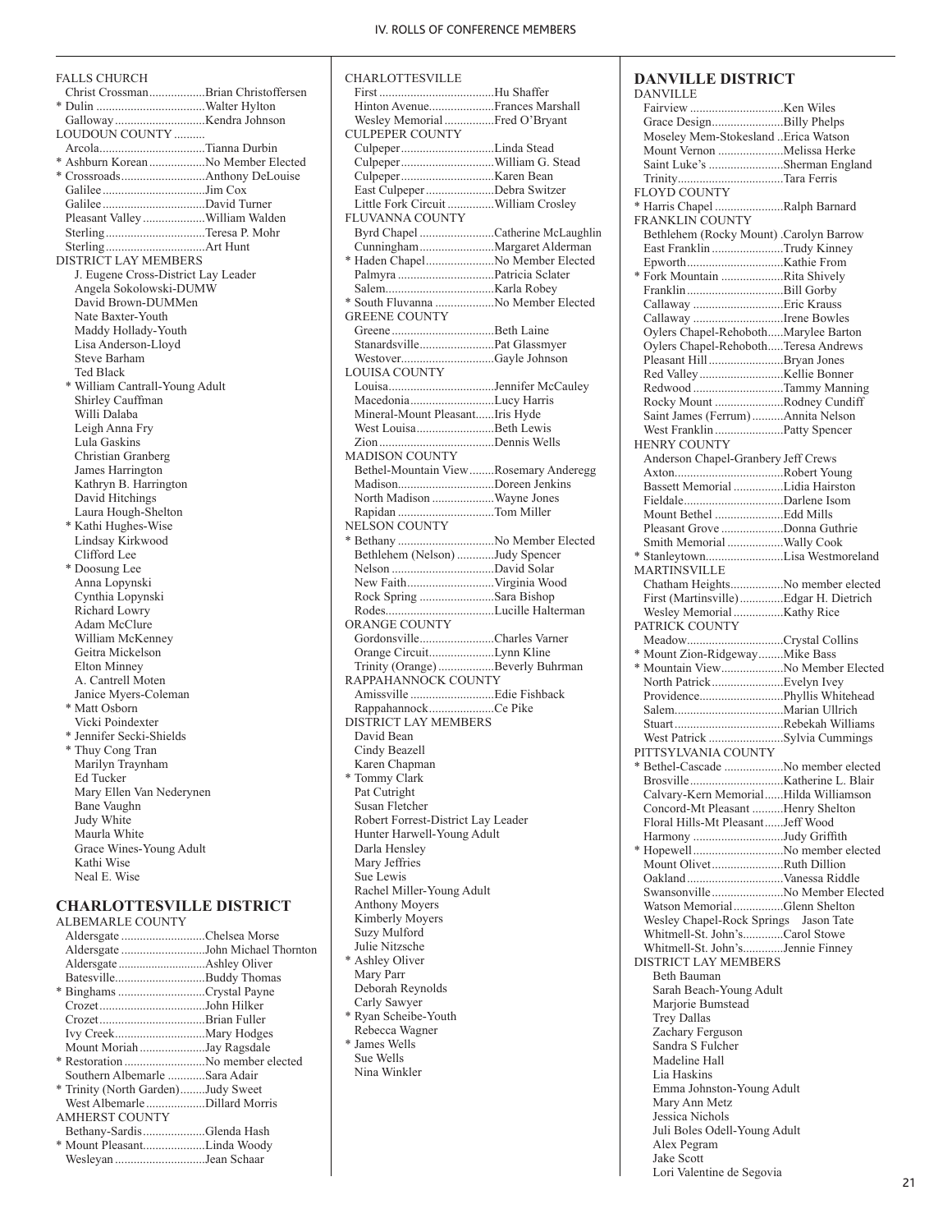FALLS CHURCH

Christ Crossman..................Brian Christoffersen
* Dulin ..................................Walter Hylton
Galloway.............................Kendra Johnson

LOUDOUN COUNTY ..........

Arcola..................................Tianna Durbin
* Ashburn Korean..................No Member Elected
* Crossroads...........................Anthony DeLouise
Galilee .................................Jim Cox
Galilee .................................David Turner
Pleasant Valley....................William Walden
Sterling................................Teresa P. Mohr
Sterling................................Art Hunt

DISTRICT LAY MEMBERS

J. Eugene Cross-District Lay Leader
Angela Sokolowski-DUMW
David Brown-DUMMen
Nate Baxter-Youth
Maddy Hollady-Youth
Lisa Anderson-Lloyd
Steve Barham
Ted Black
* William Cantrall-Young Adult
Shirley Cauffman
Willi Dalaba
Leigh Anna Fry
Lula Gaskins
Christian Granberg
James Harrington
Kathryn B. Harrington
David Hitchings
Laura Hough-Shelton
* Kathi Hughes-Wise
Lindsay Kirkwood
Clifford Lee
* Doosung Lee
Anna Lopynski
Cynthia Lopynski
Richard Lowry
Adam McClure
William McKenney
Geitra Mickelson
Elton Minney
A. Cantrell Moten
Janice Myers-Coleman
* Matt Osborn
Vicki Poindexter
* Jennifer Secki-Shields
* Thuy Cong Tran
Marilyn Traynham
Ed Tucker
Mary Ellen Van Nederynen
Bane Vaughn
Judy White
Maurla White
Grace Wines-Young Adult
Kathi Wise
Neal E. Wise

## CHARLOTTESVILLE DISTRICT

ALBEMARLE COUNTY

Aldersgate ...........................Chelsea Morse
Aldersgate ...........................John Michael Thornton
Aldersgate ............................Ashley Oliver
Batesville.............................Buddy Thomas
* Binghams ............................Crystal Payne
Crozet..................................John Hilker
Crozet..................................Brian Fuller
Ivy Creek.............................Mary Hodges
Mount Moriah .....................Jay Ragsdale
* Restoration ..........................No member elected
Southern Albemarle ............Sara Adair
* Trinity (North Garden)........Judy Sweet
West Albemarle...................Dillard Morris

AMHERST COUNTY

Bethany-Sardis....................Glenda Hash
* Mount Pleasant....................Linda Woody
Wesleyan .............................Jean Schaar

CHARLOTTESVILLE

First ....................................Hu Shaffer
Hinton Avenue.....................Frances Marshall
Wesley Memorial ................Fred O'Bryant

CULPEPER COUNTY

Culpeper..............................Linda Stead
Culpeper..............................William G. Stead
Culpeper..............................Karen Bean
East Culpeper......................Debra Switzer
Little Fork Circuit ...............William Crosley

FLUVANNA COUNTY

Byrd Chapel ........................Catherine McLaughlin
Cunningham........................Margaret Alderman
* Haden Chapel......................No Member Elected
Palmyra ...............................Patricia Sclater
Salem...................................Karla Robey
* South Fluvanna ...................No Member Elected

GREENE COUNTY

Greene.................................Beth Laine
Stanardsville........................Pat Glassmyer
Westover..............................Gayle Johnson

LOUISA COUNTY

Louisa..................................Jennifer McCauley
Macedonia...........................Lucy Harris
Mineral-Mount Pleasant......Iris Hyde
West Louisa.........................Beth Lewis
Zion.....................................Dennis Wells

MADISON COUNTY

Bethel-Mountain View........Rosemary Anderegg
Madison...............................Doreen Jenkins
North Madison ....................Wayne Jones
Rapidan ...............................Tom Miller

NELSON COUNTY

* Bethany ...............................No Member Elected
Bethlehem (Nelson) ............Judy Spencer
Nelson .................................David Solar
New Faith............................Virginia Wood
Rock Spring ........................Sara Bishop
Rodes...................................Lucille Halterman

ORANGE COUNTY

Gordonsville........................Charles Varner
Orange Circuit.....................Lynn Kline
Trinity (Orange) ..................Beverly Buhrman

RAPPAHANNOCK COUNTY

Amissville ...........................Edie Fishback
Rappahannock.....................Ce Pike

DISTRICT LAY MEMBERS

David Bean
Cindy Beazell
Karen Chapman
* Tommy Clark
Pat Cutright
Susan Fletcher
Robert Forrest-District Lay Leader
Hunter Harwell-Young Adult
Darla Hensley
Mary Jeffries
Sue Lewis
Rachel Miller-Young Adult
Anthony Moyers
Kimberly Moyers
Suzy Mulford
Julie Nitzsche
* Ashley Oliver
Mary Parr
Deborah Reynolds
Carly Sawyer
* Ryan Scheibe-Youth
Rebecca Wagner
* James Wells
Sue Wells
Nina Winkler

## DANVILLE DISTRICT

DANVILLE

Fairview ..............................Ken Wiles
Grace Design.......................Billy Phelps
Moseley Mem-Stokesland ..Erica Watson
Mount Vernon .....................Melissa Herke
Saint Luke's ........................Sherman England
Trinity..................................Tara Ferris

FLOYD COUNTY

* Harris Chapel ......................Ralph Barnard

FRANKLIN COUNTY

Bethlehem (Rocky Mount) .Carolyn Barrow
East Franklin .......................Trudy Kinney
Epworth...............................Kathie From
* Fork Mountain ....................Rita Shively
Franklin...............................Bill Gorby
Callaway .............................Eric Krauss
Callaway .............................Irene Bowles
Oylers Chapel-Rehoboth.....Marylee Barton
Oylers Chapel-Rehoboth.....Teresa Andrews
Pleasant Hill........................Bryan Jones
Red Valley...........................Kellie Bonner
Redwood.............................Tammy Manning
Rocky Mount ......................Rodney Cundiff
Saint James (Ferrum)..........Annita Nelson
West Franklin......................Patty Spencer

HENRY COUNTY

Anderson Chapel-Granbery Jeff Crews
Axton...................................Robert Young
Bassett Memorial ................Lidia Hairston
Fieldale................................Darlene Isom
Mount Bethel ......................Edd Mills
Pleasant Grove ....................Donna Guthrie
Smith Memorial ..................Wally Cook
* Stanleytown.........................Lisa Westmoreland

MARTINSVILLE

Chatham Heights.................No member elected
First (Martinsville)..............Edgar H. Dietrich
Wesley Memorial ................Kathy Rice

PATRICK COUNTY

Meadow...............................Crystal Collins
* Mount Zion-Ridgeway........Mike Bass
* Mountain View....................No Member Elected
North Patrick.......................Evelyn Ivey
Providence...........................Phyllis Whitehead
Salem...................................Marian Ullrich
Stuart...................................Rebekah Williams
West Patrick ........................Sylvia Cummings

PITTSYLVANIA COUNTY

* Bethel-Cascade ...................No member elected
Brosville..............................Katherine L. Blair
Calvary-Kern Memorial......Hilda Williamson
Concord-Mt Pleasant ..........Henry Shelton
Floral Hills-Mt Pleasant......Jeff Wood
Harmony .............................Judy Griffith
* Hopewell.............................No member elected
Mount Olivet.......................Ruth Dillion
Oakland...............................Vanessa Riddle
Swansonville.......................No Member Elected
Watson Memorial................Glenn Shelton
Wesley Chapel-Rock Springs Jason Tate
Whitmell-St. John's.............Carol Stowe
Whitmell-St. John's.............Jennie Finney

DISTRICT LAY MEMBERS

Beth Bauman
Sarah Beach-Young Adult
Marjorie Bumstead
Trey Dallas
Zachary Ferguson
Sandra S Fulcher
Madeline Hall
Lia Haskins
Emma Johnston-Young Adult
Mary Ann Metz
Jessica Nichols
Juli Boles Odell-Young Adult
Alex Pegram
Jake Scott
Lori Valentine de Segovia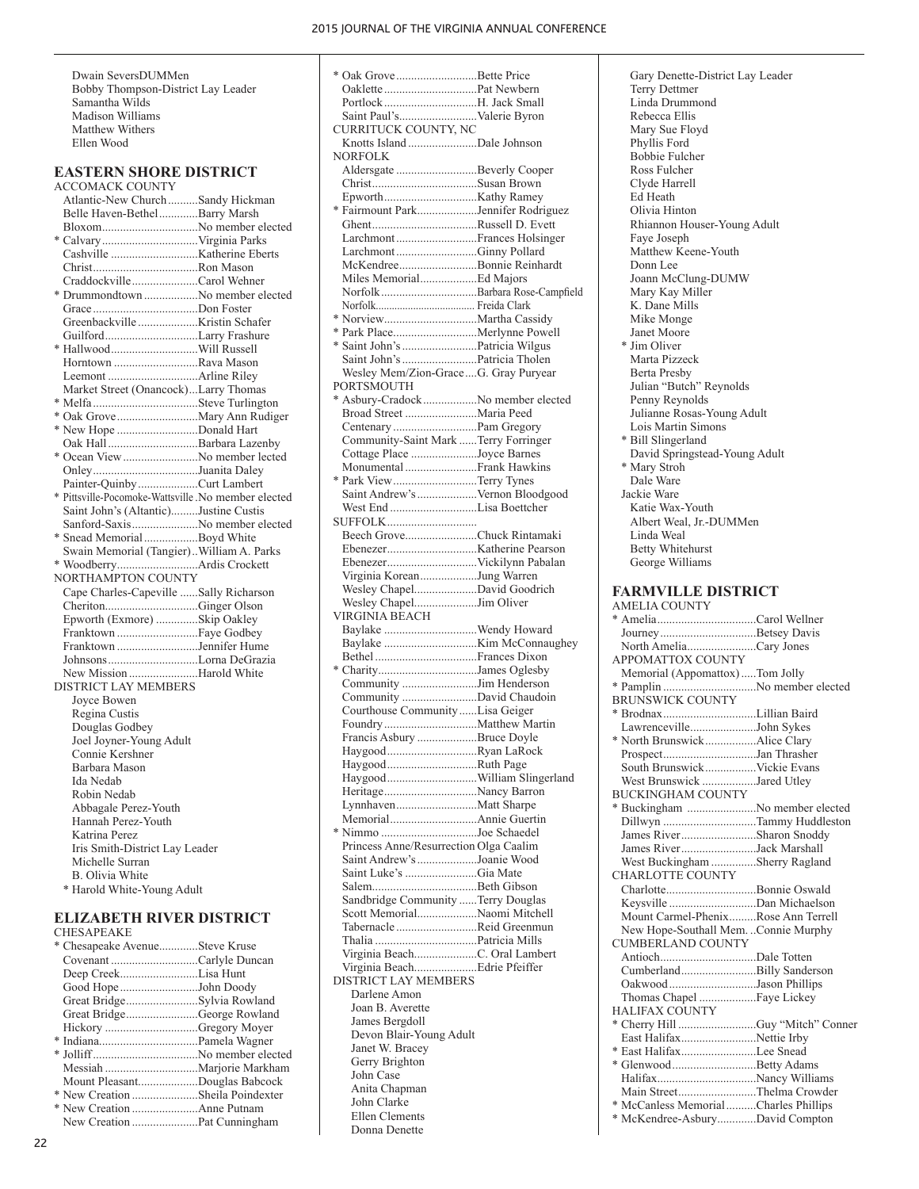Dwain SeversDUMMen
Bobby Thompson-District Lay Leader
Samantha Wilds
Madison Williams
Matthew Withers
Ellen Wood

## EASTERN SHORE DISTRICT

ACCOMACK COUNTY

Atlantic-New Church..........Sandy Hickman
Belle Haven-Bethel............Barry Marsh
Bloxom...............................No member elected
* Calvary...............................Virginia Parks
Cashville ............................Katherine Eberts
Christ..................................Ron Mason
Craddockville.....................Carol Wehner
* Drummondtown.................No member elected
Grace..................................Don Foster
Greenbackville...................Kristin Schafer
Guilford..............................Larry Frashure
* Hallwood............................Will Russell
Horntown ...........................Rava Mason
Leemont .............................Arline Riley
Market Street (Onancock)...Larry Thomas
* Melfa..................................Steve Turlington
* Oak Grove..........................Mary Ann Rudiger
* New Hope ..........................Donald Hart
Oak Hall .............................Barbara Lazenby
* Ocean View........................No member lected
Onley..................................Juanita Daley
Painter-Quinby...................Curt Lambert
* Pittsville-Pocomoke-Wattsville .No member elected
Saint John's (Altantic).........Justine Custis
Sanford-Saxis.....................No member elected
* Snead Memorial.................Boyd White
Swain Memorial (Tangier)..William A. Parks
* Woodberry..........................Ardis Crockett

NORTHAMPTON COUNTY

Cape Charles-Capeville ......Sally Richarson
Cheriton..............................Ginger Olson
Epworth (Exmore) .............Skip Oakley
Franktown ..........................Faye Godbey
Franktown ..........................Jennifer Hume
Johnsons.............................Lorna DeGrazia
New Mission ......................Harold White

DISTRICT LAY MEMBERS

Joyce Bowen
Regina Custis
Douglas Godbey
Joel Joyner-Young Adult
Connie Kershner
Barbara Mason
Ida Nedab
Robin Nedab
Abbagale Perez-Youth
Hannah Perez-Youth
Katrina Perez
Iris Smith-District Lay Leader
Michelle Surran
B. Olivia White
* Harold White-Young Adult

## ELIZABETH RIVER DISTRICT

CHESAPEAKE

* Chesapeake Avenue............Steve Kruse
Covenant ............................Carlyle Duncan
Deep Creek.........................Lisa Hunt
Good Hope .........................John Doody
Great Bridge.......................Sylvia Rowland
Great Bridge.......................George Rowland
Hickory ..............................Gregory Moyer
* Indiana................................Pamela Wagner
* Jolliff..................................No member elected
Messiah ..............................Marjorie Markham
Mount Pleasant...................Douglas Babcock
* New Creation .....................Sheila Poindexter
* New Creation .....................Anne Putnam
New Creation .....................Pat Cunningham
* Oak Grove..........................Bette Price
Oaklette ..............................Pat Newbern
Portlock ..............................H. Jack Small
Saint Paul's.........................Valerie Byron

CURRITUCK COUNTY, NC

Knotts Island ......................Dale Johnson

NORFOLK

Aldersgate ..........................Beverly Cooper
Christ..................................Susan Brown
Epworth..............................Kathy Ramey
* Fairmount Park...................Jennifer Rodriguez
Ghent..................................Russell D. Evett
Larchmont ..........................Frances Holsinger
Larchmont ..........................Ginny Pollard
McKendree.........................Bonnie Reinhardt
Miles Memorial..................Ed Majors
Norfolk...............................Barbara Rose-Campfield
Norfolk...............................Freida Clark
* Norview..............................Martha Cassidy
* Park Place...........................Merlynne Powell
* Saint John's ........................Patricia Wilgus
Saint John's ........................Patricia Tholen
Wesley Mem/Zion-Grace....G. Gray Puryear

PORTSMOUTH

* Asbury-Cradock.................No member elected
Broad Street .......................Maria Peed
Centenary ...........................Pam Gregory
Community-Saint Mark ......Terry Forringer
Cottage Place .....................Joyce Barnes
Monumental .......................Frank Hawkins
* Park View...........................Terry Tynes
Saint Andrew's...................Vernon Bloodgood
West End ...........................Lisa Boettcher

SUFFOLK.............................

Beech Grove.......................Chuck Rintamaki
Ebenezer.............................Katherine Pearson
Ebenezer.............................Vickilynn Pabalan
Virginia Korean..................Jung Warren
Wesley Chapel....................David Goodrich
Wesley Chapel....................Jim Oliver

VIRGINIA BEACH

Baylake ..............................Wendy Howard
Baylake ..............................Kim McConnaughey
Bethel .................................Frances Dixon
* Charity................................James Oglesby
Community ........................Jim Henderson
Community ........................David Chaudoin
Courthouse Community......Lisa Geiger
Foundry..............................Matthew Martin
Francis Asbury ...................Bruce Doyle
Haygood.............................Ryan LaRock
Haygood.............................Ruth Page
Haygood.............................William Slingerland
Heritage..............................Nancy Barron
Lynnhaven..........................Matt Sharpe
Memorial............................Annie Guertin
* Nimmo ...............................Joe Schaedel
Princess Anne/Resurrection Olga Caalim
Saint Andrew's...................Joanie Wood
Saint Luke's .......................Gia Mate
Salem..................................Beth Gibson
Sandbridge Community ......Terry Douglas
Scott Memorial...................Naomi Mitchell
Tabernacle ..........................Reid Greenmun
Thalia .................................Patricia Mills
Virginia Beach....................C. Oral Lambert
Virginia Beach....................Edrie Pfeiffer

DISTRICT LAY MEMBERS

Darlene Amon
Joan B. Averette
James Bergdoll
Devon Blair-Young Adult
Janet W. Bracey
Gerry Brighton
John Case
Anita Chapman
John Clarke
Ellen Clements
Donna Denette
Gary Denette-District Lay Leader
Terry Dettmer
Linda Drummond
Rebecca Ellis
Mary Sue Floyd
Phyllis Ford
Bobbie Fulcher
Ross Fulcher
Clyde Harrell
Ed Heath
Olivia Hinton
Rhiannon Houser-Young Adult
Faye Joseph
Matthew Keene-Youth
Donn Lee
Joann McClung-DUMW
Mary Kay Miller
K. Dane Mills
Mike Monge
Janet Moore
* Jim Oliver
Marta Pizzeck
Berta Presby
Julian "Butch" Reynolds
Penny Reynolds
Julianne Rosas-Young Adult
Lois Martin Simons
* Bill Slingerland
David Springstead-Young Adult
* Mary Stroh
Dale Ware
Jackie Ware
Katie Wax-Youth
Albert Weal, Jr.-DUMMen
Linda Weal
Betty Whitehurst
George Williams

## FARMVILLE DISTRICT

AMELIA COUNTY

* Amelia................................Carol Wellner
Journey...............................Betsey Davis
North Amelia......................Cary Jones

APPOMATTOX COUNTY

Memorial (Appomattox).....Tom Jolly
* Pamplin ..............................No member elected

BRUNSWICK COUNTY

* Brodnax..............................Lillian Baird
Lawrenceville.....................John Sykes
* North Brunswick................Alice Clary
Prospect..............................Jan Thrasher
South Brunswick................Vickie Evans
West Brunswick .................Jared Utley

BUCKINGHAM COUNTY

* Buckingham ......................No member elected
Dillwyn ..............................Tammy Huddleston
James River........................Sharon Snoddy
James River........................Jack Marshall
West Buckingham ..............Sherry Ragland

CHARLOTTE COUNTY

Charlotte.............................Bonnie Oswald
Keysville ............................Dan Michaelson
Mount Carmel-Phenix.........Rose Ann Terrell
New Hope-Southall Mem. ..Connie Murphy

CUMBERLAND COUNTY

Antioch...............................Dale Totten
Cumberland........................Billy Sanderson
Oakwood............................Jason Phillips
Thomas Chapel ..................Faye Lickey

HALIFAX COUNTY

* Cherry Hill .........................Guy "Mitch" Conner
East Halifax........................Nettie Irby
* East Halifax........................Lee Snead
* Glenwood...........................Betty Adams
Halifax................................Nancy Williams
Main Street.........................Patricia Crowder
* McCanless Memorial..........Charles Phillips
* McKendree-Asbury............David Compton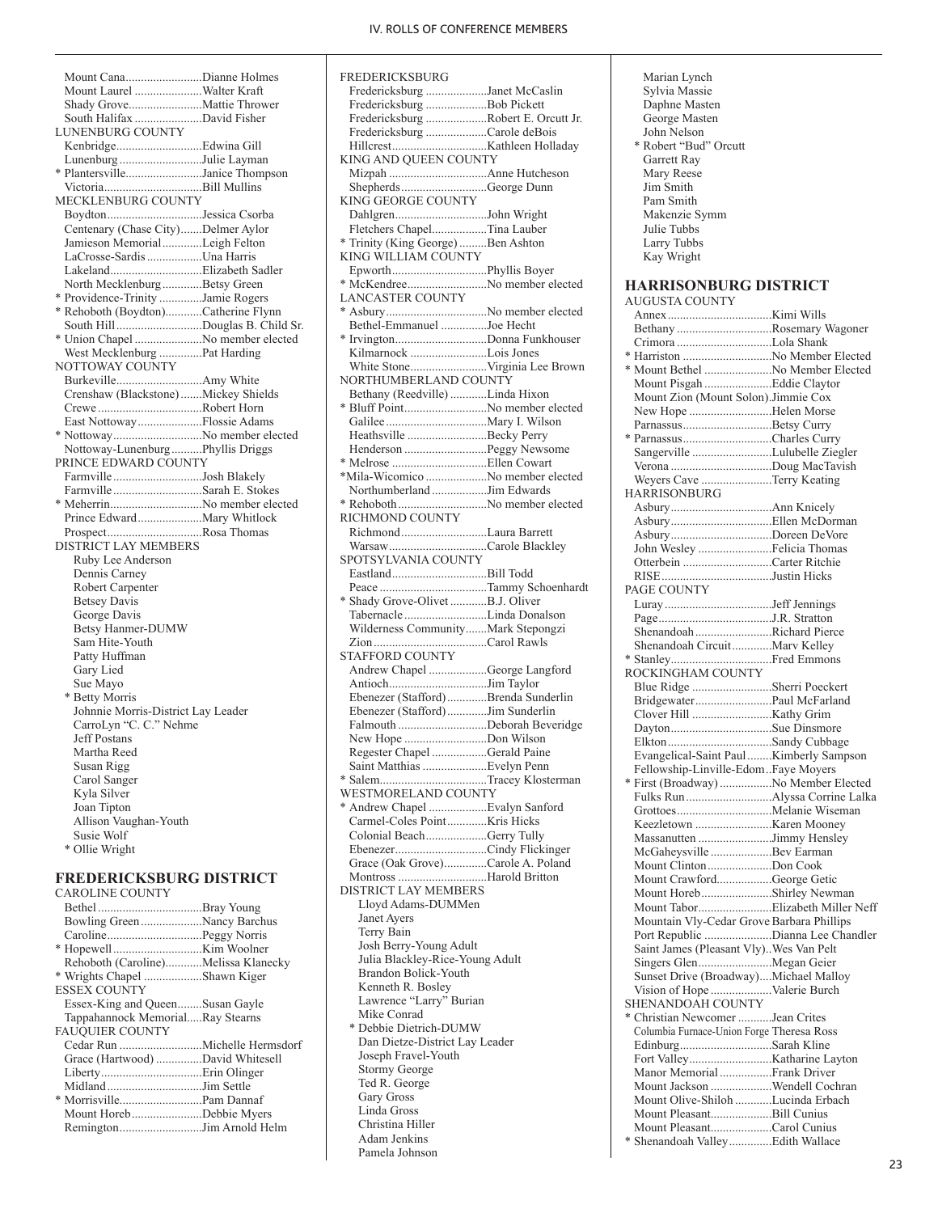Mount Cana........................Dianne Holmes
Mount Laurel .....................Walter Kraft
Shady Grove.......................Mattie Thrower
South Halifax .....................David Fisher

LUNENBURG COUNTY

Kenbridge...........................Edwina Gill
Lunenburg ..........................Julie Layman
* Plantersville.........................Janice Thompson
Victoria................................Bill Mullins

MECKLENBURG COUNTY

Boydton...............................Jessica Csorba
Centenary (Chase City).......Delmer Aylor
Jamieson Memorial.............Leigh Felton
LaCrosse-Sardis..................Una Harris
Lakeland..............................Elizabeth Sadler
North Mecklenburg.............Betsy Green
* Providence-Trinity ..............Jamie Rogers
* Rehoboth (Boydton)............Catherine Flynn
South Hill............................Douglas B. Child Sr.
* Union Chapel ......................No member elected
West Mecklenburg ..............Pat Harding

NOTTOWAY COUNTY

Burkeville............................Amy White
Crenshaw (Blackstone).......Mickey Shields
Crewe ..................................Robert Horn
East Nottoway.....................Flossie Adams
* Nottoway.............................No member elected
Nottoway-Lunenburg..........Phyllis Driggs

PRINCE EDWARD COUNTY

Farmville .............................Josh Blakely
Farmville .............................Sarah E. Stokes
* Meherrin..............................No member elected
Prince Edward.....................Mary Whitlock
Prospect...............................Rosa Thomas

DISTRICT LAY MEMBERS

Ruby Lee Anderson
Dennis Carney
Robert Carpenter
Betsey Davis
George Davis
Betsy Hanmer-DUMW
Sam Hite-Youth
Patty Huffman
Gary Lied
Sue Mayo
* Betty Morris
Johnnie Morris-District Lay Leader
CarroLyn "C. C." Nehme
Jeff Postans
Martha Reed
Susan Rigg
Carol Sanger
Kyla Silver
Joan Tipton
Allison Vaughan-Youth
Susie Wolf
* Ollie Wright

## FREDERICKSBURG DISTRICT

CAROLINE COUNTY

Bethel ..................................Bray Young
Bowling Green....................Nancy Barchus
Caroline...............................Peggy Norris
* Hopewell .............................Kim Woolner
Rehoboth (Caroline)............Melissa Klanecky
* Wrights Chapel ...................Shawn Kiger

ESSEX COUNTY

Essex-King and Queen........Susan Gayle
Tappahannock Memorial.....Ray Stearns

FAUQUIER COUNTY

Cedar Run ...........................Michelle Hermsdorf
Grace (Hartwood) ...............David Whitesell
Liberty.................................Erin Olinger
Midland ...............................Jim Settle
* Morrisville...........................Pam Dannaf
Mount Horeb.......................Debbie Myers
Remington...........................Jim Arnold Helm

FREDERICKSBURG

Fredericksburg ....................Janet McCaslin
Fredericksburg ....................Bob Pickett
Fredericksburg ....................Robert E. Orcutt Jr.
Fredericksburg ....................Carole deBois
Hillcrest...............................Kathleen Holladay

KING AND QUEEN COUNTY

Mizpah ................................Anne Hutcheson
Shepherds............................George Dunn

KING GEORGE COUNTY

Dahlgren..............................John Wright
Fletchers Chapel..................Tina Lauber
* Trinity (King George) .........Ben Ashton

KING WILLIAM COUNTY

Epworth...............................Phyllis Boyer
* McKendree..........................No member elected

LANCASTER COUNTY

* Asbury.................................No member elected
Bethel-Emmanuel ...............Joe Hecht
* Irvington..............................Donna Funkhouser
Kilmarnock .........................Lois Jones
White Stone.........................Virginia Lee Brown

NORTHUMBERLAND COUNTY

Bethany (Reedville) ............Linda Hixon
* Bluff Point...........................No member elected
Galilee .................................Mary I. Wilson
Heathsville ..........................Becky Perry
Henderson ...........................Peggy Newsome
* Melrose ...............................Ellen Cowart
*Mila-Wicomico ....................No member elected
Northumberland..................Jim Edwards
* Rehoboth.............................No member elected

RICHMOND COUNTY

Richmond............................Laura Barrett
Warsaw................................Carole Blackley

SPOTSYLVANIA COUNTY

Eastland...............................Bill Todd
Peace ...................................Tammy Schoenhardt
* Shady Grove-Olivet ............B.J. Oliver
Tabernacle ...........................Linda Donalson
Wilderness Community.......Mark Stepongzi
Zion .....................................Carol Rawls

STAFFORD COUNTY

Andrew Chapel ...................George Langford
Antioch................................Jim Taylor
Ebenezer (Stafford).............Brenda Sunderlin
Ebenezer (Stafford).............Jim Sunderlin
Falmouth .............................Deborah Beveridge
New Hope ...........................Don Wilson
Regester Chapel ..................Gerald Paine
Saint Matthias .....................Evelyn Penn
* Salem...................................Tracey Klosterman

WESTMORELAND COUNTY

* Andrew Chapel ...................Evalyn Sanford
Carmel-Coles Point.............Kris Hicks
Colonial Beach....................Gerry Tully
Ebenezer..............................Cindy Flickinger
Grace (Oak Grove)..............Carole A. Poland
Montross .............................Harold Britton

DISTRICT LAY MEMBERS

Lloyd Adams-DUMMen
Janet Ayers
Terry Bain
Josh Berry-Young Adult
Julia Blackley-Rice-Young Adult
Brandon Bolick-Youth
Kenneth R. Bosley
Lawrence "Larry" Burian
Mike Conrad
* Debbie Dietrich-DUMW
Dan Dietze-District Lay Leader
Joseph Fravel-Youth
Stormy George
Ted R. George
Gary Gross
Linda Gross
Christina Hiller
Adam Jenkins
Pamela Johnson
Marian Lynch
Sylvia Massie
Daphne Masten
George Masten
John Nelson
* Robert "Bud" Orcutt
Garrett Ray
Mary Reese
Jim Smith
Pam Smith
Makenzie Symm
Julie Tubbs
Larry Tubbs
Kay Wright

## HARRISONBURG DISTRICT

AUGUSTA COUNTY

Annex ..................................Kimi Wills
Bethany ...............................Rosemary Wagoner
Crimora ...............................Lola Shank
* Harriston .............................No Member Elected
* Mount Bethel ......................No Member Elected
Mount Pisgah ......................Eddie Claytor
Mount Zion (Mount Solon).Jimmie Cox
New Hope ...........................Helen Morse
Parnassus.............................Betsy Curry
* Parnassus.............................Charles Curry
Sangerville ..........................Lulubelle Ziegler
Verona .................................Doug MacTavish
Weyers Cave .......................Terry Keating

HARRISONBURG

Asbury.................................Ann Knicely
Asbury.................................Ellen McDorman
Asbury.................................Doreen DeVore
John Wesley ........................Felicia Thomas
Otterbein .............................Carter Ritchie
RISE....................................Justin Hicks

PAGE COUNTY

Luray ...................................Jeff Jennings
Page.....................................J.R. Stratton
Shenandoah .........................Richard Pierce
Shenandoah Circuit.............Marv Kelley
* Stanley.................................Fred Emmons

ROCKINGHAM COUNTY

Blue Ridge ..........................Sherri Poeckert
Bridgewater.........................Paul McFarland
Clover Hill ..........................Kathy Grim
Dayton.................................Sue Dinsmore
Elkton..................................Sandy Cubbage
Evangelical-Saint Paul........Kimberly Sampson
Fellowship-Linville-Edom..Faye Moyers
* First (Broadway) .................No Member Elected
Fulks Run ............................Alyssa Corrine Lalka
Grottoes...............................Melanie Wiseman
Keezletown .........................Karen Mooney
Massanutten ........................Jimmy Hensley
McGaheysville ....................Bev Earman
Mount Clinton.....................Don Cook
Mount Crawford..................George Getic
Mount Horeb.......................Shirley Newman
Mount Tabor........................Elizabeth Miller Neff
Mountain Vly-Cedar Grove Barbara Phillips
Port Republic ......................Dianna Lee Chandler
Saint James (Pleasant Vly)..Wes Van Pelt
Singers Glen........................Megan Geier
Sunset Drive (Broadway)....Michael Malloy
Vision of Hope ....................Valerie Burch

SHENANDOAH COUNTY

* Christian Newcomer ...........Jean Crites
Columbia Furnace-Union Forge Theresa Ross
Edinburg..............................Sarah Kline
Fort Valley...........................Katharine Layton
Manor Memorial.................Frank Driver
Mount Jackson ....................Wendell Cochran
Mount Olive-Shiloh ............Lucinda Erbach
Mount Pleasant....................Bill Cunius
Mount Pleasant....................Carol Cunius
* Shenandoah Valley..............Edith Wallace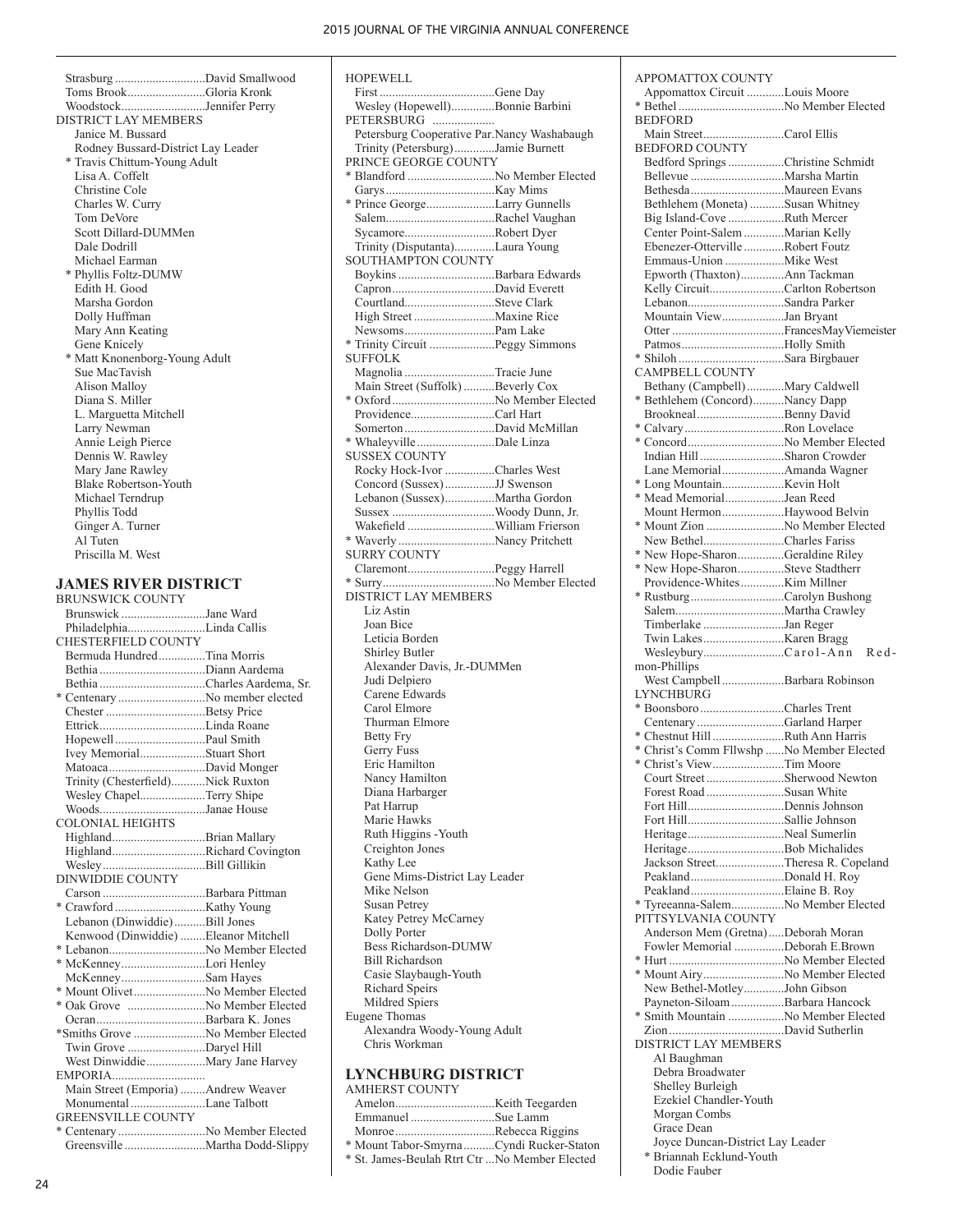Strasburg ............................David Smallwood
Toms Brook........................Gloria Kronk
Woodstock..........................Jennifer Perry

DISTRICT LAY MEMBERS

Janice M. Bussard
Rodney Bussard-District Lay Leader
* Travis Chittum-Young Adult
Lisa A. Coffelt
Christine Cole
Charles W. Curry
Tom DeVore
Scott Dillard-DUMMen
Dale Dodrill
Michael Earman
* Phyllis Foltz-DUMW
Edith H. Good
Marsha Gordon
Dolly Huffman
Mary Ann Keating
Gene Knicely
* Matt Knonenborg-Young Adult
Sue MacTavish
Alison Malloy
Diana S. Miller
L. Marguetta Mitchell
Larry Newman
Annie Leigh Pierce
Dennis W. Rawley
Mary Jane Rawley
Blake Robertson-Youth
Michael Terndrup
Phyllis Todd
Ginger A. Turner
Al Tuten
Priscilla M. West

## JAMES RIVER DISTRICT

BRUNSWICK COUNTY

Brunswick ...........................Jane Ward
Philadelphia.........................Linda Callis

CHESTERFIELD COUNTY

Bermuda Hundred...............Tina Morris
Bethia ..................................Diann Aardema
Bethia ..................................Charles Aardema, Sr.
* Centenary ...........................No member elected
Chester ................................Betsy Price
Ettrick..................................Linda Roane
Hopewell .............................Paul Smith
Ivey Memorial.....................Stuart Short
Matoaca...............................David Monger
Trinity (Chesterfield)...........Nick Ruxton
Wesley Chapel.....................Terry Shipe
Woods..................................Janae House

COLONIAL HEIGHTS

Highland..............................Brian Mallary
Highland..............................Richard Covington
Wesley.................................Bill Gillikin

DINWIDDIE COUNTY

Carson .................................Barbara Pittman
* Crawford ............................Kathy Young
Lebanon (Dinwiddie)..........Bill Jones
Kenwood (Dinwiddie) ........Eleanor Mitchell
* Lebanon...............................No Member Elected
* McKenney...........................Lori Henley
McKenney...........................Sam Hayes
* Mount Olivet.......................No Member Elected
* Oak Grove .........................No Member Elected
Ocran...................................Barbara K. Jones
*Smiths Grove .......................No Member Elected
Twin Grove .........................Daryel Hill
West Dinwiddie...................Mary Jane Harvey

EMPORIA..............................

Main Street (Emporia) ........Andrew Weaver
Monumental ........................Lane Talbott

GREENSVILLE COUNTY

* Centenary ...........................No Member Elected
Greensville ..........................Martha Dodd-Slippy

HOPEWELL

First ....................................Gene Day
Wesley (Hopewell)..............Bonnie Barbini

PETERSBURG ...................

Petersburg Cooperative Par.Nancy Washabaugh
Trinity (Petersburg).............Jamie Burnett

PRINCE GEORGE COUNTY

* Blandford ...........................No Member Elected
Garys ...................................Kay Mims
* Prince George......................Larry Gunnells
Salem...................................Rachel Vaughan
Sycamore.............................Robert Dyer
Trinity (Disputanta).............Laura Young

SOUTHAMPTON COUNTY

Boykins ...............................Barbara Edwards
Capron.................................David Everett
Courtland.............................Steve Clark
High Street ..........................Maxine Rice
Newsoms.............................Pam Lake
* Trinity Circuit .....................Peggy Simmons

SUFFOLK

Magnolia .............................Tracie June
Main Street (Suffolk) ..........Beverly Cox
* Oxford .................................No Member Elected
Providence...........................Carl Hart
Somerton .............................David McMillan
* Whaleyville .........................Dale Linza

SUSSEX COUNTY

Rocky Hock-Ivor ................Charles West
Concord (Sussex)................JJ Swenson
Lebanon (Sussex)................Martha Gordon
Sussex .................................Woody Dunn, Jr.
Wakefield ............................William Frierson
* Waverly ...............................Nancy Pritchett

SURRY COUNTY

Claremont............................Peggy Harrell
* Surry....................................No Member Elected

DISTRICT LAY MEMBERS

Liz Astin
Joan Bice
Leticia Borden
Shirley Butler
Alexander Davis, Jr.-DUMMen
Judi Delpiero
Carene Edwards
Carol Elmore
Thurman Elmore
Betty Fry
Gerry Fuss
Eric Hamilton
Nancy Hamilton
Diana Harbarger
Pat Harrup
Marie Hawks
Ruth Higgins -Youth
Creighton Jones
Kathy Lee
Gene Mims-District Lay Leader
Mike Nelson
Susan Petrey
Katey Petrey McCarney
Dolly Porter
Bess Richardson-DUMW
Bill Richardson
Casie Slaybaugh-Youth
Richard Speirs
Mildred Spiers
Eugene Thomas
Alexandra Woody-Young Adult
Chris Workman

## LYNCHBURG DISTRICT

AMHERST COUNTY

Amelon................................Keith Teegarden
Emmanuel ...........................Sue Lamm
Monroe................................Rebecca Riggins
* Mount Tabor-Smyrna..........Cyndi Rucker-Staton
* St. James-Beulah Rtrt Ctr ...No Member Elected

APPOMATTOX COUNTY

Appomattox Circuit ............Louis Moore
* Bethel .................................No Member Elected

BEDFORD

Main Street..........................Carol Ellis

BEDFORD COUNTY

Bedford Springs ..................Christine Schmidt
Bellevue ..............................Marsha Martin
Bethesda..............................Maureen Evans
Bethlehem (Moneta) ...........Susan Whitney
Big Island-Cove ..................Ruth Mercer
Center Point-Salem .............Marian Kelly
Ebenezer-Otterville .............Robert Foutz
Emmaus-Union ...................Mike West
Epworth (Thaxton)..............Ann Tackman
Kelly Circuit........................Carlton Robertson
Lebanon...............................Sandra Parker
Mountain View....................Jan Bryant
Otter ....................................FrancesMayViemeister
Patmos.................................Holly Smith
* Shiloh ..................................Sara Birgbauer

CAMPBELL COUNTY

Bethany (Campbell) ............Mary Caldwell
* Bethlehem (Concord)..........Nancy Dapp
Brookneal............................Benny David
* Calvary ................................Ron Lovelace
* Concord...............................No Member Elected
Indian Hill ...........................Sharon Crowder
Lane Memorial....................Amanda Wagner
* Long Mountain....................Kevin Holt
* Mead Memorial...................Jean Reed
Mount Hermon....................Haywood Belvin
* Mount Zion .........................No Member Elected
New Bethel..........................Charles Fariss
* New Hope-Sharon...............Geraldine Riley
* New Hope-Sharon...............Steve Stadtherr
Providence-Whites..............Kim Millner
* Rustburg..............................Carolyn Bushong
Salem...................................Martha Crawley
Timberlake ..........................Jan Reger
Twin Lakes..........................Karen Bragg
Wesleybury..........................Carol-Ann Redmon-Phillips
West Campbell ....................Barbara Robinson

LYNCHBURG

* Boonsboro ...........................Charles Trent
Centenary ............................Garland Harper
* Chestnut Hill .......................Ruth Ann Harris
* Christ's Comm Fllwshp ......No Member Elected
* Christ's View.......................Tim Moore
Court Street .........................Sherwood Newton
Forest Road .........................Susan White
Fort Hill...............................Dennis Johnson
Fort Hill...............................Sallie Johnson
Heritage...............................Neal Sumerlin
Heritage...............................Bob Michalides
Jackson Street......................Theresa R. Copeland
Peakland..............................Donald H. Roy
Peakland..............................Elaine B. Roy
* Tyreeanna-Salem.................No Member Elected

PITTSYLVANIA COUNTY

Anderson Mem (Gretna).....Deborah Moran
Fowler Memorial ................Deborah E.Brown
* Hurt .....................................No Member Elected
* Mount Airy..........................No Member Elected
New Bethel-Motley.............John Gibson
Payneton-Siloam .................Barbara Hancock
* Smith Mountain ..................No Member Elected
Zion.....................................David Sutherlin

DISTRICT LAY MEMBERS

Al Baughman
Debra Broadwater
Shelley Burleigh
Ezekiel Chandler-Youth
Morgan Combs
Grace Dean
Joyce Duncan-District Lay Leader
* Briannah Ecklund-Youth
Dodie Fauber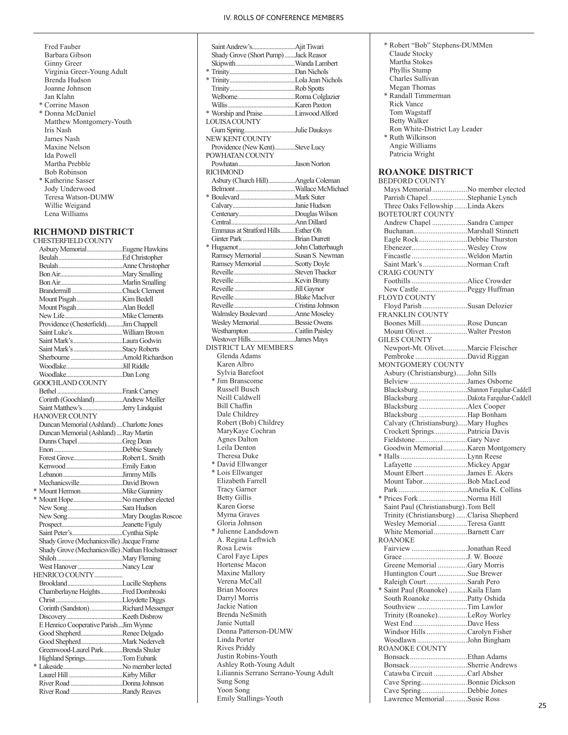Fred Fauber
Barbara Gibson
Ginny Greer
Virginia Greer-Young Adult
Brenda Hudson
Joanne Johnson
Jan Klahn
* Corrine Mason
* Donna McDaniel
Matthew Montgomery-Youth
Iris Nash
James Nash
Maxine Nelson
Ida Powell
Martha Prebble
Bob Robinson
* Katherine Sasser
Jody Underwood
Teresa Watson-DUMW
Willie Weigand
Lena Williams

## RICHMOND DISTRICT

CHESTERFIELD COUNTY
Asbury Memorial........................Eugene Hawkins
Beulah..........................................Ed Christopher
Beulah..........................................Anne Christopher
Bon Air.........................................Mary Smalling
Bon Air.........................................Marlin Smalling
Brandermill ..................................Chuck Clement
Mount Pisgah...............................Kim Bedell
Mount Pisgah...............................Alan Bedell
New Life.......................................Mike Clements
Providence (Chesterfield)............Jim Chappell
Saint Luke's..................................William Brown
Saint Mark's.................................Laura Godwin
Saint Mark's.................................Stacy Roberts
Sherbourne...................................Arnold Richardson
Woodlake......................................Jill Riddle
Woodlake......................................Dan Long
GOOCHLAND COUNTY
Bethel............................................Frank Carney
Corinth (Goochland)...................Andrew Meiller
Saint Matthew's...........................Jerry Lindquist
HANOVER COUNTY
Duncan Memorial (Ashland) ....Charlotte Jones
Duncan Memorial (Ashland) ....Ray Martin
Dunns Chapel ..............................Greg Dean
Enon .............................................Debbie Stanely
Forest Grove.................................Robert L. Smith
Kenwood ......................................Emily Eaton
Lebanon........................................Jimmy Mills
Mechanicsville.............................David Brown
* Mount Hermon...........................Mike Gianniny
* Mount Hope................................No member elected
New Song.....................................Sara Hudson
New Song.....................................Mary Douglas Roscoe
Prospect........................................Jeanette Figuly
Saint Peter's..................................Cynthia Siple
Shady Grove (Mechanicsville) .Jacque Frame
Shady Grove (Mechanicsville) .Nathan Hochstrasser
Shiloh............................................Mary Fleming
West Hanover ..............................Nancy Lear
HENRICO COUNTY..................
Brookland.....................................Lucille Stephens
Chamberlayne Heights...............Fred Dombroski
Christ.............................................Lloydette Diggs
Corinth (Sandston)......................Richard Messenger
Discovery.....................................Keeth Disbrow
E Henrico Cooperative Parish....Jim Wynne
Good Shepherd............................Renee Delgado
Good Shepherd............................Mark Nedervelt
Greenwood-Laurel Park.............Brenda Shuler
Highland Springs.........................Tom Eubank
* Lakeside........................................No member lected
Laurel Hill ....................................Kirby Miller
River Road ...................................Donna Johnson
River Road ...................................Randy Reaves
Saint Andrew's.............................Ajit Tiwari
Shady Grove (Short Pump) .......Jack Reasor
Skipwith........................................Wanda Lambert
* Trinity..........................................Dan Nichols
* Trinity..........................................Lola Jean Nichols
Trinity...........................................Rob Spotts
Welborne.......................................Roma Colglazier
Willis.............................................Karen Paxton
* Worship and Praise.....................Linwood Alford
LOUISA COUNTY
Gum Spring..................................Julie Dauksys
NEW KENT COUNTY
Providence (New Kent)..............Steve Lucy
POWHATAN COUNTY
Powhatan......................................Jason Norton
RICHMOND
Asbury (Church Hill)..................Angela Coleman
Belmont........................................Wallace McMichael
* Boulevard.....................................Mark Suter
Calvary..........................................Janie Hudson
Centenary......................................Douglas Wilson
Central...........................................Ann Dillard
Emmaus at Stratford Hills..........Esther Oh
Ginter Park...................................Brian Durrett
* Huguenot......................................John Clatterbaugh
Ramsey Memorial ......................Susan S. Newman
Ramsey Memorial ......................Scotty Doyle
Reveille.........................................Steven Thacker
Reveille.........................................Kevin Bruny
Reveille.........................................Jill Gaynor
Reveille.........................................Blake MacIver
Reveille.........................................Cristina Johnson
Walmsley Boulevard ..................Anne Moseley
Wesley Memorial........................Bessie Owens
Westhampton...............................Caitlin Paisley
Westover Hills.............................James Mays
DISTRICT LAY MEMBERS
Glenda Adams
Karen Albro
Sylvia Barefoot
* Jim Branscome
Russell Busch
Neill Caldwell
Bill Chaffin
Dale Childrey
Robert (Bob) Childrey
MaryKaye Cochran
Agnes Dalton
Leila Denton
Theresa Duke
* David Ellwanger
* Lois Ellwanger
Elizabeth Farrell
Tracy Garner
Betty Gillis
Karen Gorse
Myrna Graves
Gloria Johnson
* Julienne Landsdown
A. Regina Leftwich
Rosa Lewis
Carol Faye Lipes
Hortense Macon
Maxine Mallory
Verena McCall
Brian Moores
Darryl Morris
Jackie Nation
Brenda NeSmith
Janie Nuttall
Donna Patterson-DUMW
Linda Porter
Rives Priddy
Justin Robins-Youth
Ashley Roth-Young Adult
Liliannis Serrano Serrano-Young Adult
Sung Song
Yoon Song
Emily Stallings-Youth
* Robert "Bob" Stephens-DUMMen
Claude Stocky
Martha Stokes
Phyllis Stump
Charles Sullivan
Megan Thomas
* Randall Timmerman
Rick Vance
Tom Wagstaff
Betty Walker
Ron White-District Lay Leader
* Ruth Wilkinson
Angie Williams
Patricia Wright

## ROANOKE DISTRICT

BEDFORD COUNTY
Mays Memorial...................No member elected
Parrish Chapel.....................Stephanie Lynch
Three Oaks Fellowship .......Linda Akers
BOTETOURT COUNTY
Andrew Chapel ...................Sandra Camper
Buchanan.............................Marshall Stinnett
Eagle Rock ..........................Debbie Thurston
Ebenezer..............................Wesley Crow
Fincastle ..............................Weldon Martin
Saint Mark's ........................Norman Craft
CRAIG COUNTY
Foothills ..............................Alice Crowder
New Castle ..........................Peggy Huffman
FLOYD COUNTY
Floyd Parish ........................Susan Delozier
FRANKLIN COUNTY
Boones Mill.........................Rose Duncan
Mount Olivet.......................Walter Preston
GILES COUNTY
Newport-Mt. Olivet.............Marcie Fleischer
Pembroke ............................David Riggan
MONTGOMERY COUNTY
Asbury (Christiansburg)......John Sills
Belview ...............................James Osborne
Blacksburg ..........................Shannon Farquhar-Caddell
Blacksburg ..........................Dakota Farquhar-Caddell
Blacksburg ..........................Alex Cooper
Blacksburg ..........................Hap Bonham
Calvary (Christiansburg).....Mary Hughes
Crockett Springs..................Patricia Davis
Fieldstone............................Gary Nave
Goodwin Memorial.............Karen Montgomery
* Halls ....................................Lynn Reese
Lafayette .............................Mickey Apgar
Mount Elbert .......................James E. Akers
Mount Tabor........................Bob MacLeod
Park .....................................Amelia K. Collins
* Prices Fork ..........................Norma Hill
Saint Paul (Christiansburg) .Tom Bell
Trinity (Christiansburg) ......Clarisa Shepherd
Wesley Memorial ................Teresa Gantt
White Memorial ..................Barnett Carr
ROANOKE
Fairview ..............................Jonathan Reed
Grace ...................................J. W. Booze
Greene Memorial ................Gary Morris
Huntington Court ................Sue Brewer
Raleigh Court......................Sarah Pero
* Saint Paul (Roanoke) ..........Kaila Elam
South Roanoke ....................Patty Oshida
Southview ...........................Tim Lawlor
Trinity (Roanoke)................LeRoy Worley
West End .............................Dave Hess
Windsor Hills ......................Carolyn Fisher
Woodlawn ...........................John Bingham
ROANOKE COUNTY
Bonsack...............................Ethan Adams
Bonsack...............................Sherrie Andrews
Catawba Circuit ..................Carl Absher
Cave Spring.........................Bonnie Dickson
Cave Spring.........................Debbie Jones
Lawrence Memorial ............Susie Ross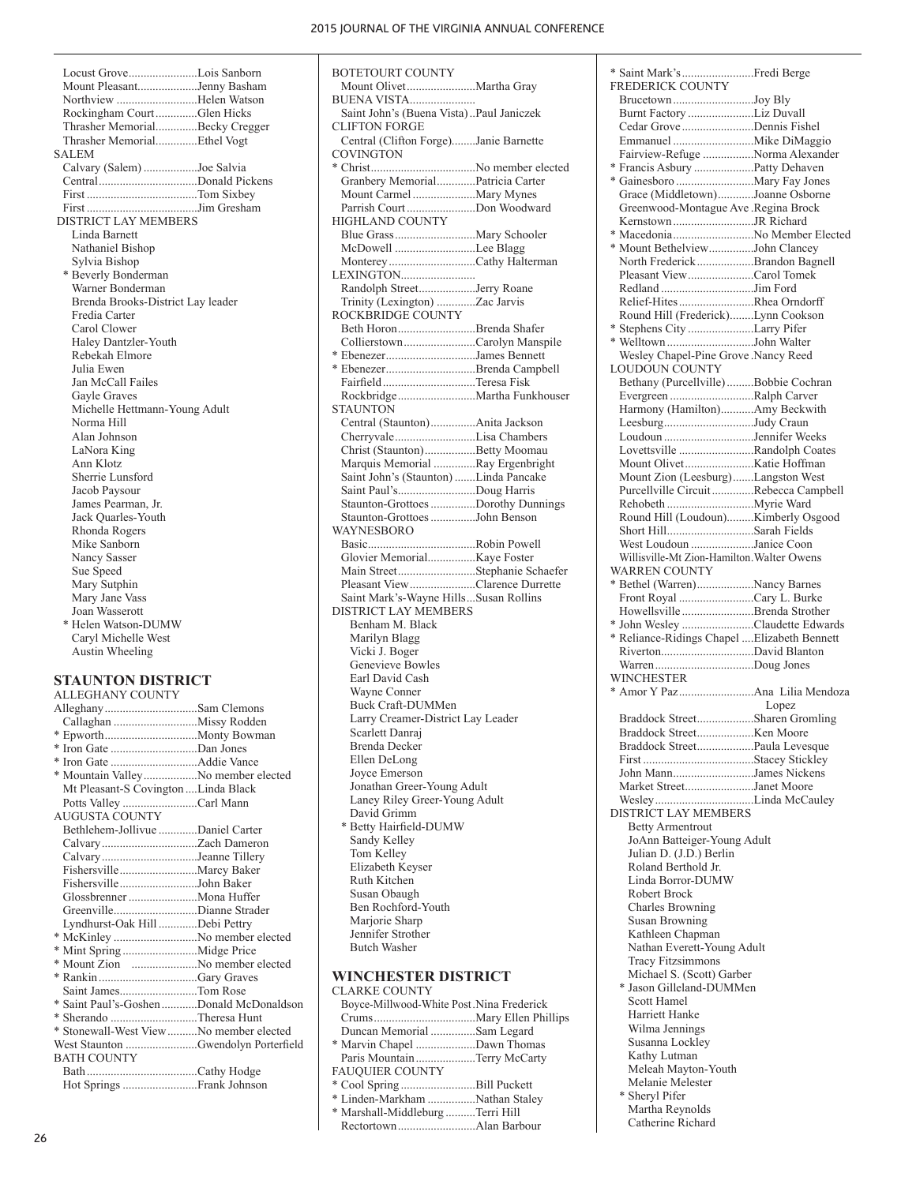Locust Grove.......................Lois Sanborn
Mount Pleasant....................Jenny Basham
Northview ..........................Helen Watson
Rockingham Court..............Glen Hicks
Thrasher Memorial..............Becky Cregger
Thrasher Memorial..............Ethel Vogt

SALEM

Calvary (Salem) ..................Joe Salvia
Central.................................Donald Pickens
First .....................................Tom Sixbey
First .....................................Jim Gresham

DISTRICT LAY MEMBERS

Linda Barnett
Nathaniel Bishop
Sylvia Bishop
* Beverly Bonderman
Warner Bonderman
Brenda Brooks-District Lay leader
Fredia Carter
Carol Clower
Haley Dantzler-Youth
Rebekah Elmore
Julia Ewen
Jan McCall Failes
Gayle Graves
Michelle Hettmann-Young Adult
Norma Hill
Alan Johnson
LaNora King
Ann Klotz
Sherrie Lunsford
Jacob Paysour
James Pearman, Jr.
Jack Quarles-Youth
Rhonda Rogers
Mike Sanborn
Nancy Sasser
Sue Speed
Mary Sutphin
Mary Jane Vass
Joan Wasserott
* Helen Watson-DUMW
Caryl Michelle West
Austin Wheeling

## STAUNTON DISTRICT

ALLEGHANY COUNTY

Alleghany...............................Sam Clemons
Callaghan ............................Missy Rodden
* Epworth...............................Monty Bowman
* Iron Gate .............................Dan Jones
* Iron Gate .............................Addie Vance
* Mountain Valley..................No member elected
Mt Pleasant-S Covington ....Linda Black
Potts Valley .........................Carl Mann

AUGUSTA COUNTY

Bethlehem-Jollivue .............Daniel Carter
Calvary.................................Zach Dameron
Calvary.................................Jeanne Tillery
Fishersville..........................Marcy Baker
Fishersville..........................John Baker
Glossbrenner .......................Mona Huffer
Greenville............................Dianne Strader
Lyndhurst-Oak Hill .............Debi Pettry
* McKinley ............................No member elected
* Mint Spring .........................Midge Price
* Mount Zion ......................No member elected
* Rankin.................................Gary Graves
Saint James..........................Tom Rose
* Saint Paul's-Goshen............Donald McDonaldson
* Sherando .............................Theresa Hunt
* Stonewall-West View..........No member elected
West Staunton ......................Gwendolyn Porterfield

BATH COUNTY

Bath.....................................Cathy Hodge
Hot Springs .........................Frank Johnson

BOTETOURT COUNTY

Mount Olivet.......................Martha Gray

BUENA VISTA......................

Saint John's (Buena Vista) ..Paul Janiczek

CLIFTON FORGE

Central (Clifton Forge)........Janie Barnette

COVINGTON

* Christ...................................No member elected
Granbery Memorial.............Patricia Carter
Mount Carmel .....................Mary Mynes
Parrish Court .......................Don Woodward

HIGHLAND COUNTY

Blue Grass...........................Mary Schooler
McDowell ...........................Lee Blagg
Monterey.............................Cathy Halterman

LEXINGTON.........................

Randolph Street...................Jerry Roane
Trinity (Lexington) .............Zac Jarvis

ROCKBRIDGE COUNTY

Beth Horon..........................Brenda Shafer
Collierstown........................Carolyn Manspile
* Ebenezer..............................James Bennett
* Ebenezer..............................Brenda Campbell
Fairfield ...............................Teresa Fisk
Rockbridge..........................Martha Funkhouser

STAUNTON

Central (Staunton)...............Anita Jackson
Cherryvale...........................Lisa Chambers
Christ (Staunton).................Betty Moomau
Marquis Memorial ..............Ray Ergenbright
Saint John's (Staunton) .......Linda Pancake
Saint Paul's..........................Doug Harris
Staunton-Grottoes ...............Dorothy Dunnings
Staunton-Grottoes ...............John Benson

WAYNESBORO

Basic....................................Robin Powell
Glovier Memorial................Kaye Foster
Main Street..........................Stephanie Schaefer
Pleasant View......................Clarence Durrette
Saint Mark's-Wayne Hills...Susan Rollins

DISTRICT LAY MEMBERS

Benham M. Black
Marilyn Blagg
Vicki J. Boger
Genevieve Bowles
Earl David Cash
Wayne Conner
Buck Craft-DUMMen
Larry Creamer-District Lay Leader
Scarlett Danraj
Brenda Decker
Ellen DeLong
Joyce Emerson
Jonathan Greer-Young Adult
Laney Riley Greer-Young Adult
David Grimm
* Betty Hairfield-DUMW
Sandy Kelley
Tom Kelley
Elizabeth Keyser
Ruth Kitchen
Susan Obaugh
Ben Rochford-Youth
Marjorie Sharp
Jennifer Strother
Butch Washer

## WINCHESTER DISTRICT

CLARKE COUNTY

Boyce-Millwood-White Post .Nina Frederick
Crums..................................Mary Ellen Phillips
Duncan Memorial ...............Sam Legard
* Marvin Chapel ....................Dawn Thomas
Paris Mountain ....................Terry McCarty

FAUQUIER COUNTY

* Cool Spring .........................Bill Puckett
* Linden-Markham ................Nathan Staley
* Marshall-Middleburg ..........Terri Hill
Rectortown..........................Alan Barbour
* Saint Mark's........................Fredi Berge

FREDERICK COUNTY

Brucetown ...........................Joy Bly
Burnt Factory ......................Liz Duvall
Cedar Grove ........................Dennis Fishel
Emmanuel ...........................Mike DiMaggio
Fairview-Refuge .................Norma Alexander
* Francis Asbury ....................Patty Dehaven
* Gainesboro ..........................Mary Fay Jones
Grace (Middletown)............Joanne Osborne
Greenwood-Montague Ave .Regina Brock
Kernstown ...........................JR Richard
* Macedonia...........................No Member Elected
* Mount Bethelview...............John Clancey
North Frederick ...................Brandon Bagnell
Pleasant View......................Carol Tomek
Redland ...............................Jim Ford
Relief-Hites.........................Rhea Orndorff
Round Hill (Frederick)........Lynn Cookson
* Stephens City ......................Larry Pifer
* Welltown .............................John Walter
Wesley Chapel-Pine Grove .Nancy Reed

LOUDOUN COUNTY

Bethany (Purcellville).........Bobbie Cochran
Evergreen ............................Ralph Carver
Harmony (Hamilton)...........Amy Beckwith
Leesburg..............................Judy Craun
Loudoun ..............................Jennifer Weeks
Lovettsville .........................Randolph Coates
Mount Olivet.......................Katie Hoffman
Mount Zion (Leesburg).......Langston West
Purcellville Circuit..............Rebecca Campbell
Rehobeth .............................Myrie Ward
Round Hill (Loudoun).........Kimberly Osgood
Short Hill.............................Sarah Fields
West Loudoun .....................Janice Coon
Willisville-Mt Zion-Hamilton.Walter Owens

WARREN COUNTY

* Bethel (Warren)...................Nancy Barnes
Front Royal .........................Cary L. Burke
Howellsville ........................Brenda Strother
* John Wesley ........................Claudette Edwards
* Reliance-Ridings Chapel ....Elizabeth Bennett
Riverton...............................David Blanton
Warren.................................Doug Jones

WINCHESTER

* Amor Y Paz.........................Ana Lilia Mendoza Lopez
Braddock Street...................Sharen Gromling
Braddock Street...................Ken Moore
Braddock Street...................Paula Levesque
First .....................................Stacey Stickley
John Mann...........................James Nickens
Market Street.......................Janet Moore
Wesley.................................Linda McCauley

DISTRICT LAY MEMBERS

Betty Armentrout
JoAnn Batteiger-Young Adult
Julian D. (J.D.) Berlin
Roland Berthold Jr.
Linda Borror-DUMW
Robert Brock
Charles Browning
Susan Browning
Kathleen Chapman
Nathan Everett-Young Adult
Tracy Fitzsimmons
Michael S. (Scott) Garber
* Jason Gilleland-DUMMen
Scott Hamel
Harriett Hanke
Wilma Jennings
Susanna Lockley
Kathy Lutman
Meleah Mayton-Youth
Melanie Melester
* Sheryl Pifer
Martha Reynolds
Catherine Richard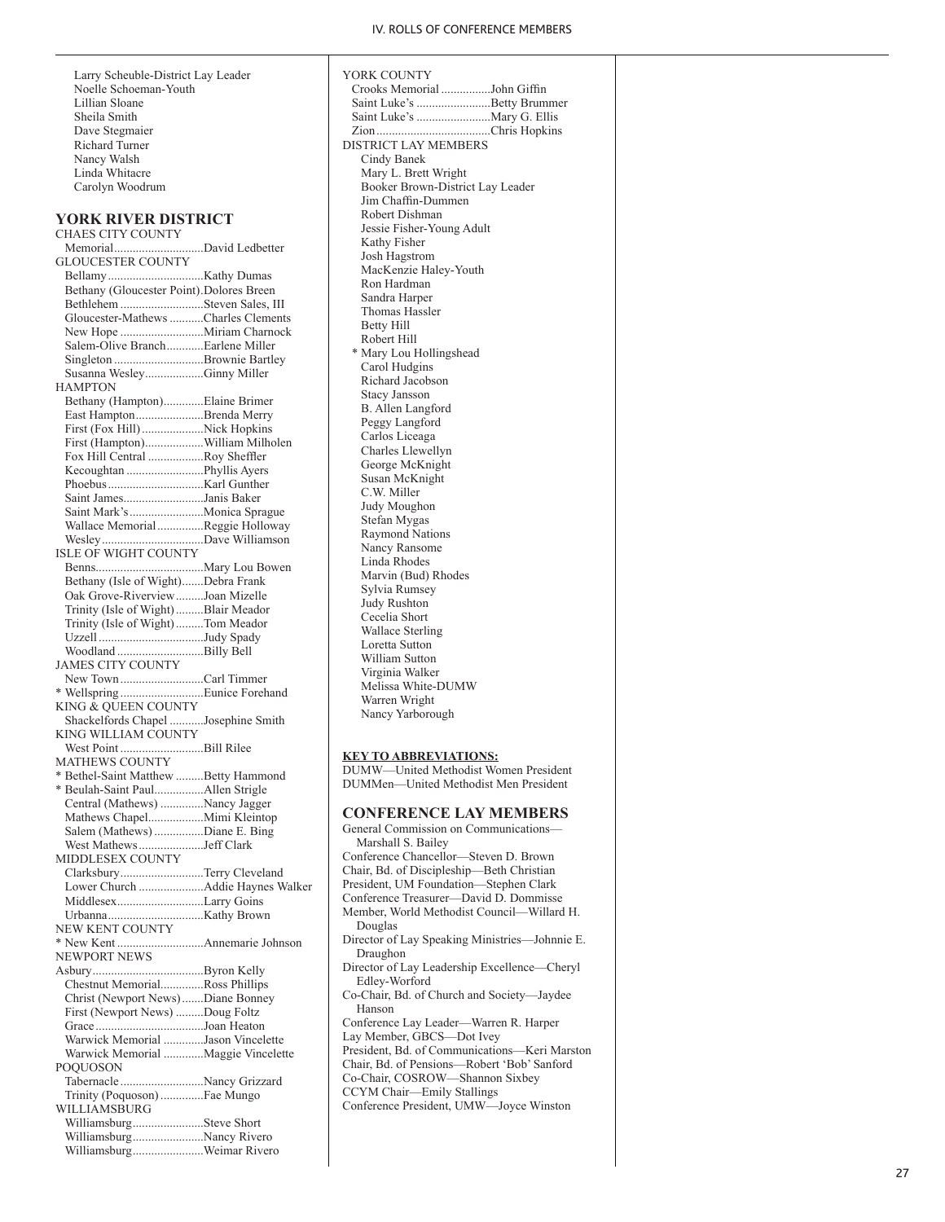Larry Scheuble-District Lay Leader
Noelle Schoeman-Youth
Lillian Sloane
Sheila Smith
Dave Stegmaier
Richard Turner
Nancy Walsh
Linda Whitacre
Carolyn Woodrum

## YORK RIVER DISTRICT

CHAES CITY COUNTY
Memorial............................David Ledbetter
GLOUCESTER COUNTY
Bellamy..............................Kathy Dumas
Bethany (Gloucester Point).Dolores Breen
Bethlehem ..........................Steven Sales, III
Gloucester-Mathews ..........Charles Clements
New Hope ..........................Miriam Charnock
Salem-Olive Branch...........Earlene Miller
Singleton ............................Brownie Bartley
Susanna Wesley..................Ginny Miller
HAMPTON
Bethany (Hampton)............Elaine Brimer
East Hampton.....................Brenda Merry
First (Fox Hill)...................Nick Hopkins
First (Hampton)..................William Milholen
Fox Hill Central .................Roy Sheffler
Kecoughtan ........................Phyllis Ayers
Phoebus..............................Karl Gunther
Saint James.........................Janis Baker
Saint Mark's.......................Monica Sprague
Wallace Memorial..............Reggie Holloway
Wesley................................Dave Williamson
ISLE OF WIGHT COUNTY
Benns..................................Mary Lou Bowen
Bethany (Isle of Wight).......Debra Frank
Oak Grove-Riverview.........Joan Mizelle
Trinity (Isle of Wight).........Blair Meador
Trinity (Isle of Wight).........Tom Meador
Uzzell .................................Judy Spady
Woodland ...........................Billy Bell
JAMES CITY COUNTY
New Town..........................Carl Timmer
* Wellspring..........................Eunice Forehand
KING & QUEEN COUNTY
Shackelfords Chapel ..........Josephine Smith
KING WILLIAM COUNTY
West Point ..........................Bill Rilee
MATHEWS COUNTY
* Bethel-Saint Matthew .........Betty Hammond
* Beulah-Saint Paul................Allen Strigle
Central (Mathews) .............Nancy Jagger
Mathews Chapel.................Mimi Kleintop
Salem (Mathews) ...............Diane E. Bing
West Mathews....................Jeff Clark
MIDDLESEX COUNTY
Clarksbury..........................Terry Cleveland
Lower Church ....................Addie Haynes Walker
Middlesex...........................Larry Goins
Urbanna..............................Kathy Brown
NEW KENT COUNTY
* New Kent ...........................Annemarie Johnson
NEWPORT NEWS
Asbury..................................Byron Kelly
Chestnut Memorial.............Ross Phillips
Christ (Newport News).......Diane Bonney
First (Newport News) .........Doug Foltz
Grace ..................................Joan Heaton
Warwick Memorial ............Jason Vincelette
Warwick Memorial ............Maggie Vincelette
POQUOSON
Tabernacle..........................Nancy Grizzard
Trinity (Poquoson).............Fae Mungo
WILLIAMSBURG
Williamsburg......................Steve Short
Williamsburg......................Nancy Rivero
Williamsburg......................Weimar Rivero
YORK COUNTY
Crooks Memorial ...............John Giffin
Saint Luke's .......................Betty Brummer
Saint Luke's .......................Mary G. Ellis
Zion....................................Chris Hopkins
DISTRICT LAY MEMBERS
Cindy Banek
Mary L. Brett Wright
Booker Brown-District Lay Leader
Jim Chaffin-Dummen
Robert Dishman
Jessie Fisher-Young Adult
Kathy Fisher
Josh Hagstrom
MacKenzie Haley-Youth
Ron Hardman
Sandra Harper
Thomas Hassler
Betty Hill
Robert Hill
* Mary Lou Hollingshead
Carol Hudgins
Richard Jacobson
Stacy Jansson
B. Allen Langford
Peggy Langford
Carlos Liceaga
Charles Llewellyn
George McKnight
Susan McKnight
C.W. Miller
Judy Moughon
Stefan Mygas
Raymond Nations
Nancy Ransome
Linda Rhodes
Marvin (Bud) Rhodes
Sylvia Rumsey
Judy Rushton
Cecelia Short
Wallace Sterling
Loretta Sutton
William Sutton
Virginia Walker
Melissa White-DUMW
Warren Wright
Nancy Yarborough

**KEY TO ABBREVIATIONS:**
DUMW—United Methodist Women President
DUMMen—United Methodist Men President

## CONFERENCE LAY MEMBERS

General Commission on Communications—Marshall S. Bailey
Conference Chancellor—Steven D. Brown
Chair, Bd. of Discipleship—Beth Christian
President, UM Foundation—Stephen Clark
Conference Treasurer—David D. Dommisse
Member, World Methodist Council—Willard H. Douglas
Director of Lay Speaking Ministries—Johnnie E. Draughon
Director of Lay Leadership Excellence—Cheryl Edley-Worford
Co-Chair, Bd. of Church and Society—Jaydee Hanson
Conference Lay Leader—Warren R. Harper
Lay Member, GBCS—Dot Ivey
President, Bd. of Communications—Keri Marston
Chair, Bd. of Pensions—Robert 'Bob' Sanford
Co-Chair, COSROW—Shannon Sixbey
CCYM Chair—Emily Stallings
Conference President, UMW—Joyce Winston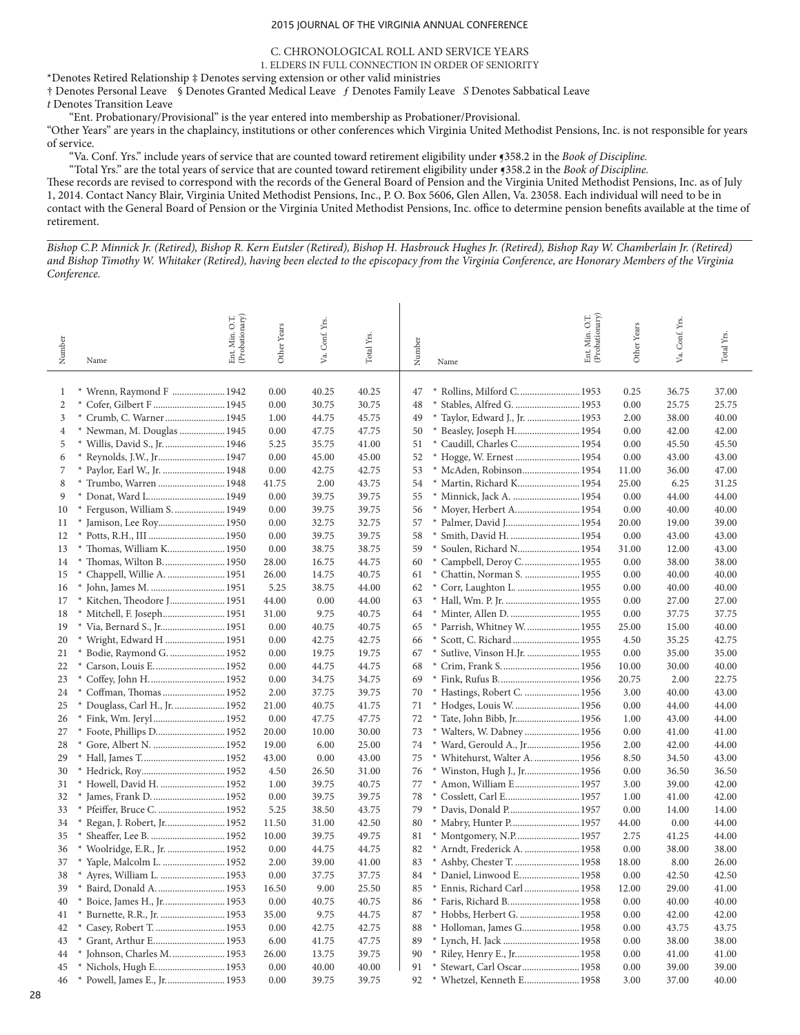## C. CHRONOLOGICAL ROLL AND SERVICE YEARS

### 1. ELDERS IN FULL CONNECTION IN ORDER OF SENIORITY

*Denotes Retired Relationship ‡ Denotes serving extension or other valid ministries

† Denotes Personal Leave § Denotes Granted Medical Leave *ƒ* Denotes Family Leave *S* Denotes Sabbatical Leave

*t* Denotes Transition Leave

"Ent. Probationary/Provisional" is the year entered into membership as Probationer/Provisional.

"Other Years" are years in the chaplaincy, institutions or other conferences which Virginia United Methodist Pensions, Inc. is not responsible for years of service.

"Va. Conf. Yrs." include years of service that are counted toward retirement eligibility under ¶358.2 in the *Book of Discipline*.

"Total Yrs." are the total years of service that are counted toward retirement eligibility under ¶358.2 in the *Book of Discipline*.

These records are revised to correspond with the records of the General Board of Pension and the Virginia United Methodist Pensions, Inc. as of July 1, 2014. Contact Nancy Blair, Virginia United Methodist Pensions, Inc., P. O. Box 5606, Glen Allen, Va. 23058. Each individual will need to be in contact with the General Board of Pension or the Virginia United Methodist Pensions, Inc. office to determine pension benefits available at the time of retirement.

*Bishop C.P. Minnick Jr. (Retired), Bishop R. Kern Eutsler (Retired), Bishop H. Hasbrouck Hughes Jr. (Retired), Bishop Ray W. Chamberlain Jr. (Retired) and Bishop Timothy W. Whitaker (Retired), having been elected to the episcopacy from the Virginia Conference, are Honorary Members of the Virginia Conference.*

| Number | Name | Ent. Min. O.T. (Probationary) | Other Years | Va. Conf. Yrs. | Total Yrs. |
|---|---|---|---|---|---|
| 1 | * Wrenn, Raymond F | 1942 | 0.00 | 40.25 | 40.25 |
| 2 | * Cofer, Gilbert F | 1945 | 0.00 | 30.75 | 30.75 |
| 3 | * Crumb, C. Warner | 1945 | 1.00 | 44.75 | 45.75 |
| 4 | * Newman, M. Douglas | 1945 | 0.00 | 47.75 | 47.75 |
| 5 | * Willis, David S., Jr. | 1946 | 5.25 | 35.75 | 41.00 |
| 6 | * Reynolds, J.W., Jr. | 1947 | 0.00 | 45.00 | 45.00 |
| 7 | * Paylor, Earl W., Jr. | 1948 | 0.00 | 42.75 | 42.75 |
| 8 | * Trumbo, Warren | 1948 | 41.75 | 2.00 | 43.75 |
| 9 | * Donat, Ward L. | 1949 | 0.00 | 39.75 | 39.75 |
| 10 | * Ferguson, William S. | 1949 | 0.00 | 39.75 | 39.75 |
| 11 | * Jamison, Lee Roy | 1950 | 0.00 | 32.75 | 32.75 |
| 12 | * Potts, R.H., III | 1950 | 0.00 | 39.75 | 39.75 |
| 13 | * Thomas, William K. | 1950 | 0.00 | 38.75 | 38.75 |
| 14 | * Thomas, Wilton B. | 1950 | 28.00 | 16.75 | 44.75 |
| 15 | * Chappell, Willie A. | 1951 | 26.00 | 14.75 | 40.75 |
| 16 | * John, James M. | 1951 | 5.25 | 38.75 | 44.00 |
| 17 | * Kitchen, Theodore J | 1951 | 44.00 | 0.00 | 44.00 |
| 18 | * Mitchell, F. Joseph | 1951 | 31.00 | 9.75 | 40.75 |
| 19 | * Via, Bernard S., Jr. | 1951 | 0.00 | 40.75 | 40.75 |
| 20 | * Wright, Edward H | 1951 | 0.00 | 42.75 | 42.75 |
| 21 | * Bodie, Raymond G. | 1952 | 0.00 | 19.75 | 19.75 |
| 22 | * Carson, Louis E. | 1952 | 0.00 | 44.75 | 44.75 |
| 23 | * Coffey, John H. | 1952 | 0.00 | 34.75 | 34.75 |
| 24 | * Coffman, Thomas | 1952 | 2.00 | 37.75 | 39.75 |
| 25 | * Douglass, Carl H., Jr. | 1952 | 21.00 | 40.75 | 41.75 |
| 26 | * Fink, Wm. Jeryl | 1952 | 0.00 | 47.75 | 47.75 |
| 27 | * Foote, Phillips D. | 1952 | 20.00 | 10.00 | 30.00 |
| 28 | * Gore, Albert N. | 1952 | 19.00 | 6.00 | 25.00 |
| 29 | * Hall, James T. | 1952 | 43.00 | 0.00 | 43.00 |
| 30 | * Hedrick, Roy | 1952 | 4.50 | 26.50 | 31.00 |
| 31 | * Howell, David H. | 1952 | 1.00 | 39.75 | 40.75 |
| 32 | * James, Frank D. | 1952 | 0.00 | 39.75 | 39.75 |
| 33 | * Pfeiffer, Bruce C. | 1952 | 5.25 | 38.50 | 43.75 |
| 34 | * Regan, J. Robert, Jr. | 1952 | 11.50 | 31.00 | 42.50 |
| 35 | * Sheaffer, Lee B. | 1952 | 10.00 | 39.75 | 49.75 |
| 36 | * Woolridge, E.R., Jr. | 1952 | 0.00 | 44.75 | 44.75 |
| 37 | * Yaple, Malcolm L. | 1952 | 2.00 | 39.00 | 41.00 |
| 38 | * Ayres, William L. | 1953 | 0.00 | 37.75 | 37.75 |
| 39 | * Baird, Donald A. | 1953 | 16.50 | 9.00 | 25.50 |
| 40 | * Boice, James H., Jr. | 1953 | 0.00 | 40.75 | 40.75 |
| 41 | * Burnette, R.R., Jr. | 1953 | 35.00 | 9.75 | 44.75 |
| 42 | * Casey, Robert T. | 1953 | 0.00 | 42.75 | 42.75 |
| 43 | * Grant, Arthur E. | 1953 | 6.00 | 41.75 | 47.75 |
| 44 | * Johnson, Charles M. | 1953 | 26.00 | 13.75 | 39.75 |
| 45 | * Nichols, Hugh E. | 1953 | 0.00 | 40.00 | 40.00 |
| 46 | * Powell, James E., Jr. | 1953 | 0.00 | 39.75 | 39.75 |
| 47 | * Rollins, Milford C. | 1953 | 0.25 | 36.75 | 37.00 |
| 48 | * Stables, Alfred G. | 1953 | 0.00 | 25.75 | 25.75 |
| 49 | * Taylor, Edward J., Jr. | 1953 | 2.00 | 38.00 | 40.00 |
| 50 | * Beasley, Joseph H. | 1954 | 0.00 | 42.00 | 42.00 |
| 51 | * Caudill, Charles C. | 1954 | 0.00 | 45.50 | 45.50 |
| 52 | * Hogge, W. Ernest | 1954 | 0.00 | 43.00 | 43.00 |
| 53 | * McAden, Robinson | 1954 | 11.00 | 36.00 | 47.00 |
| 54 | * Martin, Richard K. | 1954 | 25.00 | 6.25 | 31.25 |
| 55 | * Minnick, Jack A. | 1954 | 0.00 | 44.00 | 44.00 |
| 56 | * Moyer, Herbert A. | 1954 | 0.00 | 40.00 | 40.00 |
| 57 | * Palmer, David J. | 1954 | 20.00 | 19.00 | 39.00 |
| 58 | * Smith, David H. | 1954 | 0.00 | 43.00 | 43.00 |
| 59 | * Soulen, Richard N. | 1954 | 31.00 | 12.00 | 43.00 |
| 60 | * Campbell, Deroy C. | 1955 | 0.00 | 38.00 | 38.00 |
| 61 | * Chattin, Norman S. | 1955 | 0.00 | 40.00 | 40.00 |
| 62 | * Corr, Laughton L. | 1955 | 0.00 | 40.00 | 40.00 |
| 63 | * Hall, Wm. P. Jr. | 1955 | 0.00 | 27.00 | 27.00 |
| 64 | * Minter, Allen D. | 1955 | 0.00 | 37.75 | 37.75 |
| 65 | * Parrish, Whitney W. | 1955 | 25.00 | 15.00 | 40.00 |
| 66 | * Scott, C. Richard | 1955 | 4.50 | 35.25 | 42.75 |
| 67 | * Sutlive, Vinson H.Jr. | 1955 | 0.00 | 35.00 | 35.00 |
| 68 | * Crim, Frank S. | 1956 | 10.00 | 30.00 | 40.00 |
| 69 | * Fink, Rufus B. | 1956 | 20.75 | 2.00 | 22.75 |
| 70 | * Hastings, Robert C. | 1956 | 3.00 | 40.00 | 43.00 |
| 71 | * Hodges, Louis W. | 1956 | 0.00 | 44.00 | 44.00 |
| 72 | * Tate, John Bibb, Jr. | 1956 | 1.00 | 43.00 | 44.00 |
| 73 | * Walters, W. Dabney | 1956 | 0.00 | 41.00 | 41.00 |
| 74 | * Ward, Gerould A., Jr. | 1956 | 2.00 | 42.00 | 44.00 |
| 75 | * Whitehurst, Walter A. | 1956 | 8.50 | 34.50 | 43.00 |
| 76 | * Winston, Hugh J., Jr. | 1956 | 0.00 | 36.50 | 36.50 |
| 77 | * Amon, William E | 1957 | 3.00 | 39.00 | 42.00 |
| 78 | * Cosslett, Carl E. | 1957 | 1.00 | 41.00 | 42.00 |
| 79 | * Davis, Donald P. | 1957 | 0.00 | 14.00 | 14.00 |
| 80 | * Mabry, Hunter P. | 1957 | 44.00 | 0.00 | 44.00 |
| 81 | * Montgomery, N.P. | 1957 | 2.75 | 41.25 | 44.00 |
| 82 | * Arndt, Frederick A. | 1958 | 0.00 | 38.00 | 38.00 |
| 83 | * Ashby, Chester T. | 1958 | 18.00 | 8.00 | 26.00 |
| 84 | * Daniel, Linwood E. | 1958 | 0.00 | 42.50 | 42.50 |
| 85 | * Ennis, Richard Carl | 1958 | 12.00 | 29.00 | 41.00 |
| 86 | * Faris, Richard B. | 1958 | 0.00 | 40.00 | 40.00 |
| 87 | * Hobbs, Herbert G. | 1958 | 0.00 | 42.00 | 42.00 |
| 88 | * Holloman, James G. | 1958 | 0.00 | 43.75 | 43.75 |
| 89 | * Lynch, H. Jack | 1958 | 0.00 | 38.00 | 38.00 |
| 90 | * Riley, Henry E., Jr. | 1958 | 0.00 | 41.00 | 41.00 |
| 91 | * Stewart, Carl Oscar | 1958 | 0.00 | 39.00 | 39.00 |
| 92 | * Whetzel, Kenneth E. | 1958 | 3.00 | 37.00 | 40.00 |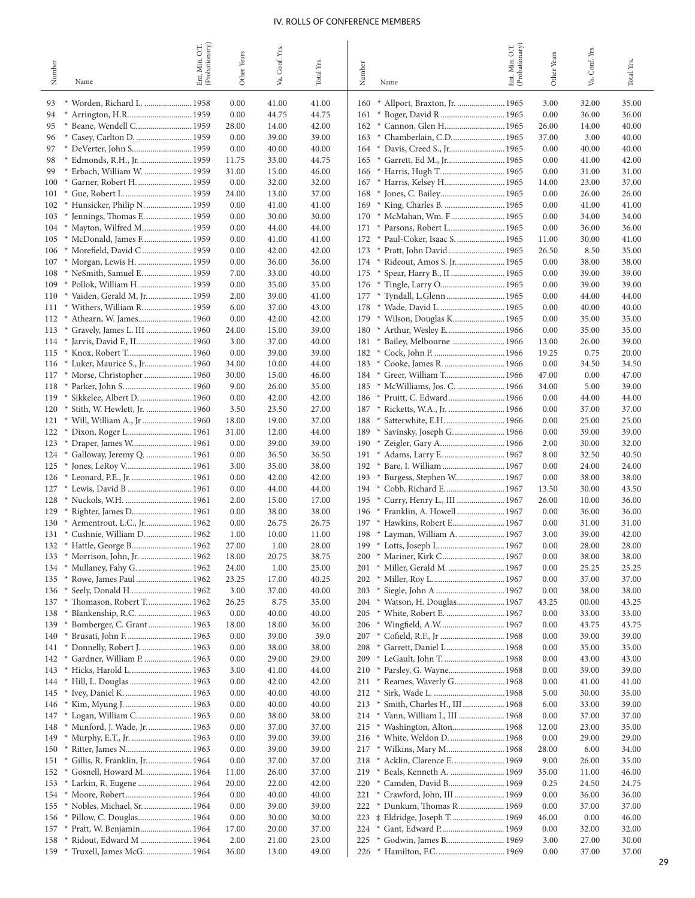## IV. ROLLS OF CONFERENCE MEMBERS

| Number | Name | Ent. Min. O.T. (Probationary) | Other Years | Va. Conf. Yrs. | Total Yrs. |
|---|---|---|---|---|---|
| 93 | * Worden, Richard L. | 1958 | 0.00 | 41.00 | 41.00 |
| 94 | * Arrington, H.R. | 1959 | 0.00 | 44.75 | 44.75 |
| 95 | * Beane, Wendell C. | 1959 | 28.00 | 14.00 | 42.00 |
| 96 | * Casey, Carlton D. | 1959 | 0.00 | 39.00 | 39.00 |
| 97 | * DeVerter, John S. | 1959 | 0.00 | 40.00 | 40.00 |
| 98 | * Edmonds, R.H., Jr. | 1959 | 11.75 | 33.00 | 44.75 |
| 99 | * Erbach, William W. | 1959 | 31.00 | 15.00 | 46.00 |
| 100 | * Garner, Robert H. | 1959 | 0.00 | 32.00 | 32.00 |
| 101 | * Gue, Robert L. | 1959 | 24.00 | 13.00 | 37.00 |
| 102 | * Hunsicker, Philip N. | 1959 | 0.00 | 41.00 | 41.00 |
| 103 | * Jennings, Thomas E. | 1959 | 0.00 | 30.00 | 30.00 |
| 104 | * Mayton, Wilfred M. | 1959 | 0.00 | 44.00 | 44.00 |
| 105 | * McDonald, James F. | 1959 | 0.00 | 41.00 | 41.00 |
| 106 | * Morefield, David C | 1959 | 0.00 | 42.00 | 42.00 |
| 107 | * Morgan, Lewis H. | 1959 | 0.00 | 36.00 | 36.00 |
| 108 | * NeSmith, Samuel E. | 1959 | 7.00 | 33.00 | 40.00 |
| 109 | * Pollok, William H. | 1959 | 0.00 | 35.00 | 35.00 |
| 110 | * Vaiden, Gerald M, Jr. | 1959 | 2.00 | 39.00 | 41.00 |
| 111 | * Withers, William R. | 1959 | 6.00 | 37.00 | 43.00 |
| 112 | * Athearn, W. James | 1960 | 0.00 | 42.00 | 42.00 |
| 113 | * Gravely, James L. III | 1960 | 24.00 | 15.00 | 39.00 |
| 114 | * Jarvis, David F., II | 1960 | 3.00 | 37.00 | 40.00 |
| 115 | * Knox, Robert T. | 1960 | 0.00 | 39.00 | 39.00 |
| 116 | * Luker, Maurice S., Jr. | 1960 | 34.00 | 10.00 | 44.00 |
| 117 | * Morse, Christopher | 1960 | 30.00 | 15.00 | 46.00 |
| 118 | * Parker, John S. | 1960 | 9.00 | 26.00 | 35.00 |
| 119 | * Sikkelee, Albert D. | 1960 | 0.00 | 42.00 | 42.00 |
| 120 | * Stith, W. Hewlett, Jr. | 1960 | 3.50 | 23.50 | 27.00 |
| 121 | * Will, William A., Jr | 1960 | 18.00 | 19.00 | 37.00 |
| 122 | * Dixon, Roger L. | 1961 | 31.00 | 12.00 | 44.00 |
| 123 | * Draper, James W. | 1961 | 0.00 | 39.00 | 39.00 |
| 124 | * Galloway, Jeremy Q. | 1961 | 0.00 | 36.50 | 36.50 |
| 125 | * Jones, LeRoy V. | 1961 | 3.00 | 35.00 | 38.00 |
| 126 | * Leonard, P.E., Jr. | 1961 | 0.00 | 42.00 | 42.00 |
| 127 | * Lewis, David B | 1961 | 0.00 | 44.00 | 44.00 |
| 128 | * Nuckols, W.H. | 1961 | 2.00 | 15.00 | 17.00 |
| 129 | * Righter, James D. | 1961 | 0.00 | 38.00 | 38.00 |
| 130 | * Armentrout, L.C., Jr. | 1962 | 0.00 | 26.75 | 26.75 |
| 131 | * Cushnie, William D. | 1962 | 1.00 | 10.00 | 11.00 |
| 132 | * Hattle, George B. | 1962 | 27.00 | 1.00 | 28.00 |
| 133 | * Morrison, John, Jr. | 1962 | 18.00 | 20.75 | 38.75 |
| 134 | * Mullaney, Fahy G. | 1962 | 24.00 | 1.00 | 25.00 |
| 135 | * Rowe, James Paul | 1962 | 23.25 | 17.00 | 40.25 |
| 136 | * Seely, Donald H. | 1962 | 3.00 | 37.00 | 40.00 |
| 137 | * Thomason, Robert T. | 1962 | 26.25 | 8.75 | 35.00 |
| 138 | * Blankenship, R.C. | 1963 | 0.00 | 40.00 | 40.00 |
| 139 | * Bomberger, C. Grant | 1963 | 18.00 | 18.00 | 36.00 |
| 140 | * Brusati, John F. | 1963 | 0.00 | 39.00 | 39.0 |
| 141 | * Donnelly, Robert J. | 1963 | 0.00 | 38.00 | 38.00 |
| 142 | * Gardner, William P. | 1963 | 0.00 | 29.00 | 29.00 |
| 143 | * Hicks, Harold L. | 1963 | 3.00 | 41.00 | 44.00 |
| 144 | * Hill, L. Douglas | 1963 | 0.00 | 42.00 | 42.00 |
| 145 | * Ivey, Daniel K. | 1963 | 0.00 | 40.00 | 40.00 |
| 146 | * Kim, Myung J. | 1963 | 0.00 | 40.00 | 40.00 |
| 147 | * Logan, William C. | 1963 | 0.00 | 38.00 | 38.00 |
| 148 | * Munford, J. Wade, Jr. | 1963 | 0.00 | 37.00 | 37.00 |
| 149 | * Murphy, E.T., Jr. | 1963 | 0.00 | 39.00 | 39.00 |
| 150 | * Ritter, James N. | 1963 | 0.00 | 39.00 | 39.00 |
| 151 | * Gillis, R. Franklin, Jr. | 1964 | 0.00 | 37.00 | 37.00 |
| 152 | * Gosnell, Howard M. | 1964 | 11.00 | 26.00 | 37.00 |
| 153 | * Larkin, R. Eugene | 1964 | 20.00 | 22.00 | 42.00 |
| 154 | * Moore, Robert | 1964 | 0.00 | 40.00 | 40.00 |
| 155 | * Nobles, Michael, Sr. | 1964 | 0.00 | 39.00 | 39.00 |
| 156 | * Pillow, C. Douglas | 1964 | 0.00 | 30.00 | 30.00 |
| 157 | * Pratt, W. Benjamin | 1964 | 17.00 | 20.00 | 37.00 |
| 158 | * Ridout, Edward M | 1964 | 2.00 | 21.00 | 23.00 |
| 159 | * Truxell, James McG. | 1964 | 36.00 | 13.00 | 49.00 |
| 160 | * Allport, Braxton, Jr. | 1965 | 3.00 | 32.00 | 35.00 |
| 161 | * Boger, David R | 1965 | 0.00 | 36.00 | 36.00 |
| 162 | * Cannon, Glen H. | 1965 | 26.00 | 14.00 | 40.00 |
| 163 | * Chamberlain, C.D. | 1965 | 37.00 | 3.00 | 40.00 |
| 164 | * Davis, Creed S., Jr. | 1965 | 0.00 | 40.00 | 40.00 |
| 165 | * Garrett, Ed M., Jr. | 1965 | 0.00 | 41.00 | 42.00 |
| 166 | * Harris, Hugh T. | 1965 | 0.00 | 31.00 | 31.00 |
| 167 | * Harris, Kelsey H. | 1965 | 14.00 | 23.00 | 37.00 |
| 168 | * Jones, C. Bailey | 1965 | 0.00 | 26.00 | 26.00 |
| 169 | * King, Charles B. | 1965 | 0.00 | 41.00 | 41.00 |
| 170 | * McMahan, Wm. F. | 1965 | 0.00 | 34.00 | 34.00 |
| 171 | * Parsons, Robert L. | 1965 | 0.00 | 36.00 | 36.00 |
| 172 | * Paul-Coker, Isaac S. | 1965 | 11.00 | 30.00 | 41.00 |
| 173 | * Pratt, John David | 1965 | 26.50 | 8.50 | 35.00 |
| 174 | * Rideout, Amos S. Jr. | 1965 | 0.00 | 38.00 | 38.00 |
| 175 | * Spear, Harry B., II | 1965 | 0.00 | 39.00 | 39.00 |
| 176 | * Tingle, Larry O. | 1965 | 0.00 | 39.00 | 39.00 |
| 177 | * Tyndall, L.Glenn | 1965 | 0.00 | 44.00 | 44.00 |
| 178 | * Wade, David L. | 1965 | 0.00 | 40.00 | 40.00 |
| 179 | * Wilson, Douglas K. | 1965 | 0.00 | 35.00 | 35.00 |
| 180 | * Arthur, Wesley E. | 1966 | 0.00 | 35.00 | 35.00 |
| 181 | * Bailey, Melbourne | 1966 | 13.00 | 26.00 | 39.00 |
| 182 | * Cock, John P. | 1966 | 19.25 | 0.75 | 20.00 |
| 183 | * Cooke, James R. | 1966 | 0.00 | 34.50 | 34.50 |
| 184 | * Greer, William T. | 1966 | 47.00 | 0.00 | 47.00 |
| 185 | * McWilliams, Jos. C. | 1966 | 34.00 | 5.00 | 39.00 |
| 186 | * Pruitt, C. Edward | 1966 | 0.00 | 44.00 | 44.00 |
| 187 | * Ricketts, W.A., Jr. | 1966 | 0.00 | 37.00 | 37.00 |
| 188 | * Satterwhite, E.H. | 1966 | 0.00 | 25.00 | 25.00 |
| 189 | * Savinsky, Joseph G. | 1966 | 0.00 | 39.00 | 39.00 |
| 190 | * Zeigler, Gary A. | 1966 | 2.00 | 30.00 | 32.00 |
| 191 | * Adams, Larry E. | 1967 | 8.00 | 32.50 | 40.50 |
| 192 | * Bare, I. William | 1967 | 0.00 | 24.00 | 24.00 |
| 193 | * Burgess, Stephen W. | 1967 | 0.00 | 38.00 | 38.00 |
| 194 | * Cobb, Richard E. | 1967 | 13.50 | 30.00 | 43.50 |
| 195 | * Curry, Henry L., III | 1967 | 26.00 | 10.00 | 36.00 |
| 196 | * Franklin, A. Howell | 1967 | 0.00 | 36.00 | 36.00 |
| 197 | * Hawkins, Robert E. | 1967 | 0.00 | 31.00 | 31.00 |
| 198 | * Layman, William A. | 1967 | 3.00 | 39.00 | 42.00 |
| 199 | * Lotts, Joseph L. | 1967 | 0.00 | 28.00 | 28.00 |
| 200 | * Mariner, Kirk C. | 1967 | 0.00 | 38.00 | 38.00 |
| 201 | * Miller, Gerald M. | 1967 | 0.00 | 25.25 | 25.25 |
| 202 | * Miller, Roy L. | 1967 | 0.00 | 37.00 | 37.00 |
| 203 | * Siegle, John A | 1967 | 0.00 | 38.00 | 38.00 |
| 204 | * Watson, H. Douglas | 1967 | 43.25 | 00.00 | 43.25 |
| 205 | * White, Robert E. | 1967 | 0.00 | 33.00 | 33.00 |
| 206 | * Wingfield, A.W. | 1967 | 0.00 | 43.75 | 43.75 |
| 207 | * Cofield, R.F., Jr | 1968 | 0.00 | 39.00 | 39.00 |
| 208 | * Garrett, Daniel L. | 1968 | 0.00 | 35.00 | 35.00 |
| 209 | * LeGault, John T. | 1968 | 0.00 | 43.00 | 43.00 |
| 210 | * Parsley, G. Wayne | 1968 | 0.00 | 39.00 | 39.00 |
| 211 | * Reames, Waverly G. | 1968 | 0.00 | 41.00 | 41.00 |
| 212 | * Sirk, Wade L. | 1968 | 5.00 | 30.00 | 35.00 |
| 213 | * Smith, Charles H., III | 1968 | 6.00 | 33.00 | 39.00 |
| 214 | * Vann, William L, III | 1968 | 0.00 | 37.00 | 37.00 |
| 215 | * Washington, Alton | 1968 | 12.00 | 23.00 | 35.00 |
| 216 | * White, Weldon D. | 1968 | 0.00 | 29.00 | 29.00 |
| 217 | * Wilkins, Mary M. | 1968 | 28.00 | 6.00 | 34.00 |
| 218 | * Acklin, Clarence E. | 1969 | 9.00 | 26.00 | 35.00 |
| 219 | * Beals, Kenneth A. | 1969 | 35.00 | 11.00 | 46.00 |
| 220 | * Camden, David B. | 1969 | 0.25 | 24.50 | 24.75 |
| 221 | * Crawford, John, III | 1969 | 0.00 | 36.00 | 36.00 |
| 222 | * Dunkum, Thomas R | 1969 | 0.00 | 37.00 | 37.00 |
| 223 | ‡ Eldridge, Joseph T. | 1969 | 46.00 | 0.00 | 46.00 |
| 224 | * Gant, Edward P. | 1969 | 0.00 | 32.00 | 32.00 |
| 225 | * Godwin, James B. | 1969 | 3.00 | 27.00 | 30.00 |
| 226 | * Hamilton, F.C. | 1969 | 0.00 | 37.00 | 37.00 |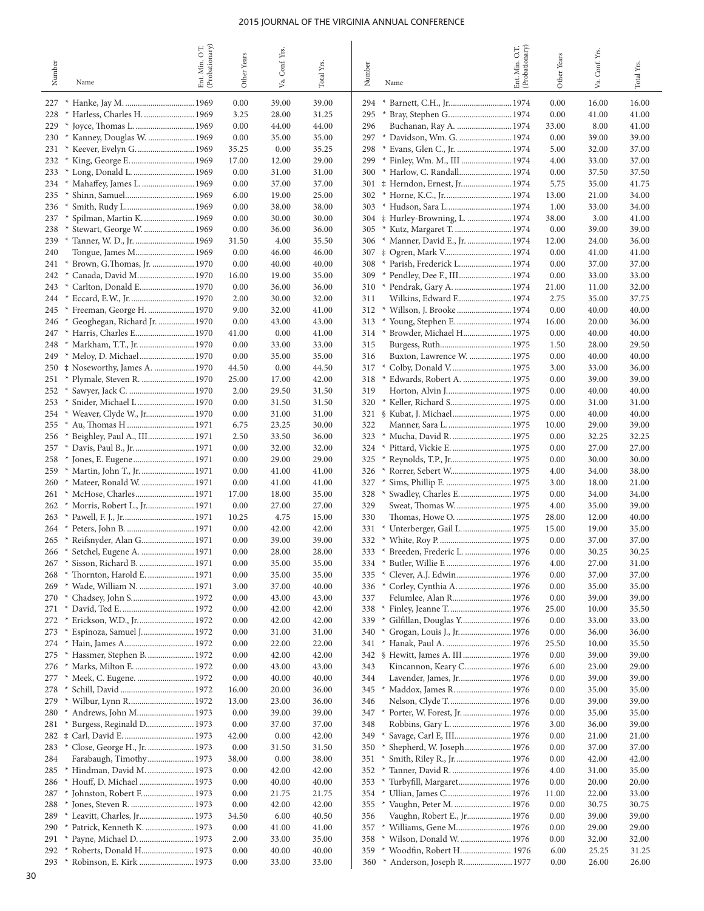| Number | Name | Ent. Min. O.T. (Probationary) | Other Years | Va. Conf. Yrs. | Total Yrs. |
|---|---|---|---|---|---|
| 227 | * Hanke, Jay M. | 1969 | 0.00 | 39.00 | 39.00 |
| 228 | * Harless, Charles H. | 1969 | 3.25 | 28.00 | 31.25 |
| 229 | * Joyce, Thomas L. | 1969 | 0.00 | 44.00 | 44.00 |
| 230 | * Kanney, Douglas W. | 1969 | 0.00 | 35.00 | 35.00 |
| 231 | * Keever, Evelyn G. | 1969 | 35.25 | 0.00 | 35.25 |
| 232 | * King, George E. | 1969 | 17.00 | 12.00 | 29.00 |
| 233 | * Long, Donald L. | 1969 | 0.00 | 31.00 | 31.00 |
| 234 | * Mahaffey, James L. | 1969 | 0.00 | 37.00 | 37.00 |
| 235 | * Shinn, Samuel | 1969 | 6.00 | 19.00 | 25.00 |
| 236 | * Smith, Rudy L. | 1969 | 0.00 | 38.00 | 38.00 |
| 237 | * Spilman, Martin K. | 1969 | 0.00 | 30.00 | 30.00 |
| 238 | * Stewart, George W. | 1969 | 0.00 | 36.00 | 36.00 |
| 239 | * Tanner, W. D., Jr. | 1969 | 31.50 | 4.00 | 35.50 |
| 240 | Tongue, James M. | 1969 | 0.00 | 46.00 | 46.00 |
| 241 | * Brown, G.Thomas, Jr. | 1970 | 0.00 | 40.00 | 40.00 |
| 242 | * Canada, David M. | 1970 | 16.00 | 19.00 | 35.00 |
| 243 | * Carlton, Donald E. | 1970 | 0.00 | 36.00 | 36.00 |
| 244 | * Eccard, E.W., Jr. | 1970 | 2.00 | 30.00 | 32.00 |
| 245 | * Freeman, George H. | 1970 | 9.00 | 32.00 | 41.00 |
| 246 | * Geoghegan, Richard Jr. | 1970 | 0.00 | 43.00 | 43.00 |
| 247 | * Harris, Charles E. | 1970 | 41.00 | 0.00 | 41.00 |
| 248 | * Markham, T.T., Jr. | 1970 | 0.00 | 33.00 | 33.00 |
| 249 | * Meloy, D. Michael | 1970 | 0.00 | 35.00 | 35.00 |
| 250 | ‡ Noseworthy, James A. | 1970 | 44.50 | 0.00 | 44.50 |
| 251 | * Plymale, Steven R. | 1970 | 25.00 | 17.00 | 42.00 |
| 252 | * Sawyer, Jack C. | 1970 | 2.00 | 29.50 | 31.50 |
| 253 | * Snider, Michael L | 1970 | 0.00 | 31.50 | 31.50 |
| 254 | * Weaver, Clyde W., Jr. | 1970 | 0.00 | 31.00 | 31.00 |
| 255 | * Au, Thomas H | 1971 | 6.75 | 23.25 | 30.00 |
| 256 | * Beighley, Paul A., III | 1971 | 2.50 | 33.50 | 36.00 |
| 257 | * Davis, Paul B., Jr. | 1971 | 0.00 | 32.00 | 32.00 |
| 258 | * Jones, E. Eugene | 1971 | 0.00 | 29.00 | 29.00 |
| 259 | * Martin, John T., Jr. | 1971 | 0.00 | 41.00 | 41.00 |
| 260 | * Mateer, Ronald W. | 1971 | 0.00 | 41.00 | 41.00 |
| 261 | * McHose, Charles | 1971 | 17.00 | 18.00 | 35.00 |
| 262 | * Morris, Robert L., Jr. | 1971 | 0.00 | 27.00 | 27.00 |
| 263 | * Pawell, F. J., Jr. | 1971 | 10.25 | 4.75 | 15.00 |
| 264 | * Peters, John B. | 1971 | 0.00 | 42.00 | 42.00 |
| 265 | * Reifsnyder, Alan G. | 1971 | 0.00 | 39.00 | 39.00 |
| 266 | * Setchel, Eugene A. | 1971 | 0.00 | 28.00 | 28.00 |
| 267 | * Sisson, Richard B. | 1971 | 0.00 | 35.00 | 35.00 |
| 268 | * Thornton, Harold E. | 1971 | 0.00 | 35.00 | 35.00 |
| 269 | * Wade, William N. | 1971 | 3.00 | 37.00 | 40.00 |
| 270 | * Chadsey, John S. | 1972 | 0.00 | 43.00 | 43.00 |
| 271 | * David, Ted E. | 1972 | 0.00 | 42.00 | 42.00 |
| 272 | * Erickson, W.D., Jr. | 1972 | 0.00 | 42.00 | 42.00 |
| 273 | * Espinoza, Samuel J. | 1972 | 0.00 | 31.00 | 31.00 |
| 274 | * Hain, James A. | 1972 | 0.00 | 22.00 | 22.00 |
| 275 | * Hassmer, Stephen B. | 1972 | 0.00 | 42.00 | 42.00 |
| 276 | * Marks, Milton E. | 1972 | 0.00 | 43.00 | 43.00 |
| 277 | * Meek, C. Eugene. | 1972 | 0.00 | 40.00 | 40.00 |
| 278 | * Schill, David | 1972 | 16.00 | 20.00 | 36.00 |
| 279 | * Wilbur, Lynn R. | 1972 | 13.00 | 23.00 | 36.00 |
| 280 | * Andrews, John M. | 1973 | 0.00 | 39.00 | 39.00 |
| 281 | * Burgess, Reginald D. | 1973 | 0.00 | 37.00 | 37.00 |
| 282 | ‡ Carl, David E. | 1973 | 42.00 | 0.00 | 42.00 |
| 283 | * Close, George H., Jr. | 1973 | 0.00 | 31.50 | 31.50 |
| 284 | Farabaugh, Timothy | 1973 | 38.00 | 0.00 | 38.00 |
| 285 | * Hindman, David M. | 1973 | 0.00 | 42.00 | 42.00 |
| 286 | * Houff, D. Michael | 1973 | 0.00 | 40.00 | 40.00 |
| 287 | * Johnston, Robert F. | 1973 | 0.00 | 21.75 | 21.75 |
| 288 | * Jones, Steven R. | 1973 | 0.00 | 42.00 | 42.00 |
| 289 | * Leavitt, Charles, Jr. | 1973 | 34.50 | 6.00 | 40.50 |
| 290 | * Patrick, Kenneth K. | 1973 | 0.00 | 41.00 | 41.00 |
| 291 | * Payne, Michael D. | 1973 | 2.00 | 33.00 | 35.00 |
| 292 | * Roberts, Donald H. | 1973 | 0.00 | 40.00 | 40.00 |
| 293 | * Robinson, E. Kirk | 1973 | 0.00 | 33.00 | 33.00 |
| 294 | * Barnett, C.H., Jr. | 1974 | 0.00 | 16.00 | 16.00 |
| 295 | * Bray, Stephen G. | 1974 | 0.00 | 41.00 | 41.00 |
| 296 | Buchanan, Ray A. | 1974 | 33.00 | 8.00 | 41.00 |
| 297 | * Davidson, Wm. G. | 1974 | 0.00 | 39.00 | 39.00 |
| 298 | * Evans, Glen C., Jr. | 1974 | 5.00 | 32.00 | 37.00 |
| 299 | * Finley, Wm. M., III | 1974 | 4.00 | 33.00 | 37.00 |
| 300 | * Harlow, C. Randall | 1974 | 0.00 | 37.50 | 37.50 |
| 301 | ‡ Herndon, Ernest, Jr. | 1974 | 5.75 | 35.00 | 41.75 |
| 302 | * Horne, K.C., Jr. | 1974 | 13.00 | 21.00 | 34.00 |
| 303 | * Hudson, Sara L. | 1974 | 1.00 | 33.00 | 34.00 |
| 304 | ‡ Hurley-Browning, L. | 1974 | 38.00 | 3.00 | 41.00 |
| 305 | * Kutz, Margaret T. | 1974 | 0.00 | 39.00 | 39.00 |
| 306 | * Manner, David E., Jr. | 1974 | 12.00 | 24.00 | 36.00 |
| 307 | ‡ Ogren, Mark V. | 1974 | 0.00 | 41.00 | 41.00 |
| 308 | * Parish, Frederick L. | 1974 | 0.00 | 37.00 | 37.00 |
| 309 | * Pendley, Dee F., III | 1974 | 0.00 | 33.00 | 33.00 |
| 310 | * Pendrak, Gary A. | 1974 | 21.00 | 11.00 | 32.00 |
| 311 | Wilkins, Edward F. | 1974 | 2.75 | 35.00 | 37.75 |
| 312 | * Willson, J. Brooke | 1974 | 0.00 | 40.00 | 40.00 |
| 313 | * Young, Stephen E. | 1974 | 16.00 | 20.00 | 36.00 |
| 314 | * Browder, Michael H. | 1975 | 0.00 | 40.00 | 40.00 |
| 315 | Burgess, Ruth | 1975 | 1.50 | 28.00 | 29.50 |
| 316 | Buxton, Lawrence W. | 1975 | 0.00 | 40.00 | 40.00 |
| 317 | * Colby, Donald V. | 1975 | 3.00 | 33.00 | 36.00 |
| 318 | * Edwards, Robert A. | 1975 | 0.00 | 39.00 | 39.00 |
| 319 | Horton, Alvin J. | 1975 | 0.00 | 40.00 | 40.00 |
| 320 | * Keller, Richard S. | 1975 | 0.00 | 31.00 | 31.00 |
| 321 | § Kubat, J. Michael | 1975 | 0.00 | 40.00 | 40.00 |
| 322 | Manner, Sara L. | 1975 | 10.00 | 29.00 | 39.00 |
| 323 | * Mucha, David R. | 1975 | 0.00 | 32.25 | 32.25 |
| 324 | * Pittard, Vickie E. | 1975 | 0.00 | 27.00 | 27.00 |
| 325 | * Reynolds, T.P., Jr. | 1975 | 0.00 | 30.00 | 30.00 |
| 326 | * Rorrer, Sebert W. | 1975 | 4.00 | 34.00 | 38.00 |
| 327 | * Sims, Phillip E. | 1975 | 3.00 | 18.00 | 21.00 |
| 328 | * Swadley, Charles E. | 1975 | 0.00 | 34.00 | 34.00 |
| 329 | Sweat, Thomas W. | 1975 | 4.00 | 35.00 | 39.00 |
| 330 | Thomas, Howe O. | 1975 | 28.00 | 12.00 | 40.00 |
| 331 | * Unterberger, Gail L. | 1975 | 15.00 | 19.00 | 35.00 |
| 332 | * White, Roy P. | 1975 | 0.00 | 37.00 | 37.00 |
| 333 | * Breeden, Frederic L. | 1976 | 0.00 | 30.25 | 30.25 |
| 334 | * Butler, Willie E | 1976 | 4.00 | 27.00 | 31.00 |
| 335 | * Clever, A.J. Edwin | 1976 | 0.00 | 37.00 | 37.00 |
| 336 | * Corley, Cynthia A. | 1976 | 0.00 | 35.00 | 35.00 |
| 337 | Felumlee, Alan R. | 1976 | 0.00 | 39.00 | 39.00 |
| 338 | * Finley, Jeanne T. | 1976 | 25.00 | 10.00 | 35.50 |
| 339 | * Gilfillan, Douglas Y. | 1976 | 0.00 | 33.00 | 33.00 |
| 340 | * Grogan, Louis J., Jr. | 1976 | 0.00 | 36.00 | 36.00 |
| 341 | * Hanak, Paul A. | 1976 | 25.50 | 10.00 | 35.50 |
| 342 | § Hewitt, James A. III | 1976 | 0.00 | 39.00 | 39.00 |
| 343 | Kincannon, Keary C. | 1976 | 6.00 | 23.00 | 29.00 |
| 344 | Lavender, James, Jr. | 1976 | 0.00 | 39.00 | 39.00 |
| 345 | * Maddox, James R. | 1976 | 0.00 | 35.00 | 35.00 |
| 346 | Nelson, Clyde T. | 1976 | 0.00 | 39.00 | 39.00 |
| 347 | * Porter, W. Forest, Jr. | 1976 | 0.00 | 35.00 | 35.00 |
| 348 | Robbins, Gary L. | 1976 | 3.00 | 36.00 | 39.00 |
| 349 | * Savage, Carl E, III | 1976 | 0.00 | 21.00 | 21.00 |
| 350 | * Shepherd, W. Joseph | 1976 | 0.00 | 37.00 | 37.00 |
| 351 | * Smith, Riley R., Jr. | 1976 | 0.00 | 42.00 | 42.00 |
| 352 | * Tanner, David R. | 1976 | 4.00 | 31.00 | 35.00 |
| 353 | * Turbyfill, Margaret | 1976 | 0.00 | 20.00 | 20.00 |
| 354 | * Ullian, James C. | 1976 | 11.00 | 22.00 | 33.00 |
| 355 | * Vaughn, Peter M. | 1976 | 0.00 | 30.75 | 30.75 |
| 356 | Vaughn, Robert E., Jr. | 1976 | 0.00 | 39.00 | 39.00 |
| 357 | * Williams, Gene M. | 1976 | 0.00 | 29.00 | 29.00 |
| 358 | * Wilson, Donald W. | 1976 | 0.00 | 32.00 | 32.00 |
| 359 | * Woodfin, Robert H. | 1976 | 6.00 | 25.25 | 31.25 |
| 360 | * Anderson, Joseph R. | 1977 | 0.00 | 26.00 | 26.00 |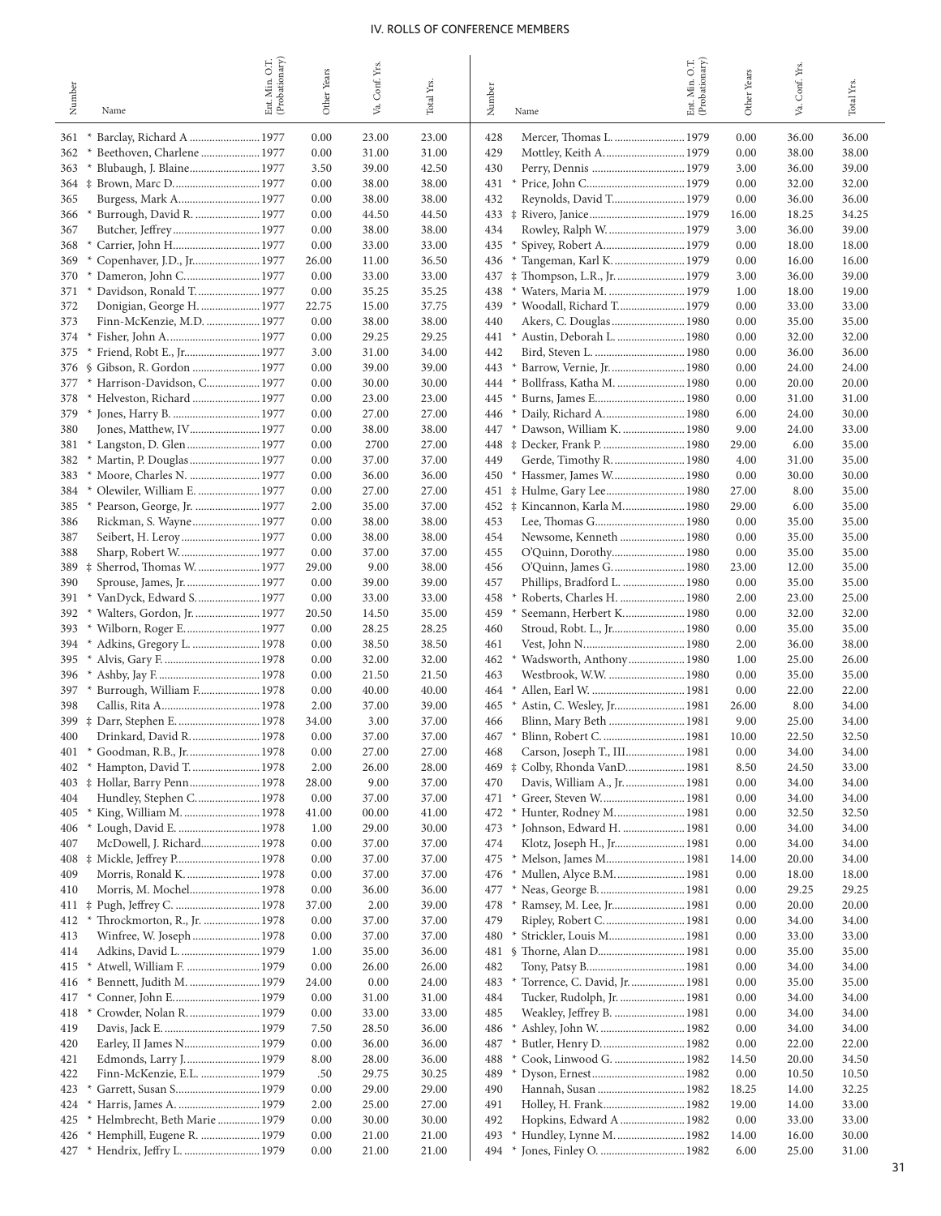## IV. ROLLS OF CONFERENCE MEMBERS

| Number | Name | Ent. Min. O.T. (Probationary) | Other Years | Va. Conf. Yrs. | Total Yrs. |
|---|---|---|---|---|---|
| 361 | * Barclay, Richard A | 1977 | 0.00 | 23.00 | 23.00 |
| 362 | * Beethoven, Charlene | 1977 | 0.00 | 31.00 | 31.00 |
| 363 | * Blubaugh, J. Blaine | 1977 | 3.50 | 39.00 | 42.50 |
| 364 | ‡ Brown, Marc D. | 1977 | 0.00 | 38.00 | 38.00 |
| 365 | Burgess, Mark A. | 1977 | 0.00 | 38.00 | 38.00 |
| 366 | * Burrough, David R. | 1977 | 0.00 | 44.50 | 44.50 |
| 367 | Butcher, Jeffrey | 1977 | 0.00 | 38.00 | 38.00 |
| 368 | * Carrier, John H. | 1977 | 0.00 | 33.00 | 33.00 |
| 369 | * Copenhaver, J.D., Jr. | 1977 | 26.00 | 11.00 | 36.50 |
| 370 | * Dameron, John C. | 1977 | 0.00 | 33.00 | 33.00 |
| 371 | * Davidson, Ronald T. | 1977 | 0.00 | 35.25 | 35.25 |
| 372 | Donigian, George H. | 1977 | 22.75 | 15.00 | 37.75 |
| 373 | Finn-McKenzie, M.D. | 1977 | 0.00 | 38.00 | 38.00 |
| 374 | * Fisher, John A. | 1977 | 0.00 | 29.25 | 29.25 |
| 375 | * Friend, Robt E., Jr. | 1977 | 3.00 | 31.00 | 34.00 |
| 376 | § Gibson, R. Gordon | 1977 | 0.00 | 39.00 | 39.00 |
| 377 | * Harrison-Davidson, C. | 1977 | 0.00 | 30.00 | 30.00 |
| 378 | * Helveston, Richard | 1977 | 0.00 | 23.00 | 23.00 |
| 379 | * Jones, Harry B. | 1977 | 0.00 | 27.00 | 27.00 |
| 380 | Jones, Matthew, IV | 1977 | 0.00 | 38.00 | 38.00 |
| 381 | * Langston, D. Glen | 1977 | 0.00 | 2700 | 27.00 |
| 382 | * Martin, P. Douglas | 1977 | 0.00 | 37.00 | 37.00 |
| 383 | * Moore, Charles N. | 1977 | 0.00 | 36.00 | 36.00 |
| 384 | * Olewiler, William E. | 1977 | 0.00 | 27.00 | 27.00 |
| 385 | * Pearson, George, Jr. | 1977 | 2.00 | 35.00 | 37.00 |
| 386 | Rickman, S. Wayne | 1977 | 0.00 | 38.00 | 38.00 |
| 387 | Seibert, H. Leroy | 1977 | 0.00 | 38.00 | 38.00 |
| 388 | Sharp, Robert W. | 1977 | 0.00 | 37.00 | 37.00 |
| 389 | ‡ Sherrod, Thomas W. | 1977 | 29.00 | 9.00 | 38.00 |
| 390 | Sprouse, James, Jr. | 1977 | 0.00 | 39.00 | 39.00 |
| 391 | * VanDyck, Edward S. | 1977 | 0.00 | 33.00 | 33.00 |
| 392 | * Walters, Gordon, Jr. | 1977 | 20.50 | 14.50 | 35.00 |
| 393 | * Wilborn, Roger E. | 1977 | 0.00 | 28.25 | 28.25 |
| 394 | * Adkins, Gregory L. | 1978 | 0.00 | 38.50 | 38.50 |
| 395 | * Alvis, Gary F. | 1978 | 0.00 | 32.00 | 32.00 |
| 396 | * Ashby, Jay F. | 1978 | 0.00 | 21.50 | 21.50 |
| 397 | * Burrough, William F. | 1978 | 0.00 | 40.00 | 40.00 |
| 398 | Callis, Rita A. | 1978 | 2.00 | 37.00 | 39.00 |
| 399 | ‡ Darr, Stephen E. | 1978 | 34.00 | 3.00 | 37.00 |
| 400 | Drinkard, David R. | 1978 | 0.00 | 37.00 | 37.00 |
| 401 | * Goodman, R.B., Jr. | 1978 | 0.00 | 27.00 | 27.00 |
| 402 | * Hampton, David T. | 1978 | 2.00 | 26.00 | 28.00 |
| 403 | ‡ Hollar, Barry Penn | 1978 | 28.00 | 9.00 | 37.00 |
| 404 | Hundley, Stephen C. | 1978 | 0.00 | 37.00 | 37.00 |
| 405 | * King, William M. | 1978 | 41.00 | 00.00 | 41.00 |
| 406 | * Lough, David E. | 1978 | 1.00 | 29.00 | 30.00 |
| 407 | McDowell, J. Richard | 1978 | 0.00 | 37.00 | 37.00 |
| 408 | ‡ Mickle, Jeffrey P. | 1978 | 0.00 | 37.00 | 37.00 |
| 409 | Morris, Ronald K. | 1978 | 0.00 | 37.00 | 37.00 |
| 410 | Morris, M. Mochel | 1978 | 0.00 | 36.00 | 36.00 |
| 411 | ‡ Pugh, Jeffrey C. | 1978 | 37.00 | 2.00 | 39.00 |
| 412 | * Throckmorton, R., Jr. | 1978 | 0.00 | 37.00 | 37.00 |
| 413 | Winfree, W. Joseph | 1978 | 0.00 | 37.00 | 37.00 |
| 414 | Adkins, David L. | 1979 | 1.00 | 35.00 | 36.00 |
| 415 | * Atwell, William F. | 1979 | 0.00 | 26.00 | 26.00 |
| 416 | * Bennett, Judith M. | 1979 | 24.00 | 0.00 | 24.00 |
| 417 | * Conner, John E. | 1979 | 0.00 | 31.00 | 31.00 |
| 418 | * Crowder, Nolan R. | 1979 | 0.00 | 33.00 | 33.00 |
| 419 | Davis, Jack E. | 1979 | 7.50 | 28.50 | 36.00 |
| 420 | Earley, II James N. | 1979 | 0.00 | 36.00 | 36.00 |
| 421 | Edmonds, Larry J. | 1979 | 8.00 | 28.00 | 36.00 |
| 422 | Finn-McKenzie, E.L. | 1979 | .50 | 29.75 | 30.25 |
| 423 | * Garrett, Susan S. | 1979 | 0.00 | 29.00 | 29.00 |
| 424 | * Harris, James A. | 1979 | 2.00 | 25.00 | 27.00 |
| 425 | * Helmbrecht, Beth Marie | 1979 | 0.00 | 30.00 | 30.00 |
| 426 | * Hemphill, Eugene R. | 1979 | 0.00 | 21.00 | 21.00 |
| 427 | * Hendrix, Jeffry L. | 1979 | 0.00 | 21.00 | 21.00 |
| 428 | Mercer, Thomas L. | 1979 | 0.00 | 36.00 | 36.00 |
| 429 | Mottley, Keith A. | 1979 | 0.00 | 38.00 | 38.00 |
| 430 | Perry, Dennis | 1979 | 3.00 | 36.00 | 39.00 |
| 431 | * Price, John C. | 1979 | 0.00 | 32.00 | 32.00 |
| 432 | Reynolds, David T. | 1979 | 0.00 | 36.00 | 36.00 |
| 433 | ‡ Rivero, Janice | 1979 | 16.00 | 18.25 | 34.25 |
| 434 | Rowley, Ralph W. | 1979 | 3.00 | 36.00 | 39.00 |
| 435 | * Spivey, Robert A. | 1979 | 0.00 | 18.00 | 18.00 |
| 436 | * Tangeman, Karl K. | 1979 | 0.00 | 16.00 | 16.00 |
| 437 | ‡ Thompson, L.R., Jr. | 1979 | 3.00 | 36.00 | 39.00 |
| 438 | * Waters, Maria M. | 1979 | 1.00 | 18.00 | 19.00 |
| 439 | * Woodall, Richard T. | 1979 | 0.00 | 33.00 | 33.00 |
| 440 | Akers, C. Douglas | 1980 | 0.00 | 35.00 | 35.00 |
| 441 | * Austin, Deborah L. | 1980 | 0.00 | 32.00 | 32.00 |
| 442 | Bird, Steven L. | 1980 | 0.00 | 36.00 | 36.00 |
| 443 | * Barrow, Vernie, Jr. | 1980 | 0.00 | 24.00 | 24.00 |
| 444 | * Bollfrass, Katha M. | 1980 | 0.00 | 20.00 | 20.00 |
| 445 | * Burns, James E. | 1980 | 0.00 | 31.00 | 31.00 |
| 446 | * Daily, Richard A. | 1980 | 6.00 | 24.00 | 30.00 |
| 447 | * Dawson, William K. | 1980 | 9.00 | 24.00 | 33.00 |
| 448 | ‡ Decker, Frank P. | 1980 | 29.00 | 6.00 | 35.00 |
| 449 | Gerde, Timothy R. | 1980 | 4.00 | 31.00 | 35.00 |
| 450 | * Hassmer, James W. | 1980 | 0.00 | 30.00 | 30.00 |
| 451 | ‡ Hulme, Gary Lee | 1980 | 27.00 | 8.00 | 35.00 |
| 452 | ‡ Kincannon, Karla M. | 1980 | 29.00 | 6.00 | 35.00 |
| 453 | Lee, Thomas G. | 1980 | 0.00 | 35.00 | 35.00 |
| 454 | Newsome, Kenneth | 1980 | 0.00 | 35.00 | 35.00 |
| 455 | O'Quinn, Dorothy | 1980 | 0.00 | 35.00 | 35.00 |
| 456 | O'Quinn, James G. | 1980 | 23.00 | 12.00 | 35.00 |
| 457 | Phillips, Bradford L. | 1980 | 0.00 | 35.00 | 35.00 |
| 458 | * Roberts, Charles H. | 1980 | 2.00 | 23.00 | 25.00 |
| 459 | * Seemann, Herbert K. | 1980 | 0.00 | 32.00 | 32.00 |
| 460 | Stroud, Robt. L., Jr. | 1980 | 0.00 | 35.00 | 35.00 |
| 461 | Vest, John N. | 1980 | 2.00 | 36.00 | 38.00 |
| 462 | * Wadsworth, Anthony | 1980 | 1.00 | 25.00 | 26.00 |
| 463 | Westbrook, W.W. | 1980 | 0.00 | 35.00 | 35.00 |
| 464 | * Allen, Earl W. | 1981 | 0.00 | 22.00 | 22.00 |
| 465 | * Astin, C. Wesley, Jr. | 1981 | 26.00 | 8.00 | 34.00 |
| 466 | Blinn, Mary Beth | 1981 | 9.00 | 25.00 | 34.00 |
| 467 | * Blinn, Robert C. | 1981 | 10.00 | 22.50 | 32.50 |
| 468 | Carson, Joseph T., III | 1981 | 0.00 | 34.00 | 34.00 |
| 469 | ‡ Colby, Rhonda VanD. | 1981 | 8.50 | 24.50 | 33.00 |
| 470 | Davis, William A., Jr. | 1981 | 0.00 | 34.00 | 34.00 |
| 471 | * Greer, Steven W. | 1981 | 0.00 | 34.00 | 34.00 |
| 472 | * Hunter, Rodney M. | 1981 | 0.00 | 32.50 | 32.50 |
| 473 | * Johnson, Edward H. | 1981 | 0.00 | 34.00 | 34.00 |
| 474 | Klotz, Joseph H., Jr. | 1981 | 0.00 | 34.00 | 34.00 |
| 475 | * Melson, James M. | 1981 | 14.00 | 20.00 | 34.00 |
| 476 | * Mullen, Alyce B.M. | 1981 | 0.00 | 18.00 | 18.00 |
| 477 | * Neas, George B. | 1981 | 0.00 | 29.25 | 29.25 |
| 478 | * Ramsey, M. Lee, Jr. | 1981 | 0.00 | 20.00 | 20.00 |
| 479 | Ripley, Robert C. | 1981 | 0.00 | 34.00 | 34.00 |
| 480 | * Strickler, Louis M. | 1981 | 0.00 | 33.00 | 33.00 |
| 481 | § Thorne, Alan D. | 1981 | 0.00 | 35.00 | 35.00 |
| 482 | Tony, Patsy B. | 1981 | 0.00 | 34.00 | 34.00 |
| 483 | * Torrence, C. David, Jr. | 1981 | 0.00 | 35.00 | 35.00 |
| 484 | Tucker, Rudolph, Jr. | 1981 | 0.00 | 34.00 | 34.00 |
| 485 | Weakley, Jeffrey B. | 1981 | 0.00 | 34.00 | 34.00 |
| 486 | * Ashley, John W. | 1982 | 0.00 | 34.00 | 34.00 |
| 487 | * Butler, Henry D. | 1982 | 0.00 | 22.00 | 22.00 |
| 488 | * Cook, Linwood G. | 1982 | 14.50 | 20.00 | 34.50 |
| 489 | * Dyson, Ernest | 1982 | 0.00 | 10.50 | 10.50 |
| 490 | Hannah, Susan | 1982 | 18.25 | 14.00 | 32.25 |
| 491 | Holley, H. Frank | 1982 | 19.00 | 14.00 | 33.00 |
| 492 | Hopkins, Edward A | 1982 | 0.00 | 33.00 | 33.00 |
| 493 | * Hundley, Lynne M. | 1982 | 14.00 | 16.00 | 30.00 |
| 494 | * Jones, Finley O. | 1982 | 6.00 | 25.00 | 31.00 |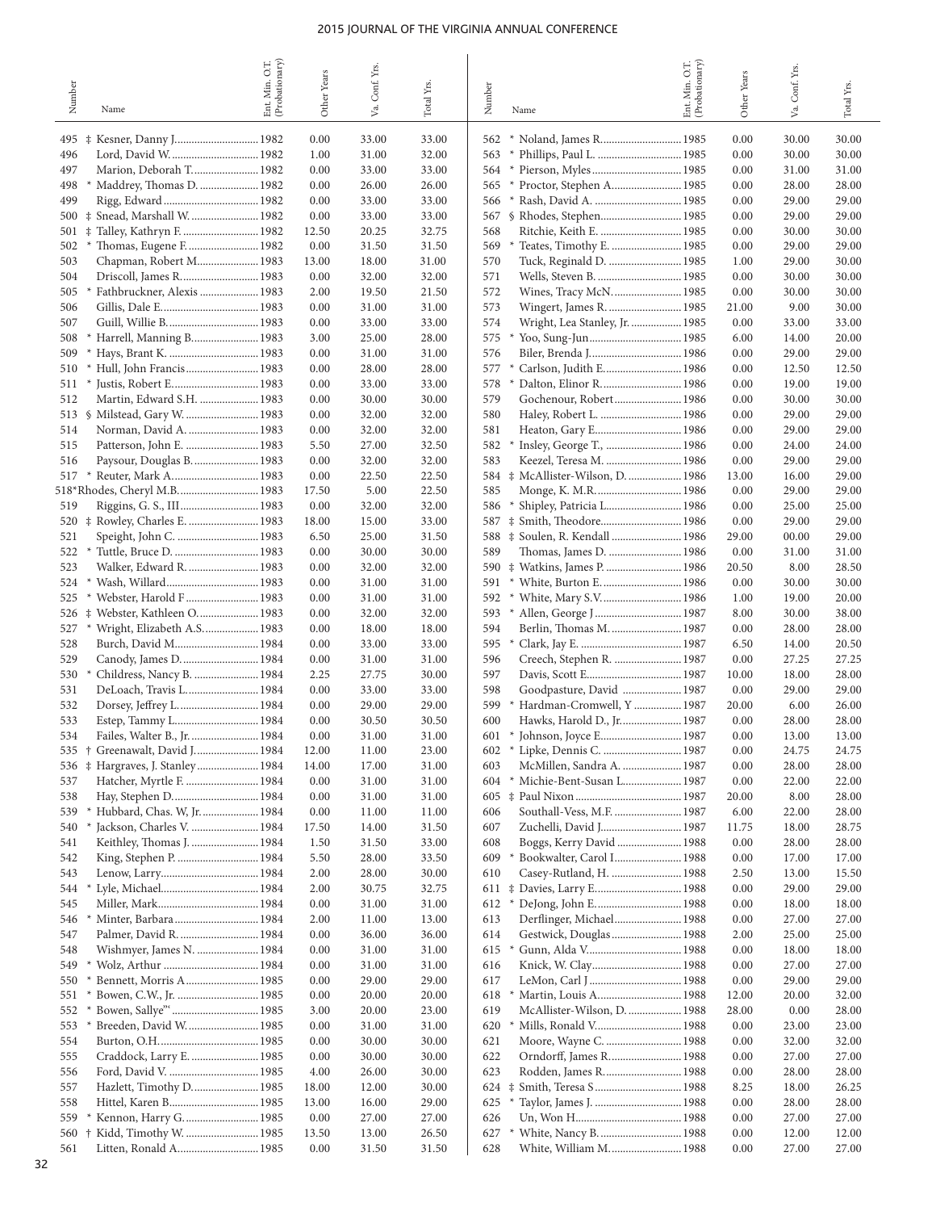| Number | Name | Ent. Min. O.T. (Probationary) | Other Years | Va. Conf. Yrs. | Total Yrs. |
|---|---|---|---|---|---|
| 495 | ‡ Kesner, Danny J. | 1982 | 0.00 | 33.00 | 33.00 |
| 496 | Lord, David W. | 1982 | 1.00 | 31.00 | 32.00 |
| 497 | Marion, Deborah T. | 1982 | 0.00 | 33.00 | 33.00 |
| 498 | * Maddrey, Thomas D. | 1982 | 0.00 | 26.00 | 26.00 |
| 499 | Rigg, Edward | 1982 | 0.00 | 33.00 | 33.00 |
| 500 | ‡ Snead, Marshall W. | 1982 | 0.00 | 33.00 | 33.00 |
| 501 | ‡ Talley, Kathryn F. | 1982 | 12.50 | 20.25 | 32.75 |
| 502 | * Thomas, Eugene F. | 1982 | 0.00 | 31.50 | 31.50 |
| 503 | Chapman, Robert M. | 1983 | 13.00 | 18.00 | 31.00 |
| 504 | Driscoll, James R. | 1983 | 0.00 | 32.00 | 32.00 |
| 505 | * Fathbruckner, Alexis | 1983 | 2.00 | 19.50 | 21.50 |
| 506 | Gillis, Dale E. | 1983 | 0.00 | 31.00 | 31.00 |
| 507 | Guill, Willie B. | 1983 | 0.00 | 33.00 | 33.00 |
| 508 | * Harrell, Manning B. | 1983 | 3.00 | 25.00 | 28.00 |
| 509 | * Hays, Brant K. | 1983 | 0.00 | 31.00 | 31.00 |
| 510 | * Hull, John Francis | 1983 | 0.00 | 28.00 | 28.00 |
| 511 | * Justis, Robert E. | 1983 | 0.00 | 33.00 | 33.00 |
| 512 | Martin, Edward S.H. | 1983 | 0.00 | 30.00 | 30.00 |
| 513 | § Milstead, Gary W. | 1983 | 0.00 | 32.00 | 32.00 |
| 514 | Norman, David A. | 1983 | 0.00 | 32.00 | 32.00 |
| 515 | Patterson, John E. | 1983 | 5.50 | 27.00 | 32.50 |
| 516 | Paysour, Douglas B. | 1983 | 0.00 | 32.00 | 32.00 |
| 517 | * Reuter, Mark A. | 1983 | 0.00 | 22.50 | 22.50 |
| 518 | * Rhodes, Cheryl M.B. | 1983 | 17.50 | 5.00 | 22.50 |
| 519 | Riggins, G. S., III | 1983 | 0.00 | 32.00 | 32.00 |
| 520 | ‡ Rowley, Charles E. | 1983 | 18.00 | 15.00 | 33.00 |
| 521 | Speight, John C. | 1983 | 6.50 | 25.00 | 31.50 |
| 522 | * Tuttle, Bruce D. | 1983 | 0.00 | 30.00 | 30.00 |
| 523 | Walker, Edward R. | 1983 | 0.00 | 32.00 | 32.00 |
| 524 | * Wash, Willard | 1983 | 0.00 | 31.00 | 31.00 |
| 525 | * Webster, Harold F | 1983 | 0.00 | 31.00 | 31.00 |
| 526 | ‡ Webster, Kathleen O. | 1983 | 0.00 | 32.00 | 32.00 |
| 527 | * Wright, Elizabeth A.S. | 1983 | 0.00 | 18.00 | 18.00 |
| 528 | Burch, David M. | 1984 | 0.00 | 33.00 | 33.00 |
| 529 | Canody, James D. | 1984 | 0.00 | 31.00 | 31.00 |
| 530 | * Childress, Nancy B. | 1984 | 2.25 | 27.75 | 30.00 |
| 531 | DeLoach, Travis L. | 1984 | 0.00 | 33.00 | 33.00 |
| 532 | Dorsey, Jeffrey L. | 1984 | 0.00 | 29.00 | 29.00 |
| 533 | Estep, Tammy L. | 1984 | 0.00 | 30.50 | 30.50 |
| 534 | Failes, Walter B., Jr. | 1984 | 0.00 | 31.00 | 31.00 |
| 535 | † Greenawalt, David J. | 1984 | 12.00 | 11.00 | 23.00 |
| 536 | ‡ Hargraves, J. Stanley | 1984 | 14.00 | 17.00 | 31.00 |
| 537 | Hatcher, Myrtle F. | 1984 | 0.00 | 31.00 | 31.00 |
| 538 | Hay, Stephen D. | 1984 | 0.00 | 31.00 | 31.00 |
| 539 | * Hubbard, Chas. W, Jr. | 1984 | 0.00 | 11.00 | 11.00 |
| 540 | * Jackson, Charles V. | 1984 | 17.50 | 14.00 | 31.50 |
| 541 | Keithley, Thomas J. | 1984 | 1.50 | 31.50 | 33.00 |
| 542 | King, Stephen P. | 1984 | 5.50 | 28.00 | 33.50 |
| 543 | Lenow, Larry | 1984 | 2.00 | 28.00 | 30.00 |
| 544 | * Lyle, Michael | 1984 | 2.00 | 30.75 | 32.75 |
| 545 | Miller, Mark | 1984 | 0.00 | 31.00 | 31.00 |
| 546 | * Minter, Barbara | 1984 | 2.00 | 11.00 | 13.00 |
| 547 | Palmer, David R. | 1984 | 0.00 | 36.00 | 36.00 |
| 548 | Wishmyer, James N. | 1984 | 0.00 | 31.00 | 31.00 |
| 549 | * Wolz, Arthur | 1984 | 0.00 | 31.00 | 31.00 |
| 550 | * Bennett, Morris A | 1985 | 0.00 | 29.00 | 29.00 |
| 551 | * Bowen, C.W., Jr. | 1985 | 0.00 | 20.00 | 20.00 |
| 552 | * Bowen, Sallye" | 1985 | 3.00 | 20.00 | 23.00 |
| 553 | * Breeden, David W. | 1985 | 0.00 | 31.00 | 31.00 |
| 554 | Burton, O.H. | 1985 | 0.00 | 30.00 | 30.00 |
| 555 | Craddock, Larry E. | 1985 | 0.00 | 30.00 | 30.00 |
| 556 | Ford, David V. | 1985 | 4.00 | 26.00 | 30.00 |
| 557 | Hazlett, Timothy D. | 1985 | 18.00 | 12.00 | 30.00 |
| 558 | Hittel, Karen B. | 1985 | 13.00 | 16.00 | 29.00 |
| 559 | * Kennon, Harry G. | 1985 | 0.00 | 27.00 | 27.00 |
| 560 | † Kidd, Timothy W. | 1985 | 13.50 | 13.00 | 26.50 |
| 561 | Litten, Ronald A. | 1985 | 0.00 | 31.50 | 31.50 |
| 562 | * Noland, James R. | 1985 | 0.00 | 30.00 | 30.00 |
| 563 | * Phillips, Paul L. | 1985 | 0.00 | 30.00 | 30.00 |
| 564 | * Pierson, Myles | 1985 | 0.00 | 31.00 | 31.00 |
| 565 | * Proctor, Stephen A. | 1985 | 0.00 | 28.00 | 28.00 |
| 566 | * Rash, David A. | 1985 | 0.00 | 29.00 | 29.00 |
| 567 | § Rhodes, Stephen | 1985 | 0.00 | 29.00 | 29.00 |
| 568 | Ritchie, Keith E. | 1985 | 0.00 | 30.00 | 30.00 |
| 569 | * Teates, Timothy E. | 1985 | 0.00 | 29.00 | 29.00 |
| 570 | Tuck, Reginald D. | 1985 | 1.00 | 29.00 | 30.00 |
| 571 | Wells, Steven B. | 1985 | 0.00 | 30.00 | 30.00 |
| 572 | Wines, Tracy McN. | 1985 | 0.00 | 30.00 | 30.00 |
| 573 | Wingert, James R. | 1985 | 21.00 | 9.00 | 30.00 |
| 574 | Wright, Lea Stanley, Jr. | 1985 | 0.00 | 33.00 | 33.00 |
| 575 | * Yoo, Sung-Jun | 1985 | 6.00 | 14.00 | 20.00 |
| 576 | Biler, Brenda J. | 1986 | 0.00 | 29.00 | 29.00 |
| 577 | * Carlson, Judith E. | 1986 | 0.00 | 12.50 | 12.50 |
| 578 | * Dalton, Elinor R. | 1986 | 0.00 | 19.00 | 19.00 |
| 579 | Gochenour, Robert | 1986 | 0.00 | 30.00 | 30.00 |
| 580 | Haley, Robert L. | 1986 | 0.00 | 29.00 | 29.00 |
| 581 | Heaton, Gary E. | 1986 | 0.00 | 29.00 | 29.00 |
| 582 | * Insley, George T., | 1986 | 0.00 | 24.00 | 24.00 |
| 583 | Keezel, Teresa M. | 1986 | 0.00 | 29.00 | 29.00 |
| 584 | ‡ McAllister-Wilson, D. | 1986 | 13.00 | 16.00 | 29.00 |
| 585 | Monge, K. M.R. | 1986 | 0.00 | 29.00 | 29.00 |
| 586 | * Shipley, Patricia L. | 1986 | 0.00 | 25.00 | 25.00 |
| 587 | ‡ Smith, Theodore | 1986 | 0.00 | 29.00 | 29.00 |
| 588 | ‡ Soulen, R. Kendall | 1986 | 29.00 | 00.00 | 29.00 |
| 589 | Thomas, James D. | 1986 | 0.00 | 31.00 | 31.00 |
| 590 | ‡ Watkins, James P. | 1986 | 20.50 | 8.00 | 28.50 |
| 591 | * White, Burton E. | 1986 | 0.00 | 30.00 | 30.00 |
| 592 | * White, Mary S.V. | 1986 | 1.00 | 19.00 | 20.00 |
| 593 | * Allen, George J | 1987 | 8.00 | 30.00 | 38.00 |
| 594 | Berlin, Thomas M. | 1987 | 0.00 | 28.00 | 28.00 |
| 595 | * Clark, Jay E. | 1987 | 6.50 | 14.00 | 20.50 |
| 596 | Creech, Stephen R. | 1987 | 0.00 | 27.25 | 27.25 |
| 597 | Davis, Scott E. | 1987 | 10.00 | 18.00 | 28.00 |
| 598 | Goodpasture, David | 1987 | 0.00 | 29.00 | 29.00 |
| 599 | * Hardman-Cromwell, Y | 1987 | 20.00 | 6.00 | 26.00 |
| 600 | Hawks, Harold D., Jr. | 1987 | 0.00 | 28.00 | 28.00 |
| 601 | * Johnson, Joyce E. | 1987 | 0.00 | 13.00 | 13.00 |
| 602 | * Lipke, Dennis C. | 1987 | 0.00 | 24.75 | 24.75 |
| 603 | McMillen, Sandra A. | 1987 | 0.00 | 28.00 | 28.00 |
| 604 | * Michie-Bent-Susan L. | 1987 | 0.00 | 22.00 | 22.00 |
| 605 | ‡ Paul Nixon | 1987 | 20.00 | 8.00 | 28.00 |
| 606 | Southall-Vess, M.F. | 1987 | 6.00 | 22.00 | 28.00 |
| 607 | Zuchelli, David J. | 1987 | 11.75 | 18.00 | 28.75 |
| 608 | Boggs, Kerry David | 1988 | 0.00 | 28.00 | 28.00 |
| 609 | * Bookwalter, Carol I. | 1988 | 0.00 | 17.00 | 17.00 |
| 610 | Casey-Rutland, H. | 1988 | 2.50 | 13.00 | 15.50 |
| 611 | ‡ Davies, Larry E. | 1988 | 0.00 | 29.00 | 29.00 |
| 612 | * DeJong, John E. | 1988 | 0.00 | 18.00 | 18.00 |
| 613 | Derflinger, Michael | 1988 | 0.00 | 27.00 | 27.00 |
| 614 | Gestwick, Douglas | 1988 | 2.00 | 25.00 | 25.00 |
| 615 | * Gunn, Alda V. | 1988 | 0.00 | 18.00 | 18.00 |
| 616 | Knick, W. Clay | 1988 | 0.00 | 27.00 | 27.00 |
| 617 | LeMon, Carl J | 1988 | 0.00 | 29.00 | 29.00 |
| 618 | * Martin, Louis A. | 1988 | 12.00 | 20.00 | 32.00 |
| 619 | McAllister-Wilson, D. | 1988 | 28.00 | 0.00 | 28.00 |
| 620 | * Mills, Ronald V. | 1988 | 0.00 | 23.00 | 23.00 |
| 621 | Moore, Wayne C. | 1988 | 0.00 | 32.00 | 32.00 |
| 622 | Orndorff, James R. | 1988 | 0.00 | 27.00 | 27.00 |
| 623 | Rodden, James R. | 1988 | 0.00 | 28.00 | 28.00 |
| 624 | ‡ Smith, Teresa S | 1988 | 8.25 | 18.00 | 26.25 |
| 625 | * Taylor, James J. | 1988 | 0.00 | 28.00 | 28.00 |
| 626 | Un, Won H. | 1988 | 0.00 | 27.00 | 27.00 |
| 627 | * White, Nancy B. | 1988 | 0.00 | 12.00 | 12.00 |
| 628 | White, William M. | 1988 | 0.00 | 27.00 | 27.00 |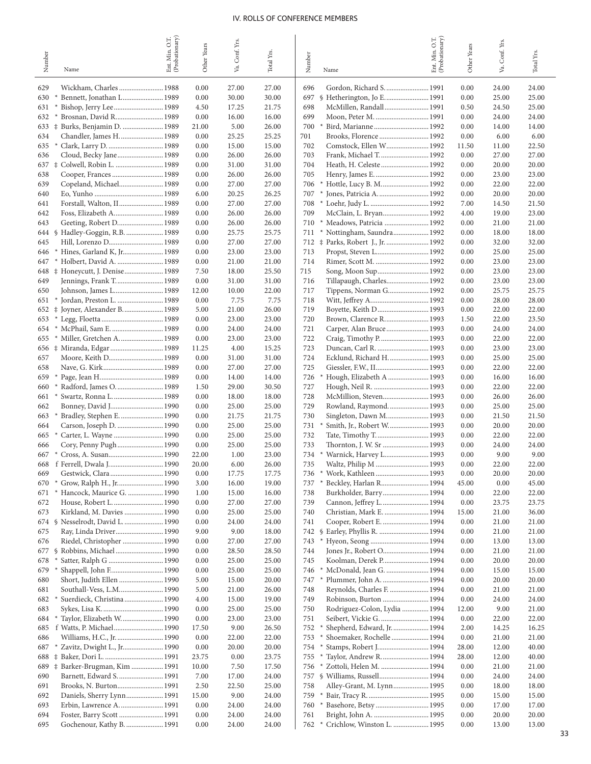## IV. ROLLS OF CONFERENCE MEMBERS

| Number | | Name | Ent. Min. O.T. (Probationary) | Other Years | Va. Conf. Yrs. | Total Yrs. |
|---|---|---|---|---|---|---|
| 629 | | Wickham, Charles | 1988 | 0.00 | 27.00 | 27.00 |
| 630 | * | Bennett, Jonathan L. | 1989 | 0.00 | 30.00 | 30.00 |
| 631 | * | Bishop, Jerry Lee | 1989 | 4.50 | 17.25 | 21.75 |
| 632 | * | Brosnan, David R. | 1989 | 0.00 | 16.00 | 16.00 |
| 633 | ‡ | Burks, Benjamin D. | 1989 | 21.00 | 5.00 | 26.00 |
| 634 | | Chandler, James H. | 1989 | 0.00 | 25.25 | 25.25 |
| 635 | * | Clark, Larry D. | 1989 | 0.00 | 15.00 | 15.00 |
| 636 | | Cloud, Becky Jane | 1989 | 0.00 | 26.00 | 26.00 |
| 637 | ‡ | Colwell, Robin L. | 1989 | 0.00 | 31.00 | 31.00 |
| 638 | | Cooper, Frances | 1989 | 0.00 | 26.00 | 26.00 |
| 639 | | Copeland, Michael | 1989 | 0.00 | 27.00 | 27.00 |
| 640 | | Eo, Yunho | 1989 | 6.00 | 20.25 | 26.25 |
| 641 | | Forstall, Walton, II | 1989 | 0.00 | 27.00 | 27.00 |
| 642 | | Foss, Elizabeth A. | 1989 | 0.00 | 26.00 | 26.00 |
| 643 | | Geeting, Robert D. | 1989 | 0.00 | 26.00 | 26.00 |
| 644 | § | Hadley-Goggin, R.B. | 1989 | 0.00 | 25.75 | 25.75 |
| 645 | | Hill, Lorenzo D. | 1989 | 0.00 | 27.00 | 27.00 |
| 646 | * | Hines, Garland K, Jr. | 1989 | 0.00 | 23.00 | 23.00 |
| 647 | * | Holbert, David A. | 1989 | 0.00 | 21.00 | 21.00 |
| 648 | ‡ | Honeycutt, J. Denise | 1989 | 7.50 | 18.00 | 25.50 |
| 649 | | Jennings, Frank T. | 1989 | 0.00 | 31.00 | 31.00 |
| 650 | | Johnson, James L. | 1989 | 12.00 | 10.00 | 22.00 |
| 651 | * | Jordan, Preston L. | 1989 | 0.00 | 7.75 | 7.75 |
| 652 | ‡ | Joyner, Alexander B. | 1989 | 5.00 | 21.00 | 26.00 |
| 653 | * | Legg, Floetta | 1989 | 0.00 | 23.00 | 23.00 |
| 654 | * | McPhail, Sam E. | 1989 | 0.00 | 24.00 | 24.00 |
| 655 | * | Miller, Gretchen A. | 1989 | 0.00 | 23.00 | 23.00 |
| 656 | ‡ | Miranda, Edgar | 1989 | 11.25 | 4.00 | 15.25 |
| 657 | | Moore, Keith D. | 1989 | 0.00 | 31.00 | 31.00 |
| 658 | | Nave, G. Kirk | 1989 | 0.00 | 27.00 | 27.00 |
| 659 | * | Page, Jean H. | 1989 | 0.00 | 14.00 | 14.00 |
| 660 | * | Radford, James O. | 1989 | 1.50 | 29.00 | 30.50 |
| 661 | * | Swartz, Ronna L. | 1989 | 0.00 | 18.00 | 18.00 |
| 662 | | Bonney, David J. | 1990 | 0.00 | 25.00 | 25.00 |
| 663 | * | Bradley, Stephen E. | 1990 | 0.00 | 21.75 | 21.75 |
| 664 | | Carson, Joseph D. | 1990 | 0.00 | 25.00 | 25.00 |
| 665 | * | Carter, L. Wayne | 1990 | 0.00 | 25.00 | 25.00 |
| 666 | | Cory, Penny Pugh | 1990 | 0.00 | 25.00 | 25.00 |
| 667 | * | Cross, A. Susan | 1990 | 22.00 | 1.00 | 23.00 |
| 668 | f | Ferrell, Dwala J. | 1990 | 20.00 | 6.00 | 26.00 |
| 669 | | Gestwick, Clara | 1990 | 0.00 | 17.75 | 17.75 |
| 670 | * | Grow, Ralph H., Jr. | 1990 | 3.00 | 16.00 | 19.00 |
| 671 | * | Hancock, Maurice G. | 1990 | 1.00 | 15.00 | 16.00 |
| 672 | | House, Robert L. | 1990 | 0.00 | 27.00 | 27.00 |
| 673 | | Kirkland, M. Davies | 1990 | 0.00 | 25.00 | 25.00 |
| 674 | § | Nesselrodt, David L. | 1990 | 0.00 | 24.00 | 24.00 |
| 675 | | Ray, Linda Driver | 1990 | 9.00 | 9.00 | 18.00 |
| 676 | | Riedel, Christopher | 1990 | 0.00 | 27.00 | 27.00 |
| 677 | § | Robbins, Michael | 1990 | 0.00 | 28.50 | 28.50 |
| 678 | * | Satter, Ralph G | 1990 | 0.00 | 25.00 | 25.00 |
| 679 | * | Shappell, John F. | 1990 | 0.00 | 25.00 | 25.00 |
| 680 | | Short, Judith Ellen | 1990 | 5.00 | 15.00 | 20.00 |
| 681 | | Southall-Vess, L.M. | 1990 | 5.00 | 21.00 | 26.00 |
| 682 | * | Suerdieck, Christina | 1990 | 4.00 | 15.00 | 19.00 |
| 683 | | Sykes, Lisa K. | 1990 | 0.00 | 25.00 | 25.00 |
| 684 | * | Taylor, Elizabeth W. | 1990 | 0.00 | 23.00 | 23.00 |
| 685 | f | Watts, P. Michael | 1990 | 17.50 | 9.00 | 26.50 |
| 686 | | Williams, H.C., Jr. | 1990 | 0.00 | 22.00 | 22.00 |
| 687 | * | Zavitz, Dwight L., Jr. | 1990 | 0.00 | 20.00 | 20.00 |
| 688 | ‡ | Baker, Dori L. | 1991 | 23.75 | 0.00 | 23.75 |
| 689 | ‡ | Barker-Brugman, Kim | 1991 | 10.00 | 7.50 | 17.50 |
| 690 | | Barnett, Edward S. | 1991 | 7.00 | 17.00 | 24.00 |
| 691 | | Brooks, N. Burton | 1991 | 2.50 | 22.50 | 25.00 |
| 692 | | Daniels, Sherry Lynn | 1991 | 15.00 | 9.00 | 24.00 |
| 693 | | Erbin, Lawrence A. | 1991 | 0.00 | 24.00 | 24.00 |
| 694 | | Foster, Barry Scott | 1991 | 0.00 | 24.00 | 24.00 |
| 695 | | Gochenour, Kathy B. | 1991 | 0.00 | 24.00 | 24.00 |
| 696 | | Gordon, Richard S. | 1991 | 0.00 | 24.00 | 24.00 |
| 697 | § | Hetherington, Jo E. | 1991 | 0.00 | 25.00 | 25.00 |
| 698 | | McMillen, Randall | 1991 | 0.50 | 24.50 | 25.00 |
| 699 | | Moon, Peter M. | 1991 | 0.00 | 24.00 | 24.00 |
| 700 | * | Bird, Marianne | 1992 | 0.00 | 14.00 | 14.00 |
| 701 | | Brooks, Florence | 1992 | 0.00 | 6.00 | 6.00 |
| 702 | | Comstock, Ellen W. | 1992 | 11.50 | 11.00 | 22.50 |
| 703 | | Frank, Michael T. | 1992 | 0.00 | 27.00 | 27.00 |
| 704 | | Heath, H. Celeste | 1992 | 0.00 | 20.00 | 20.00 |
| 705 | | Henry, James E. | 1992 | 0.00 | 23.00 | 23.00 |
| 706 | * | Hottle, Lucy B. M. | 1992 | 0.00 | 22.00 | 22.00 |
| 707 | * | Jones, Patricia A. | 1992 | 0.00 | 20.00 | 20.00 |
| 708 | * | Loehr, Judy L. | 1992 | 7.00 | 14.50 | 21.50 |
| 709 | | McClain, L. Bryan | 1992 | 4.00 | 19.00 | 23.00 |
| 710 | * | Meadows, Patricia | 1992 | 0.00 | 21.00 | 21.00 |
| 711 | * | Nottingham, Saundra | 1992 | 0.00 | 18.00 | 18.00 |
| 712 | ‡ | Parks, Robert J., Jr. | 1992 | 0.00 | 32.00 | 32.00 |
| 713 | | Propst, Steven L. | 1992 | 0.00 | 25.00 | 25.00 |
| 714 | | Rimer, Scott M. | 1992 | 0.00 | 23.00 | 23.00 |
| 715 | | Song, Moon Sup | 1992 | 0.00 | 23.00 | 23.00 |
| 716 | | Tillapaugh, Charles | 1992 | 0.00 | 23.00 | 23.00 |
| 717 | | Tippens, Norman G. | 1992 | 0.00 | 25.75 | 25.75 |
| 718 | | Witt, Jeffrey A. | 1992 | 0.00 | 28.00 | 28.00 |
| 719 | | Boyette, Keith D. | 1993 | 0.00 | 22.00 | 22.00 |
| 720 | | Brown, Clarence R. | 1993 | 1.50 | 22.00 | 23.50 |
| 721 | | Carper, Alan Bruce | 1993 | 0.00 | 24.00 | 24.00 |
| 722 | | Craig, Timothy P. | 1993 | 0.00 | 22.00 | 22.00 |
| 723 | | Duncan, Carl R. | 1993 | 0.00 | 23.00 | 23.00 |
| 724 | | Ecklund, Richard H. | 1993 | 0.00 | 25.00 | 25.00 |
| 725 | | Giessler, F.W., II | 1993 | 0.00 | 22.00 | 22.00 |
| 726 | * | Hough, Elizabeth A | 1993 | 0.00 | 16.00 | 16.00 |
| 727 | | Hough, Neil R. | 1993 | 0.00 | 22.00 | 22.00 |
| 728 | | McMillion, Steven | 1993 | 0.00 | 26.00 | 26.00 |
| 729 | | Rowland, Raymond. | 1993 | 0.00 | 25.00 | 25.00 |
| 730 | | Singleton, Dawn M. | 1993 | 0.00 | 21.50 | 21.50 |
| 731 | * | Smith, Jr., Robert W. | 1993 | 0.00 | 20.00 | 20.00 |
| 732 | | Tate, Timothy T. | 1993 | 0.00 | 22.00 | 22.00 |
| 733 | | Thornton, J. W. Sr | 1993 | 0.00 | 24.00 | 24.00 |
| 734 | * | Warnick, Harvey L. | 1993 | 0.00 | 9.00 | 9.00 |
| 735 | | Waltz, Philip M | 1993 | 0.00 | 22.00 | 22.00 |
| 736 | * | Work, Kathleen | 1993 | 0.00 | 20.00 | 20.00 |
| 737 | * | Beckley, Harlan R. | 1994 | 45.00 | 0.00 | 45.00 |
| 738 | | Burkholder, Barry | 1994 | 0.00 | 22.00 | 22.00 |
| 739 | | Cannon, Jeffrey L. | 1994 | 0.00 | 23.75 | 23.75 |
| 740 | | Christian, Mark E. | 1994 | 15.00 | 21.00 | 36.00 |
| 741 | | Cooper, Robert E. | 1994 | 0.00 | 21.00 | 21.00 |
| 742 | § | Earley, Phyllis R. | 1994 | 0.00 | 21.00 | 21.00 |
| 743 | * | Hyeon, Seong | 1994 | 0.00 | 13.00 | 13.00 |
| 744 | | Jones Jr., Robert O. | 1994 | 0.00 | 21.00 | 21.00 |
| 745 | | Koolman, Derek P. | 1994 | 0.00 | 20.00 | 20.00 |
| 746 | * | McDonald, Jean G. | 1994 | 0.00 | 15.00 | 15.00 |
| 747 | * | Plummer, John A. | 1994 | 0.00 | 20.00 | 20.00 |
| 748 | | Reynolds, Charles F. | 1994 | 0.00 | 21.00 | 21.00 |
| 749 | | Robinson, Burton | 1994 | 0.00 | 24.00 | 24.00 |
| 750 | | Rodriguez-Colon, Lydia | 1994 | 12.00 | 9.00 | 21.00 |
| 751 | | Seibert, Vickie G. | 1994 | 0.00 | 22.00 | 22.00 |
| 752 | * | Shepherd, Edward, Jr. | 1994 | 2.00 | 14.25 | 16.25 |
| 753 | * | Shoemaker, Rochelle | 1994 | 0.00 | 21.00 | 21.00 |
| 754 | * | Stamps, Robert J. | 1994 | 28.00 | 12.00 | 40.00 |
| 755 | * | Taylor, Andrew R. | 1994 | 28.00 | 12.00 | 40.00 |
| 756 | * | Zottoli, Helen M. | 1994 | 0.00 | 21.00 | 21.00 |
| 757 | § | Williams, Russell | 1994 | 0.00 | 24.00 | 24.00 |
| 758 | | Alley-Grant, M. Lynn | 1995 | 0.00 | 18.00 | 18.00 |
| 759 | * | Bair, Tracy R. | 1995 | 0.00 | 15.00 | 15.00 |
| 760 | * | Basehore, Betsy | 1995 | 0.00 | 17.00 | 17.00 |
| 761 | | Bright, John A. | 1995 | 0.00 | 20.00 | 20.00 |
| 762 | * | Crichlow, Winston L. | 1995 | 0.00 | 13.00 | 13.00 |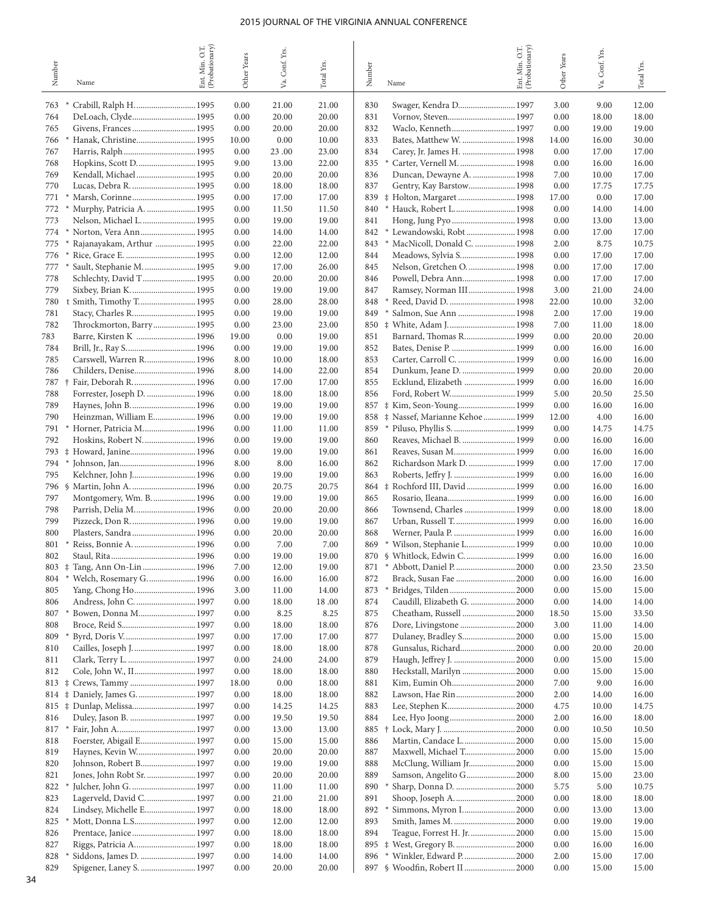| Number | Name | Ent. Min. O.T. (Probationary) | Other Years | Va. Conf. Yrs. | Total Yrs. |
|---|---|---|---|---|---|
| 763 | * Crabill, Ralph H. | 1995 | 0.00 | 21.00 | 21.00 |
| 764 | DeLoach, Clyde | 1995 | 0.00 | 20.00 | 20.00 |
| 765 | Givens, Frances | 1995 | 0.00 | 20.00 | 20.00 |
| 766 | * Hanak, Christine | 1995 | 10.00 | 0.00 | 10.00 |
| 767 | Harris, Ralph | 1995 | 0.00 | 23 .00 | 23.00 |
| 768 | Hopkins, Scott D. | 1995 | 9.00 | 13.00 | 22.00 |
| 769 | Kendall, Michael | 1995 | 0.00 | 20.00 | 20.00 |
| 770 | Lucas, Debra R. | 1995 | 0.00 | 18.00 | 18.00 |
| 771 | * Marsh, Corinne | 1995 | 0.00 | 17.00 | 17.00 |
| 772 | * Murphy, Patricia A. | 1995 | 0.00 | 11.50 | 11.50 |
| 773 | Nelson, Michael L. | 1995 | 0.00 | 19.00 | 19.00 |
| 774 | * Norton, Vera Ann | 1995 | 0.00 | 14.00 | 14.00 |
| 775 | * Rajanayakam, Arthur | 1995 | 0.00 | 22.00 | 22.00 |
| 776 | * Rice, Grace E. | 1995 | 0.00 | 12.00 | 12.00 |
| 777 | * Sault, Stephanie M. | 1995 | 9.00 | 17.00 | 26.00 |
| 778 | Schlechty, David T | 1995 | 0.00 | 20.00 | 20.00 |
| 779 | Sixbey, Brian K. | 1995 | 0.00 | 19.00 | 19.00 |
| 780 | t Smith, Timothy T. | 1995 | 0.00 | 28.00 | 28.00 |
| 781 | Stacy, Charles R. | 1995 | 0.00 | 19.00 | 19.00 |
| 782 | Throckmorton, Barry | 1995 | 0.00 | 23.00 | 23.00 |
| 783 | Barre, Kirsten K | 1996 | 19.00 | 0.00 | 19.00 |
| 784 | Brill, Jr., Ray S. | 1996 | 0.00 | 19.00 | 19.00 |
| 785 | Carswell, Warren R. | 1996 | 8.00 | 10.00 | 18.00 |
| 786 | Childers, Denise | 1996 | 8.00 | 14.00 | 22.00 |
| 787 | † Fair, Deborah R. | 1996 | 0.00 | 17.00 | 17.00 |
| 788 | Forrester, Joseph D. | 1996 | 0.00 | 18.00 | 18.00 |
| 789 | Haynes, John B. | 1996 | 0.00 | 19.00 | 19.00 |
| 790 | Heinzman, William E. | 1996 | 0.00 | 19.00 | 19.00 |
| 791 | * Horner, Patricia M. | 1996 | 0.00 | 11.00 | 11.00 |
| 792 | Hoskins, Robert N. | 1996 | 0.00 | 19.00 | 19.00 |
| 793 | ‡ Howard, Janine | 1996 | 0.00 | 19.00 | 19.00 |
| 794 | * Johnson, Jan | 1996 | 8.00 | 8.00 | 16.00 |
| 795 | Kelchner, John J. | 1996 | 0.00 | 19.00 | 19.00 |
| 796 | § Martin, John A. | 1996 | 0.00 | 20.75 | 20.75 |
| 797 | Montgomery, Wm. B. | 1996 | 0.00 | 19.00 | 19.00 |
| 798 | Parrish, Delia M. | 1996 | 0.00 | 20.00 | 20.00 |
| 799 | Pizzeck, Don R. | 1996 | 0.00 | 19.00 | 19.00 |
| 800 | Plasters, Sandra | 1996 | 0.00 | 20.00 | 20.00 |
| 801 | * Reiss, Bonnie A. | 1996 | 0.00 | 7.00 | 7.00 |
| 802 | Staul, Rita | 1996 | 0.00 | 19.00 | 19.00 |
| 803 | ‡ Tang, Ann On-Lin | 1996 | 7.00 | 12.00 | 19.00 |
| 804 | * Welch, Rosemary G. | 1996 | 0.00 | 16.00 | 16.00 |
| 805 | Yang, Chong Ho | 1996 | 3.00 | 11.00 | 14.00 |
| 806 | Andress, John C. | 1997 | 0.00 | 18.00 | 18 .00 |
| 807 | * Bowen, Donna M. | 1997 | 0.00 | 8.25 | 8.25 |
| 808 | Broce, Reid S. | 1997 | 0.00 | 18.00 | 18.00 |
| 809 | * Byrd, Doris V. | 1997 | 0.00 | 17.00 | 17.00 |
| 810 | Cailles, Joseph J. | 1997 | 0.00 | 18.00 | 18.00 |
| 811 | Clark, Terry L. | 1997 | 0.00 | 24.00 | 24.00 |
| 812 | Cole, John W., II | 1997 | 0.00 | 18.00 | 18.00 |
| 813 | ‡ Crews, Tammy | 1997 | 18.00 | 0.00 | 18.00 |
| 814 | ‡ Daniely, James G. | 1997 | 0.00 | 18.00 | 18.00 |
| 815 | ‡ Dunlap, Melissa | 1997 | 0.00 | 14.25 | 14.25 |
| 816 | Duley, Jason B. | 1997 | 0.00 | 19.50 | 19.50 |
| 817 | * Fair, John A. | 1997 | 0.00 | 13.00 | 13.00 |
| 818 | Foerster, Abigail E. | 1997 | 0.00 | 15.00 | 15.00 |
| 819 | Haynes, Kevin W. | 1997 | 0.00 | 20.00 | 20.00 |
| 820 | Johnson, Robert B. | 1997 | 0.00 | 19.00 | 19.00 |
| 821 | Jones, John Robt Sr. | 1997 | 0.00 | 20.00 | 20.00 |
| 822 | * Julcher, John G. | 1997 | 0.00 | 11.00 | 11.00 |
| 823 | Lagerveld, David C. | 1997 | 0.00 | 21.00 | 21.00 |
| 824 | Lindsey, Michelle E. | 1997 | 0.00 | 18.00 | 18.00 |
| 825 | * Mott, Donna L.S. | 1997 | 0.00 | 12.00 | 12.00 |
| 826 | Prentace, Janice | 1997 | 0.00 | 18.00 | 18.00 |
| 827 | Riggs, Patricia A. | 1997 | 0.00 | 18.00 | 18.00 |
| 828 | * Siddons, James D. | 1997 | 0.00 | 14.00 | 14.00 |
| 829 | Spigener, Laney S. | 1997 | 0.00 | 20.00 | 20.00 |
| 830 | Swager, Kendra D. | 1997 | 3.00 | 9.00 | 12.00 |
| 831 | Vornov, Steven | 1997 | 0.00 | 18.00 | 18.00 |
| 832 | Waclo, Kenneth | 1997 | 0.00 | 19.00 | 19.00 |
| 833 | Bates, Matthew W. | 1998 | 14.00 | 16.00 | 30.00 |
| 834 | Carey, Jr. James H. | 1998 | 0.00 | 17.00 | 17.00 |
| 835 | * Carter, Vernell M. | 1998 | 0.00 | 16.00 | 16.00 |
| 836 | Duncan, Dewayne A. | 1998 | 7.00 | 10.00 | 17.00 |
| 837 | Gentry, Kay Barstow | 1998 | 0.00 | 17.75 | 17.75 |
| 839 | ‡ Holton, Margaret | 1998 | 17.00 | 0.00 | 17.00 |
| 840 | * Hauck, Robert L. | 1998 | 0.00 | 14.00 | 14.00 |
| 841 | Hong, Jung Pyo | 1998 | 0.00 | 13.00 | 13.00 |
| 842 | * Lewandowski, Robt | 1998 | 0.00 | 17.00 | 17.00 |
| 843 | * MacNicoll, Donald C. | 1998 | 2.00 | 8.75 | 10.75 |
| 844 | Meadows, Sylvia S. | 1998 | 0.00 | 17.00 | 17.00 |
| 845 | Nelson, Gretchen O. | 1998 | 0.00 | 17.00 | 17.00 |
| 846 | Powell, Debra Ann | 1998 | 0.00 | 17.00 | 17.00 |
| 847 | Ramsey, Norman III | 1998 | 3.00 | 21.00 | 24.00 |
| 848 | * Reed, David D. | 1998 | 22.00 | 10.00 | 32.00 |
| 849 | * Salmon, Sue Ann | 1998 | 2.00 | 17.00 | 19.00 |
| 850 | ‡ White, Adam J. | 1998 | 7.00 | 11.00 | 18.00 |
| 851 | Barnard, Thomas R. | 1999 | 0.00 | 20.00 | 20.00 |
| 852 | Bates, Denise P. | 1999 | 0.00 | 16.00 | 16.00 |
| 853 | Carter, Carroll C. | 1999 | 0.00 | 16.00 | 16.00 |
| 854 | Dunkum, Jeane D. | 1999 | 0.00 | 20.00 | 20.00 |
| 855 | Ecklund, Elizabeth | 1999 | 0.00 | 16.00 | 16.00 |
| 856 | Ford, Robert W. | 1999 | 5.00 | 20.50 | 25.50 |
| 857 | ‡ Kim, Seon-Young | 1999 | 0.00 | 16.00 | 16.00 |
| 858 | ‡ Nassef, Marianne Kehoe | 1999 | 12.00 | 4.00 | 16.00 |
| 859 | * Piluso, Phyllis S. | 1999 | 0.00 | 14.75 | 14.75 |
| 860 | Reaves, Michael B. | 1999 | 0.00 | 16.00 | 16.00 |
| 861 | Reaves, Susan M. | 1999 | 0.00 | 16.00 | 16.00 |
| 862 | Richardson Mark D. | 1999 | 0.00 | 17.00 | 17.00 |
| 863 | Roberts, Jeffry J. | 1999 | 0.00 | 16.00 | 16.00 |
| 864 | ‡ Rochford III, David | 1999 | 0.00 | 16.00 | 16.00 |
| 865 | Rosario, Ileana | 1999 | 0.00 | 16.00 | 16.00 |
| 866 | Townsend, Charles | 1999 | 0.00 | 18.00 | 18.00 |
| 867 | Urban, Russell T. | 1999 | 0.00 | 16.00 | 16.00 |
| 868 | Werner, Paula P. | 1999 | 0.00 | 16.00 | 16.00 |
| 869 | * Wilson, Stephanie L. | 1999 | 0.00 | 10.00 | 10.00 |
| 870 | § Whitlock, Edwin C. | 1999 | 0.00 | 16.00 | 16.00 |
| 871 | * Abbott, Daniel P. | 2000 | 0.00 | 23.50 | 23.50 |
| 872 | Brack, Susan Fae | 2000 | 0.00 | 16.00 | 16.00 |
| 873 | * Bridges, Tilden | 2000 | 0.00 | 15.00 | 15.00 |
| 874 | Caudill, Elizabeth G. | 2000 | 0.00 | 14.00 | 14.00 |
| 875 | Cheatham, Russell | 2000 | 18.50 | 15.00 | 33.50 |
| 876 | Dore, Livingstone | 2000 | 3.00 | 11.00 | 14.00 |
| 877 | Dulaney, Bradley S. | 2000 | 0.00 | 15.00 | 15.00 |
| 878 | Gunsalus, Richard | 2000 | 0.00 | 20.00 | 20.00 |
| 879 | Haugh, Jeffrey J. | 2000 | 0.00 | 15.00 | 15.00 |
| 880 | Heckstall, Marilyn | 2000 | 0.00 | 15.00 | 15.00 |
| 881 | Kim, Eumin Oh | 2000 | 7.00 | 9.00 | 16.00 |
| 882 | Lawson, Hae Rin | 2000 | 2.00 | 14.00 | 16.00 |
| 883 | Lee, Stephen K. | 2000 | 4.75 | 10.00 | 14.75 |
| 884 | Lee, Hyo Joong | 2000 | 2.00 | 16.00 | 18.00 |
| 885 | † Lock, Mary J. | 2000 | 0.00 | 10.50 | 10.50 |
| 886 | Martin, Candace L. | 2000 | 0.00 | 15.00 | 15.00 |
| 887 | Maxwell, Michael T. | 2000 | 0.00 | 15.00 | 15.00 |
| 888 | McClung, William Jr. | 2000 | 0.00 | 15.00 | 15.00 |
| 889 | Samson, Angelito G. | 2000 | 8.00 | 15.00 | 23.00 |
| 890 | * Sharp, Donna D. | 2000 | 5.75 | 5.00 | 10.75 |
| 891 | Shoop, Joseph A. | 2000 | 0.00 | 18.00 | 18.00 |
| 892 | * Simmons, Myron I. | 2000 | 0.00 | 13.00 | 13.00 |
| 893 | Smith, James M. | 2000 | 0.00 | 19.00 | 19.00 |
| 894 | Teague, Forrest H. Jr. | 2000 | 0.00 | 15.00 | 15.00 |
| 895 | ‡ West, Gregory B. | 2000 | 0.00 | 16.00 | 16.00 |
| 896 | * Winkler, Edward P. | 2000 | 2.00 | 15.00 | 17.00 |
| 897 | § Woodfin, Robert II | 2000 | 0.00 | 15.00 | 15.00 |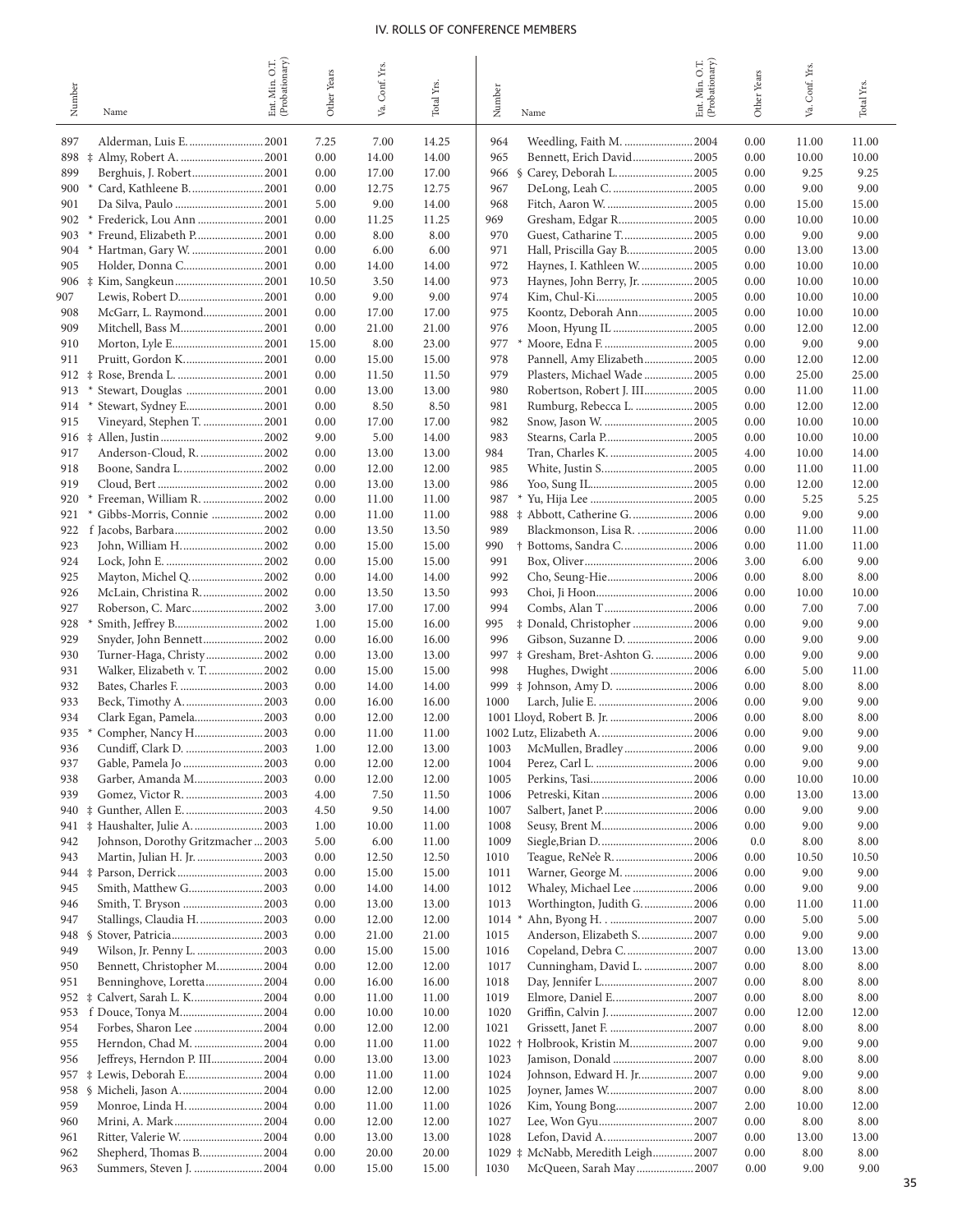## IV. ROLLS OF CONFERENCE MEMBERS

| Number | Name | Ent. Min. O.T. (Probationary) | Other Years | Va. Conf. Yrs. | Total Yrs. |
|---|---|---|---|---|---|
| 897 | Alderman, Luis E. | 2001 | 7.25 | 7.00 | 14.25 |
| 898 ‡ | Almy, Robert A. | 2001 | 0.00 | 14.00 | 14.00 |
| 899 | Berghuis, J. Robert | 2001 | 0.00 | 17.00 | 17.00 |
| 900 * | Card, Kathleene B. | 2001 | 0.00 | 12.75 | 12.75 |
| 901 | Da Silva, Paulo | 2001 | 5.00 | 9.00 | 14.00 |
| 902 * | Frederick, Lou Ann | 2001 | 0.00 | 11.25 | 11.25 |
| 903 * | Freund, Elizabeth P. | 2001 | 0.00 | 8.00 | 8.00 |
| 904 * | Hartman, Gary W. | 2001 | 0.00 | 6.00 | 6.00 |
| 905 | Holder, Donna C. | 2001 | 0.00 | 14.00 | 14.00 |
| 906 ‡ | Kim, Sangkeun | 2001 | 10.50 | 3.50 | 14.00 |
| 907 | Lewis, Robert D. | 2001 | 0.00 | 9.00 | 9.00 |
| 908 | McGarr, L. Raymond | 2001 | 0.00 | 17.00 | 17.00 |
| 909 | Mitchell, Bass M. | 2001 | 0.00 | 21.00 | 21.00 |
| 910 | Morton, Lyle E. | 2001 | 15.00 | 8.00 | 23.00 |
| 911 | Pruitt, Gordon K. | 2001 | 0.00 | 15.00 | 15.00 |
| 912 ‡ | Rose, Brenda L. | 2001 | 0.00 | 11.50 | 11.50 |
| 913 * | Stewart, Douglas | 2001 | 0.00 | 13.00 | 13.00 |
| 914 * | Stewart, Sydney E. | 2001 | 0.00 | 8.50 | 8.50 |
| 915 | Vineyard, Stephen T. | 2001 | 0.00 | 17.00 | 17.00 |
| 916 ‡ | Allen, Justin | 2002 | 9.00 | 5.00 | 14.00 |
| 917 | Anderson-Cloud, R. | 2002 | 0.00 | 13.00 | 13.00 |
| 918 | Boone, Sandra L. | 2002 | 0.00 | 12.00 | 12.00 |
| 919 | Cloud, Bert | 2002 | 0.00 | 13.00 | 13.00 |
| 920 * | Freeman, William R. | 2002 | 0.00 | 11.00 | 11.00 |
| 921 * | Gibbs-Morris, Connie | 2002 | 0.00 | 11.00 | 11.00 |
| 922 f | Jacobs, Barbara | 2002 | 0.00 | 13.50 | 13.50 |
| 923 | John, William H. | 2002 | 0.00 | 15.00 | 15.00 |
| 924 | Lock, John E. | 2002 | 0.00 | 15.00 | 15.00 |
| 925 | Mayton, Michel Q. | 2002 | 0.00 | 14.00 | 14.00 |
| 926 | McLain, Christina R. | 2002 | 0.00 | 13.50 | 13.50 |
| 927 | Roberson, C. Marc | 2002 | 3.00 | 17.00 | 17.00 |
| 928 * | Smith, Jeffrey B. | 2002 | 1.00 | 15.00 | 16.00 |
| 929 | Snyder, John Bennett | 2002 | 0.00 | 16.00 | 16.00 |
| 930 | Turner-Haga, Christy | 2002 | 0.00 | 13.00 | 13.00 |
| 931 | Walker, Elizabeth v. T. | 2002 | 0.00 | 15.00 | 15.00 |
| 932 | Bates, Charles F. | 2003 | 0.00 | 14.00 | 14.00 |
| 933 | Beck, Timothy A. | 2003 | 0.00 | 16.00 | 16.00 |
| 934 | Clark Egan, Pamela | 2003 | 0.00 | 12.00 | 12.00 |
| 935 * | Compher, Nancy H. | 2003 | 0.00 | 11.00 | 11.00 |
| 936 | Cundiff, Clark D. | 2003 | 1.00 | 12.00 | 13.00 |
| 937 | Gable, Pamela Jo | 2003 | 0.00 | 12.00 | 12.00 |
| 938 | Garber, Amanda M. | 2003 | 0.00 | 12.00 | 12.00 |
| 939 | Gomez, Victor R. | 2003 | 4.00 | 7.50 | 11.50 |
| 940 ‡ | Gunther, Allen E. | 2003 | 4.50 | 9.50 | 14.00 |
| 941 ‡ | Haushalter, Julie A. | 2003 | 1.00 | 10.00 | 11.00 |
| 942 | Johnson, Dorothy Gritzmacher | 2003 | 5.00 | 6.00 | 11.00 |
| 943 | Martin, Julian H. Jr. | 2003 | 0.00 | 12.50 | 12.50 |
| 944 ‡ | Parson, Derrick | 2003 | 0.00 | 15.00 | 15.00 |
| 945 | Smith, Matthew G. | 2003 | 0.00 | 14.00 | 14.00 |
| 946 | Smith, T. Bryson | 2003 | 0.00 | 13.00 | 13.00 |
| 947 | Stallings, Claudia H. | 2003 | 0.00 | 12.00 | 12.00 |
| 948 § | Stover, Patricia | 2003 | 0.00 | 21.00 | 21.00 |
| 949 | Wilson, Jr. Penny L. | 2003 | 0.00 | 15.00 | 15.00 |
| 950 | Bennett, Christopher M. | 2004 | 0.00 | 12.00 | 12.00 |
| 951 | Benninghove, Loretta | 2004 | 0.00 | 16.00 | 16.00 |
| 952 ‡ | Calvert, Sarah L. K. | 2004 | 0.00 | 11.00 | 11.00 |
| 953 f | Douce, Tonya M. | 2004 | 0.00 | 10.00 | 10.00 |
| 954 | Forbes, Sharon Lee | 2004 | 0.00 | 12.00 | 12.00 |
| 955 | Herndon, Chad M. | 2004 | 0.00 | 11.00 | 11.00 |
| 956 | Jeffreys, Herndon P. III | 2004 | 0.00 | 13.00 | 13.00 |
| 957 ‡ | Lewis, Deborah E. | 2004 | 0.00 | 11.00 | 11.00 |
| 958 § | Micheli, Jason A. | 2004 | 0.00 | 12.00 | 12.00 |
| 959 | Monroe, Linda H. | 2004 | 0.00 | 11.00 | 11.00 |
| 960 | Mrini, A. Mark | 2004 | 0.00 | 12.00 | 12.00 |
| 961 | Ritter, Valerie W. | 2004 | 0.00 | 13.00 | 13.00 |
| 962 | Shepherd, Thomas B. | 2004 | 0.00 | 20.00 | 20.00 |
| 963 | Summers, Steven J. | 2004 | 0.00 | 15.00 | 15.00 |
| 964 | Weedling, Faith M. | 2004 | 0.00 | 11.00 | 11.00 |
| 965 | Bennett, Erich David | 2005 | 0.00 | 10.00 | 10.00 |
| 966 § | Carey, Deborah L. | 2005 | 0.00 | 9.25 | 9.25 |
| 967 | DeLong, Leah C. | 2005 | 0.00 | 9.00 | 9.00 |
| 968 | Fitch, Aaron W. | 2005 | 0.00 | 15.00 | 15.00 |
| 969 | Gresham, Edgar R. | 2005 | 0.00 | 10.00 | 10.00 |
| 970 | Guest, Catharine T. | 2005 | 0.00 | 9.00 | 9.00 |
| 971 | Hall, Priscilla Gay B. | 2005 | 0.00 | 13.00 | 13.00 |
| 972 | Haynes, I. Kathleen W. | 2005 | 0.00 | 10.00 | 10.00 |
| 973 | Haynes, John Berry, Jr. | 2005 | 0.00 | 10.00 | 10.00 |
| 974 | Kim, Chul-Ki | 2005 | 0.00 | 10.00 | 10.00 |
| 975 | Koontz, Deborah Ann | 2005 | 0.00 | 10.00 | 10.00 |
| 976 | Moon, Hyung IL | 2005 | 0.00 | 12.00 | 12.00 |
| 977 * | Moore, Edna F. | 2005 | 0.00 | 9.00 | 9.00 |
| 978 | Pannell, Amy Elizabeth | 2005 | 0.00 | 12.00 | 12.00 |
| 979 | Plasters, Michael Wade | 2005 | 0.00 | 25.00 | 25.00 |
| 980 | Robertson, Robert J. III | 2005 | 0.00 | 11.00 | 11.00 |
| 981 | Rumburg, Rebecca L. | 2005 | 0.00 | 12.00 | 12.00 |
| 982 | Snow, Jason W. | 2005 | 0.00 | 10.00 | 10.00 |
| 983 | Stearns, Carla P. | 2005 | 0.00 | 10.00 | 10.00 |
| 984 | Tran, Charles K. | 2005 | 4.00 | 10.00 | 14.00 |
| 985 | White, Justin S. | 2005 | 0.00 | 11.00 | 11.00 |
| 986 | Yoo, Sung IL | 2005 | 0.00 | 12.00 | 12.00 |
| 987 * | Yu, Hija Lee | 2005 | 0.00 | 5.25 | 5.25 |
| 988 ‡ | Abbott, Catherine G. | 2006 | 0.00 | 9.00 | 9.00 |
| 989 | Blackmonson, Lisa R. | 2006 | 0.00 | 11.00 | 11.00 |
| 990 † | Bottoms, Sandra C. | 2006 | 0.00 | 11.00 | 11.00 |
| 991 | Box, Oliver | 2006 | 3.00 | 6.00 | 9.00 |
| 992 | Cho, Seung-Hie | 2006 | 0.00 | 8.00 | 8.00 |
| 993 | Choi, Ji Hoon | 2006 | 0.00 | 10.00 | 10.00 |
| 994 | Combs, Alan T | 2006 | 0.00 | 7.00 | 7.00 |
| 995 ‡ | Donald, Christopher | 2006 | 0.00 | 9.00 | 9.00 |
| 996 | Gibson, Suzanne D. | 2006 | 0.00 | 9.00 | 9.00 |
| 997 ‡ | Gresham, Bret-Ashton G. | 2006 | 0.00 | 9.00 | 9.00 |
| 998 | Hughes, Dwight | 2006 | 6.00 | 5.00 | 11.00 |
| 999 ‡ | Johnson, Amy D. | 2006 | 0.00 | 8.00 | 8.00 |
| 1000 | Larch, Julie E. | 2006 | 0.00 | 9.00 | 9.00 |
| 1001 | Lloyd, Robert B. Jr. | 2006 | 0.00 | 8.00 | 8.00 |
| 1002 | Lutz, Elizabeth A. | 2006 | 0.00 | 9.00 | 9.00 |
| 1003 | McMullen, Bradley | 2006 | 0.00 | 9.00 | 9.00 |
| 1004 | Perez, Carl L. | 2006 | 0.00 | 9.00 | 9.00 |
| 1005 | Perkins, Tasi | 2006 | 0.00 | 10.00 | 10.00 |
| 1006 | Petreski, Kitan | 2006 | 0.00 | 13.00 | 13.00 |
| 1007 | Salbert, Janet P. | 2006 | 0.00 | 9.00 | 9.00 |
| 1008 | Seusy, Brent M. | 2006 | 0.00 | 9.00 | 9.00 |
| 1009 | Siegle,Brian D. | 2006 | 0.0 | 8.00 | 8.00 |
| 1010 | Teague, ReNe'e R. | 2006 | 0.00 | 10.50 | 10.50 |
| 1011 | Warner, George M. | 2006 | 0.00 | 9.00 | 9.00 |
| 1012 | Whaley, Michael Lee | 2006 | 0.00 | 9.00 | 9.00 |
| 1013 | Worthington, Judith G. | 2006 | 0.00 | 11.00 | 11.00 |
| 1014 * | Ahn, Byong H. | 2007 | 0.00 | 5.00 | 5.00 |
| 1015 | Anderson, Elizabeth S. | 2007 | 0.00 | 9.00 | 9.00 |
| 1016 | Copeland, Debra C. | 2007 | 0.00 | 13.00 | 13.00 |
| 1017 | Cunningham, David L. | 2007 | 0.00 | 8.00 | 8.00 |
| 1018 | Day, Jennifer L. | 2007 | 0.00 | 8.00 | 8.00 |
| 1019 | Elmore, Daniel E. | 2007 | 0.00 | 8.00 | 8.00 |
| 1020 | Griffin, Calvin J. | 2007 | 0.00 | 12.00 | 12.00 |
| 1021 | Grissett, Janet F. | 2007 | 0.00 | 8.00 | 8.00 |
| 1022 † | Holbrook, Kristin M. | 2007 | 0.00 | 9.00 | 9.00 |
| 1023 | Jamison, Donald | 2007 | 0.00 | 8.00 | 8.00 |
| 1024 | Johnson, Edward H. Jr. | 2007 | 0.00 | 9.00 | 9.00 |
| 1025 | Joyner, James W. | 2007 | 0.00 | 8.00 | 8.00 |
| 1026 | Kim, Young Bong | 2007 | 2.00 | 10.00 | 12.00 |
| 1027 | Lee, Won Gyu | 2007 | 0.00 | 8.00 | 8.00 |
| 1028 | Lefon, David A. | 2007 | 0.00 | 13.00 | 13.00 |
| 1029 ‡ | McNabb, Meredith Leigh | 2007 | 0.00 | 8.00 | 8.00 |
| 1030 | McQueen, Sarah May | 2007 | 0.00 | 9.00 | 9.00 |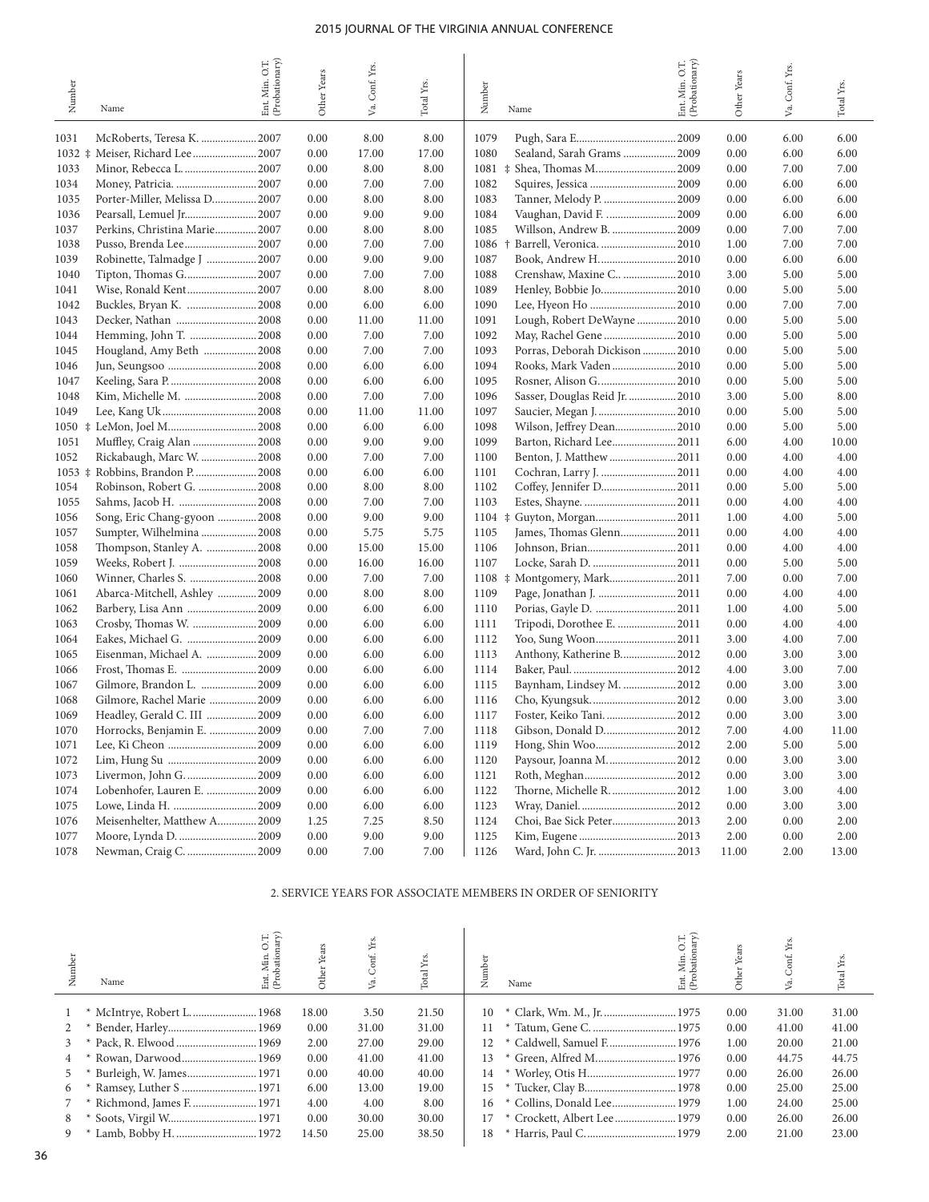| Number | Name | Ent. Min. O.T. (Probationary) | Other Years | Va. Conf. Yrs. | Total Yrs. |
|---|---|---|---|---|---|
| 1031 | McRoberts, Teresa K. | 2007 | 0.00 | 8.00 | 8.00 |
| 1032 ‡ | Meiser, Richard Lee | 2007 | 0.00 | 17.00 | 17.00 |
| 1033 | Minor, Rebecca L. | 2007 | 0.00 | 8.00 | 8.00 |
| 1034 | Money, Patricia. | 2007 | 0.00 | 7.00 | 7.00 |
| 1035 | Porter-Miller, Melissa D. | 2007 | 0.00 | 8.00 | 8.00 |
| 1036 | Pearsall, Lemuel Jr. | 2007 | 0.00 | 9.00 | 9.00 |
| 1037 | Perkins, Christina Marie | 2007 | 0.00 | 8.00 | 8.00 |
| 1038 | Pusso, Brenda Lee | 2007 | 0.00 | 7.00 | 7.00 |
| 1039 | Robinette, Talmadge J | 2007 | 0.00 | 9.00 | 9.00 |
| 1040 | Tipton, Thomas G. | 2007 | 0.00 | 7.00 | 7.00 |
| 1041 | Wise, Ronald Kent | 2007 | 0.00 | 8.00 | 8.00 |
| 1042 | Buckles, Bryan K. | 2008 | 0.00 | 6.00 | 6.00 |
| 1043 | Decker, Nathan | 2008 | 0.00 | 11.00 | 11.00 |
| 1044 | Hemming, John T. | 2008 | 0.00 | 7.00 | 7.00 |
| 1045 | Hougland, Amy Beth | 2008 | 0.00 | 7.00 | 7.00 |
| 1046 | Jun, Seungsoo | 2008 | 0.00 | 6.00 | 6.00 |
| 1047 | Keeling, Sara P. | 2008 | 0.00 | 6.00 | 6.00 |
| 1048 | Kim, Michelle M. | 2008 | 0.00 | 7.00 | 7.00 |
| 1049 | Lee, Kang Uk | 2008 | 0.00 | 11.00 | 11.00 |
| 1050 ‡ | LeMon, Joel M. | 2008 | 0.00 | 6.00 | 6.00 |
| 1051 | Muffley, Craig Alan | 2008 | 0.00 | 9.00 | 9.00 |
| 1052 | Rickabaugh, Marc W. | 2008 | 0.00 | 7.00 | 7.00 |
| 1053 ‡ | Robbins, Brandon P. | 2008 | 0.00 | 6.00 | 6.00 |
| 1054 | Robinson, Robert G. | 2008 | 0.00 | 8.00 | 8.00 |
| 1055 | Sahms, Jacob H. | 2008 | 0.00 | 7.00 | 7.00 |
| 1056 | Song, Eric Chang-gyoon | 2008 | 0.00 | 9.00 | 9.00 |
| 1057 | Sumpter, Wilhelmina | 2008 | 0.00 | 5.75 | 5.75 |
| 1058 | Thompson, Stanley A. | 2008 | 0.00 | 15.00 | 15.00 |
| 1059 | Weeks, Robert J. | 2008 | 0.00 | 16.00 | 16.00 |
| 1060 | Winner, Charles S. | 2008 | 0.00 | 7.00 | 7.00 |
| 1061 | Abarca-Mitchell, Ashley | 2009 | 0.00 | 8.00 | 8.00 |
| 1062 | Barbery, Lisa Ann | 2009 | 0.00 | 6.00 | 6.00 |
| 1063 | Crosby, Thomas W. | 2009 | 0.00 | 6.00 | 6.00 |
| 1064 | Eakes, Michael G. | 2009 | 0.00 | 6.00 | 6.00 |
| 1065 | Eisenman, Michael A. | 2009 | 0.00 | 6.00 | 6.00 |
| 1066 | Frost, Thomas E. | 2009 | 0.00 | 6.00 | 6.00 |
| 1067 | Gilmore, Brandon L. | 2009 | 0.00 | 6.00 | 6.00 |
| 1068 | Gilmore, Rachel Marie | 2009 | 0.00 | 6.00 | 6.00 |
| 1069 | Headley, Gerald C. III | 2009 | 0.00 | 6.00 | 6.00 |
| 1070 | Horrocks, Benjamin E. | 2009 | 0.00 | 7.00 | 7.00 |
| 1071 | Lee, Ki Cheon | 2009 | 0.00 | 6.00 | 6.00 |
| 1072 | Lim, Hung Su | 2009 | 0.00 | 6.00 | 6.00 |
| 1073 | Livermon, John G. | 2009 | 0.00 | 6.00 | 6.00 |
| 1074 | Lobenhofer, Lauren E. | 2009 | 0.00 | 6.00 | 6.00 |
| 1075 | Lowe, Linda H. | 2009 | 0.00 | 6.00 | 6.00 |
| 1076 | Meisenhelter, Matthew A. | 2009 | 1.25 | 7.25 | 8.50 |
| 1077 | Moore, Lynda D. | 2009 | 0.00 | 9.00 | 9.00 |
| 1078 | Newman, Craig C. | 2009 | 0.00 | 7.00 | 7.00 |
| 1079 | Pugh, Sara E. | 2009 | 0.00 | 6.00 | 6.00 |
| 1080 | Sealand, Sarah Grams | 2009 | 0.00 | 6.00 | 6.00 |
| 1081 ‡ | Shea, Thomas M. | 2009 | 0.00 | 7.00 | 7.00 |
| 1082 | Squires, Jessica | 2009 | 0.00 | 6.00 | 6.00 |
| 1083 | Tanner, Melody P. | 2009 | 0.00 | 6.00 | 6.00 |
| 1084 | Vaughan, David F. | 2009 | 0.00 | 6.00 | 6.00 |
| 1085 | Willson, Andrew B. | 2009 | 0.00 | 7.00 | 7.00 |
| 1086 † | Barrell, Veronica. | 2010 | 1.00 | 7.00 | 7.00 |
| 1087 | Book, Andrew H. | 2010 | 0.00 | 6.00 | 6.00 |
| 1088 | Crenshaw, Maxine C.. | 2010 | 3.00 | 5.00 | 5.00 |
| 1089 | Henley, Bobbie Jo | 2010 | 0.00 | 5.00 | 5.00 |
| 1090 | Lee, Hyeon Ho | 2010 | 0.00 | 7.00 | 7.00 |
| 1091 | Lough, Robert DeWayne | 2010 | 0.00 | 5.00 | 5.00 |
| 1092 | May, Rachel Gene | 2010 | 0.00 | 5.00 | 5.00 |
| 1093 | Porras, Deborah Dickison | 2010 | 0.00 | 5.00 | 5.00 |
| 1094 | Rooks, Mark Vaden | 2010 | 0.00 | 5.00 | 5.00 |
| 1095 | Rosner, Alison G. | 2010 | 0.00 | 5.00 | 5.00 |
| 1096 | Sasser, Douglas Reid Jr. | 2010 | 3.00 | 5.00 | 8.00 |
| 1097 | Saucier, Megan J. | 2010 | 0.00 | 5.00 | 5.00 |
| 1098 | Wilson, Jeffrey Dean | 2010 | 0.00 | 5.00 | 5.00 |
| 1099 | Barton, Richard Lee | 2011 | 6.00 | 4.00 | 10.00 |
| 1100 | Benton, J. Matthew | 2011 | 0.00 | 4.00 | 4.00 |
| 1101 | Cochran, Larry J. | 2011 | 0.00 | 4.00 | 4.00 |
| 1102 | Coffey, Jennifer D. | 2011 | 0.00 | 5.00 | 5.00 |
| 1103 | Estes, Shayne. | 2011 | 0.00 | 4.00 | 4.00 |
| 1104 ‡ | Guyton, Morgan | 2011 | 1.00 | 4.00 | 5.00 |
| 1105 | James, Thomas Glenn | 2011 | 0.00 | 4.00 | 4.00 |
| 1106 | Johnson, Brian | 2011 | 0.00 | 4.00 | 4.00 |
| 1107 | Locke, Sarah D. | 2011 | 0.00 | 5.00 | 5.00 |
| 1108 ‡ | Montgomery, Mark | 2011 | 7.00 | 0.00 | 7.00 |
| 1109 | Page, Jonathan J. | 2011 | 0.00 | 4.00 | 4.00 |
| 1110 | Porias, Gayle D. | 2011 | 1.00 | 4.00 | 5.00 |
| 1111 | Tripodi, Dorothee E. | 2011 | 0.00 | 4.00 | 4.00 |
| 1112 | Yoo, Sung Woon | 2011 | 3.00 | 4.00 | 7.00 |
| 1113 | Anthony, Katherine B. | 2012 | 0.00 | 3.00 | 3.00 |
| 1114 | Baker, Paul. | 2012 | 4.00 | 3.00 | 7.00 |
| 1115 | Baynham, Lindsey M. | 2012 | 0.00 | 3.00 | 3.00 |
| 1116 | Cho, Kyungsuk. | 2012 | 0.00 | 3.00 | 3.00 |
| 1117 | Foster, Keiko Tani. | 2012 | 0.00 | 3.00 | 3.00 |
| 1118 | Gibson, Donald D. | 2012 | 7.00 | 4.00 | 11.00 |
| 1119 | Hong, Shin Woo | 2012 | 2.00 | 5.00 | 5.00 |
| 1120 | Paysour, Joanna M. | 2012 | 0.00 | 3.00 | 3.00 |
| 1121 | Roth, Meghan | 2012 | 0.00 | 3.00 | 3.00 |
| 1122 | Thorne, Michelle R. | 2012 | 1.00 | 3.00 | 4.00 |
| 1123 | Wray, Daniel. | 2012 | 0.00 | 3.00 | 3.00 |
| 1124 | Choi, Bae Sick Peter | 2013 | 2.00 | 0.00 | 2.00 |
| 1125 | Kim, Eugene | 2013 | 2.00 | 0.00 | 2.00 |
| 1126 | Ward, John C. Jr. | 2013 | 11.00 | 2.00 | 13.00 |

## 2. SERVICE YEARS FOR ASSOCIATE MEMBERS IN ORDER OF SENIORITY

| Number | Name | Ent. Min. O.T. (Probationary) | Other Years | Va. Conf. Yrs. | Total Yrs. |
|---|---|---|---|---|---|
| 1 | * McIntrye, Robert L. | 1968 | 18.00 | 3.50 | 21.50 |
| 2 | * Bender, Harley | 1969 | 0.00 | 31.00 | 31.00 |
| 3 | * Pack, R. Elwood | 1969 | 2.00 | 27.00 | 29.00 |
| 4 | * Rowan, Darwood | 1969 | 0.00 | 41.00 | 41.00 |
| 5 | * Burleigh, W. James | 1971 | 0.00 | 40.00 | 40.00 |
| 6 | * Ramsey, Luther S | 1971 | 6.00 | 13.00 | 19.00 |
| 7 | * Richmond, James F. | 1971 | 4.00 | 4.00 | 8.00 |
| 8 | * Soots, Virgil W. | 1971 | 0.00 | 30.00 | 30.00 |
| 9 | * Lamb, Bobby H. | 1972 | 14.50 | 25.00 | 38.50 |
| 10 | * Clark, Wm. M., Jr. | 1975 | 0.00 | 31.00 | 31.00 |
| 11 | * Tatum, Gene C. | 1975 | 0.00 | 41.00 | 41.00 |
| 12 | * Caldwell, Samuel F. | 1976 | 1.00 | 20.00 | 21.00 |
| 13 | * Green, Alfred M. | 1976 | 0.00 | 44.75 | 44.75 |
| 14 | * Worley, Otis H. | 1977 | 0.00 | 26.00 | 26.00 |
| 15 | * Tucker, Clay B. | 1978 | 0.00 | 25.00 | 25.00 |
| 16 | * Collins, Donald Lee | 1979 | 1.00 | 24.00 | 25.00 |
| 17 | * Crockett, Albert Lee | 1979 | 0.00 | 26.00 | 26.00 |
| 18 | * Harris, Paul C. | 1979 | 2.00 | 21.00 | 23.00 |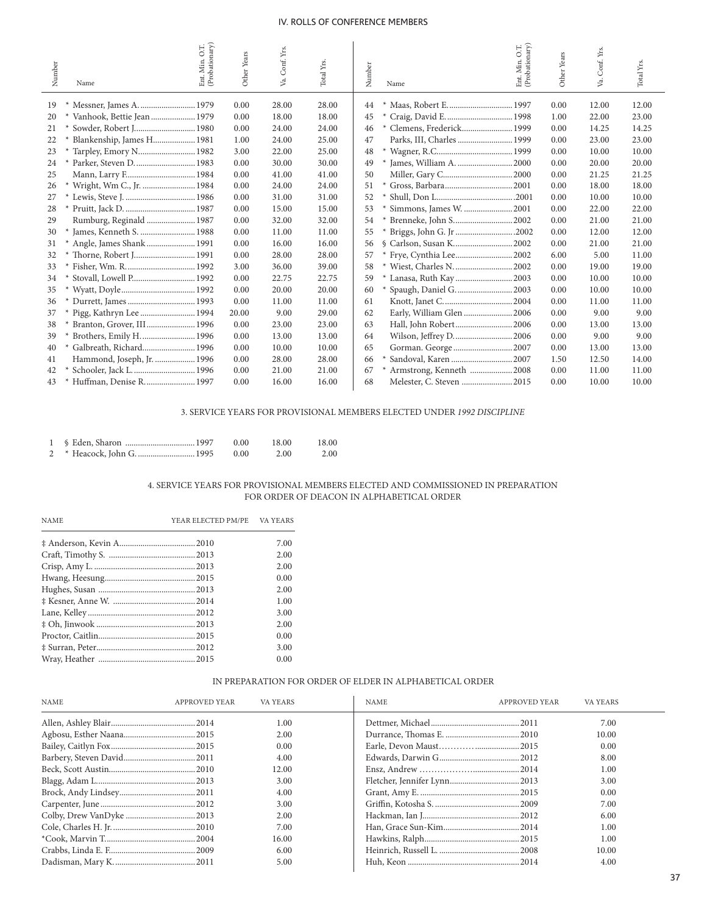## IV. ROLLS OF CONFERENCE MEMBERS

| Number | Name | Ent. Min. O.T. (Probationary) | Other Years | Va. Conf. Yrs. | Total Yrs. |
|---|---|---|---|---|---|
| 19 | * Messner, James A. | 1979 | 0.00 | 28.00 | 28.00 |
| 20 | * Vanhook, Bettie Jean | 1979 | 0.00 | 18.00 | 18.00 |
| 21 | * Sowder, Robert J. | 1980 | 0.00 | 24.00 | 24.00 |
| 22 | * Blankenship, James H. | 1981 | 1.00 | 24.00 | 25.00 |
| 23 | * Tarpley, Emory N. | 1982 | 3.00 | 22.00 | 25.00 |
| 24 | * Parker, Steven D. | 1983 | 0.00 | 30.00 | 30.00 |
| 25 | Mann, Larry F. | 1984 | 0.00 | 41.00 | 41.00 |
| 26 | * Wright, Wm C., Jr. | 1984 | 0.00 | 24.00 | 24.00 |
| 27 | * Lewis, Steve J. | 1986 | 0.00 | 31.00 | 31.00 |
| 28 | * Pruitt, Jack D. | 1987 | 0.00 | 15.00 | 15.00 |
| 29 | Rumburg, Reginald | 1987 | 0.00 | 32.00 | 32.00 |
| 30 | * James, Kenneth S. | 1988 | 0.00 | 11.00 | 11.00 |
| 31 | * Angle, James Shank | 1991 | 0.00 | 16.00 | 16.00 |
| 32 | * Thorne, Robert J. | 1991 | 0.00 | 28.00 | 28.00 |
| 33 | * Fisher, Wm. R. | 1992 | 3.00 | 36.00 | 39.00 |
| 34 | * Stovall, Lowell P. | 1992 | 0.00 | 22.75 | 22.75 |
| 35 | * Wyatt, Doyle | 1992 | 0.00 | 20.00 | 20.00 |
| 36 | * Durrett, James | 1993 | 0.00 | 11.00 | 11.00 |
| 37 | * Pigg, Kathryn Lee | 1994 | 20.00 | 9.00 | 29.00 |
| 38 | * Branton, Grover, III | 1996 | 0.00 | 23.00 | 23.00 |
| 39 | * Brothers, Emily H. | 1996 | 0.00 | 13.00 | 13.00 |
| 40 | * Galbreath, Richard | 1996 | 0.00 | 10.00 | 10.00 |
| 41 | Hammond, Joseph, Jr. | 1996 | 0.00 | 28.00 | 28.00 |
| 42 | * Schooler, Jack L. | 1996 | 0.00 | 21.00 | 21.00 |
| 43 | * Huffman, Denise R. | 1997 | 0.00 | 16.00 | 16.00 |
| 44 | * Maas, Robert E. | 1997 | 0.00 | 12.00 | 12.00 |
| 45 | * Craig, David E. | 1998 | 1.00 | 22.00 | 23.00 |
| 46 | * Clemens, Frederick | 1999 | 0.00 | 14.25 | 14.25 |
| 47 | Parks, III, Charles | 1999 | 0.00 | 23.00 | 23.00 |
| 48 | * Wagner, R.C. | 1999 | 0.00 | 10.00 | 10.00 |
| 49 | * James, William A. | 2000 | 0.00 | 20.00 | 20.00 |
| 50 | Miller, Gary C. | 2000 | 0.00 | 21.25 | 21.25 |
| 51 | * Gross, Barbara | 2001 | 0.00 | 18.00 | 18.00 |
| 52 | * Shull, Don L. | 2001 | 0.00 | 10.00 | 10.00 |
| 53 | * Simmons, James W. | 2001 | 0.00 | 22.00 | 22.00 |
| 54 | * Brenneke, John S. | 2002 | 0.00 | 21.00 | 21.00 |
| 55 | * Briggs, John G. Jr | 2002 | 0.00 | 12.00 | 12.00 |
| 56 | § Carlson, Susan K. | 2002 | 0.00 | 21.00 | 21.00 |
| 57 | * Frye, Cynthia Lee | 2002 | 6.00 | 5.00 | 11.00 |
| 58 | * Wiest, Charles N. | 2002 | 0.00 | 19.00 | 19.00 |
| 59 | * Lanasa, Ruth Kay | 2003 | 0.00 | 10.00 | 10.00 |
| 60 | * Spaugh, Daniel G. | 2003 | 0.00 | 10.00 | 10.00 |
| 61 | Knott, Janet C. | 2004 | 0.00 | 11.00 | 11.00 |
| 62 | Early, William Glen | 2006 | 0.00 | 9.00 | 9.00 |
| 63 | Hall, John Robert | 2006 | 0.00 | 13.00 | 13.00 |
| 64 | Wilson, Jeffrey D. | 2006 | 0.00 | 9.00 | 9.00 |
| 65 | Gorman. George | 2007 | 0.00 | 13.00 | 13.00 |
| 66 | * Sandoval, Karen | 2007 | 1.50 | 12.50 | 14.00 |
| 67 | * Armstrong, Kenneth | 2008 | 0.00 | 11.00 | 11.00 |
| 68 | Melester, C. Steven | 2015 | 0.00 | 10.00 | 10.00 |

### 3. SERVICE YEARS FOR PROVISIONAL MEMBERS ELECTED UNDER *1992 DISCIPLINE*

| Number | Name | Year | Other Years | Va. Conf. Yrs. | Total Yrs. |
|---|---|---|---|---|---|
| 1 | § Eden, Sharon | 1997 | 0.00 | 18.00 | 18.00 |
| 2 | * Heacock, John G. | 1995 | 0.00 | 2.00 | 2.00 |

### 4. SERVICE YEARS FOR PROVISIONAL MEMBERS ELECTED AND COMMISSIONED IN PREPARATION FOR ORDER OF DEACON IN ALPHABETICAL ORDER

| NAME | YEAR ELECTED PM/PE | VA YEARS |
|---|---|---|
| ‡ Anderson, Kevin A. | 2010 | 7.00 |
| Craft, Timothy S. | 2013 | 2.00 |
| Crisp, Amy L. | 2013 | 2.00 |
| Hwang, Heesung | 2015 | 0.00 |
| Hughes, Susan | 2013 | 2.00 |
| ‡ Kesner, Anne W. | 2014 | 1.00 |
| Lane, Kelley | 2012 | 3.00 |
| ‡ Oh, Jinwook | 2013 | 2.00 |
| Proctor, Caitlin | 2015 | 0.00 |
| ‡ Surran, Peter | 2012 | 3.00 |
| Wray, Heather | 2015 | 0.00 |

### IN PREPARATION FOR ORDER OF ELDER IN ALPHABETICAL ORDER

| NAME | APPROVED YEAR | VA YEARS |
|---|---|---|
| Allen, Ashley Blair | 2014 | 1.00 |
| Agbosu, Esther Naana | 2015 | 2.00 |
| Bailey, Caitlyn Fox | 2015 | 0.00 |
| Barbery, Steven David | 2011 | 4.00 |
| Beck, Scott Austin | 2010 | 12.00 |
| Blagg, Adam L. | 2013 | 3.00 |
| Brock, Andy Lindsey | 2011 | 4.00 |
| Carpenter, June | 2012 | 3.00 |
| Colby, Drew VanDyke | 2013 | 2.00 |
| Cole, Charles H. Jr. | 2010 | 7.00 |
| *Cook, Marvin T. | 2004 | 16.00 |
| Crabbs, Linda E. F. | 2009 | 6.00 |
| Dadisman, Mary K. | 2011 | 5.00 |
| Dettmer, Michael | 2011 | 7.00 |
| Durrance, Thomas E. | 2010 | 10.00 |
| Earle, Devon Maust | 2015 | 0.00 |
| Edwards, Darwin G. | 2012 | 8.00 |
| Ensz, Andrew | 2014 | 1.00 |
| Fletcher, Jennifer Lynn | 2013 | 3.00 |
| Grant, Amy E. | 2015 | 0.00 |
| Griffin, Kotosha S. | 2009 | 7.00 |
| Hackman, Ian J. | 2012 | 6.00 |
| Han, Grace Sun-Kim | 2014 | 1.00 |
| Hawkins, Ralph | 2015 | 1.00 |
| Heinrich, Russell L. | 2008 | 10.00 |
| Huh, Keon | 2014 | 4.00 |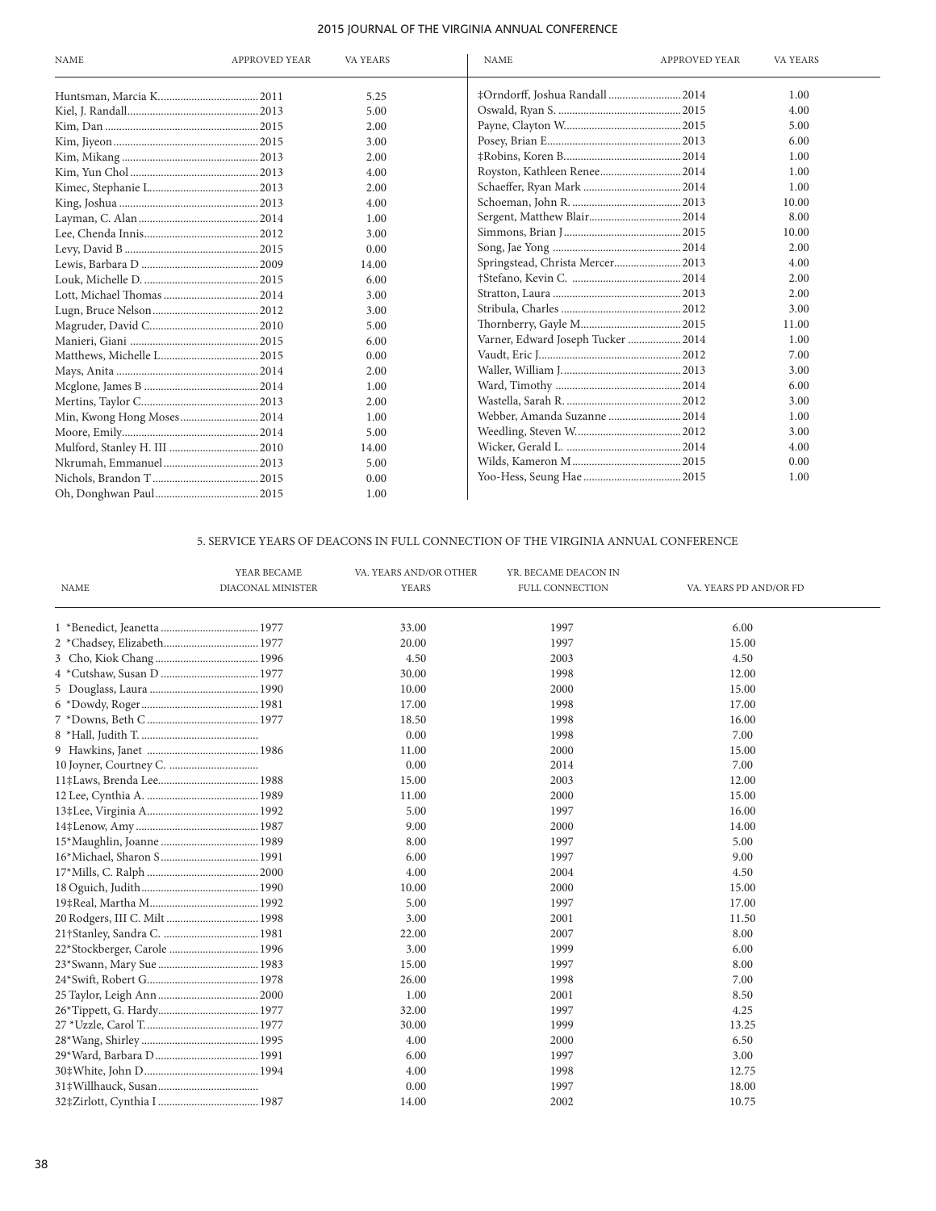| NAME | APPROVED YEAR | VA YEARS |
|---|---|---|
| Huntsman, Marcia K. | 2011 | 5.25 |
| Kiel, J. Randall | 2013 | 5.00 |
| Kim, Dan | 2015 | 2.00 |
| Kim, Jiyeon | 2015 | 3.00 |
| Kim, Mikang | 2013 | 2.00 |
| Kim, Yun Chol | 2013 | 4.00 |
| Kimec, Stephanie L. | 2013 | 2.00 |
| King, Joshua | 2013 | 4.00 |
| Layman, C. Alan | 2014 | 1.00 |
| Lee, Chenda Innis | 2012 | 3.00 |
| Levy, David B | 2015 | 0.00 |
| Lewis, Barbara D | 2009 | 14.00 |
| Louk, Michelle D. | 2015 | 6.00 |
| Lott, Michael Thomas | 2014 | 3.00 |
| Lugn, Bruce Nelson | 2012 | 3.00 |
| Magruder, David C. | 2010 | 5.00 |
| Manieri, Giani | 2015 | 6.00 |
| Matthews, Michelle L | 2015 | 0.00 |
| Mays, Anita | 2014 | 2.00 |
| Mcglone, James B | 2014 | 1.00 |
| Mertins, Taylor C. | 2013 | 2.00 |
| Min, Kwong Hong Moses | 2014 | 1.00 |
| Moore, Emily | 2014 | 5.00 |
| Mulford, Stanley H. III | 2010 | 14.00 |
| Nkrumah, Emmanuel | 2013 | 5.00 |
| Nichols, Brandon T | 2015 | 0.00 |
| Oh, Donghwan Paul | 2015 | 1.00 |
| ‡Orndorff, Joshua Randall | 2014 | 1.00 |
| Oswald, Ryan S. | 2015 | 4.00 |
| Payne, Clayton W. | 2015 | 5.00 |
| Posey, Brian E. | 2013 | 6.00 |
| ‡Robins, Koren B. | 2014 | 1.00 |
| Royston, Kathleen Renee | 2014 | 1.00 |
| Schaeffer, Ryan Mark | 2014 | 1.00 |
| Schoeman, John R. | 2013 | 10.00 |
| Sergent, Matthew Blair | 2014 | 8.00 |
| Simmons, Brian J | 2015 | 10.00 |
| Song, Jae Yong | 2014 | 2.00 |
| Springstead, Christa Mercer | 2013 | 4.00 |
| †Stefano, Kevin C. | 2014 | 2.00 |
| Stratton, Laura | 2013 | 2.00 |
| Stribula, Charles | 2012 | 3.00 |
| Thornberry, Gayle M. | 2015 | 11.00 |
| Varner, Edward Joseph Tucker | 2014 | 1.00 |
| Vaudt, Eric J. | 2012 | 7.00 |
| Waller, William J. | 2013 | 3.00 |
| Ward, Timothy | 2014 | 6.00 |
| Wastella, Sarah R. | 2012 | 3.00 |
| Webber, Amanda Suzanne | 2014 | 1.00 |
| Weedling, Steven W. | 2012 | 3.00 |
| Wicker, Gerald L. | 2014 | 4.00 |
| Wilds, Kameron M | 2015 | 0.00 |
| Yoo-Hess, Seung Hae | 2015 | 1.00 |

## 5. SERVICE YEARS OF DEACONS IN FULL CONNECTION OF THE VIRGINIA ANNUAL CONFERENCE

| NAME | YEAR BECAME DIACONAL MINISTER | VA. YEARS AND/OR OTHER YEARS | YR. BECAME DEACON IN FULL CONNECTION | VA. YEARS PD AND/OR FD |
|---|---|---|---|---|
| 1 *Benedict, Jeanetta | 1977 | 33.00 | 1997 | 6.00 |
| 2 *Chadsey, Elizabeth | 1977 | 20.00 | 1997 | 15.00 |
| 3 Cho, Kiok Chang | 1996 | 4.50 | 2003 | 4.50 |
| 4 *Cutshaw, Susan D | 1977 | 30.00 | 1998 | 12.00 |
| 5 Douglass, Laura | 1990 | 10.00 | 2000 | 15.00 |
| 6 *Dowdy, Roger | 1981 | 17.00 | 1998 | 17.00 |
| 7 *Downs, Beth C | 1977 | 18.50 | 1998 | 16.00 |
| 8 *Hall, Judith T. | | 0.00 | 1998 | 7.00 |
| 9 Hawkins, Janet | 1986 | 11.00 | 2000 | 15.00 |
| 10 Joyner, Courtney C. | | 0.00 | 2014 | 7.00 |
| 11‡Laws, Brenda Lee | 1988 | 15.00 | 2003 | 12.00 |
| 12 Lee, Cynthia A. | 1989 | 11.00 | 2000 | 15.00 |
| 13‡Lee, Virginia A. | 1992 | 5.00 | 1997 | 16.00 |
| 14‡Lenow, Amy | 1987 | 9.00 | 2000 | 14.00 |
| 15*Maughlin, Joanne | 1989 | 8.00 | 1997 | 5.00 |
| 16*Michael, Sharon S | 1991 | 6.00 | 1997 | 9.00 |
| 17*Mills, C. Ralph | 2000 | 4.00 | 2004 | 4.50 |
| 18 Oguich, Judith | 1990 | 10.00 | 2000 | 15.00 |
| 19‡Real, Martha M. | 1992 | 5.00 | 1997 | 17.00 |
| 20 Rodgers, III C. Milt | 1998 | 3.00 | 2001 | 11.50 |
| 21†Stanley, Sandra C. | 1981 | 22.00 | 2007 | 8.00 |
| 22*Stockberger, Carole | 1996 | 3.00 | 1999 | 6.00 |
| 23*Swann, Mary Sue | 1983 | 15.00 | 1997 | 8.00 |
| 24*Swift, Robert G. | 1978 | 26.00 | 1998 | 7.00 |
| 25 Taylor, Leigh Ann | 2000 | 1.00 | 2001 | 8.50 |
| 26*Tippett, G. Hardy | 1977 | 32.00 | 1997 | 4.25 |
| 27 *Uzzle, Carol T. | 1977 | 30.00 | 1999 | 13.25 |
| 28*Wang, Shirley | 1995 | 4.00 | 2000 | 6.50 |
| 29*Ward, Barbara D | 1991 | 6.00 | 1997 | 3.00 |
| 30‡White, John D | 1994 | 4.00 | 1998 | 12.75 |
| 31‡Willhauck, Susan | | 0.00 | 1997 | 18.00 |
| 32‡Zirlott, Cynthia I | 1987 | 14.00 | 2002 | 10.75 |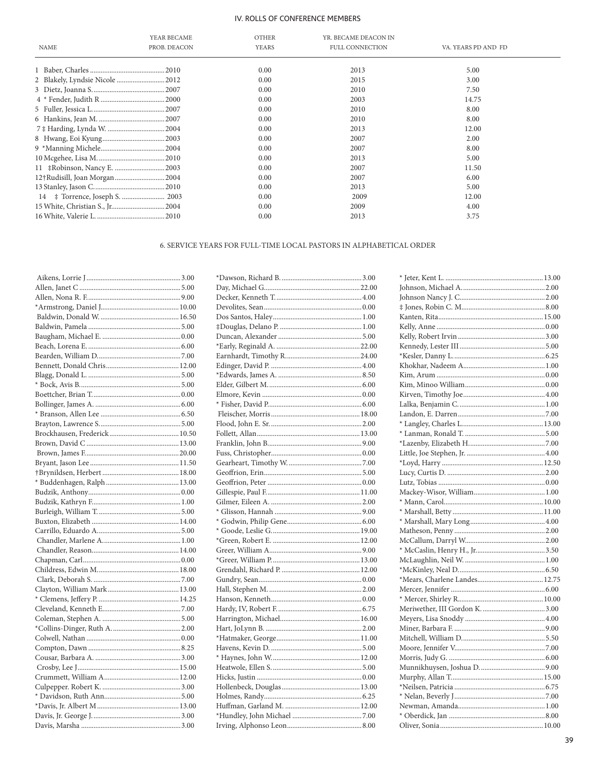## IV. ROLLS OF CONFERENCE MEMBERS

| NAME | YEAR BECAME PROB. DEACON | OTHER YEARS | YR. BECAME DEACON IN FULL CONNECTION | VA. YEARS PD AND FD |
|---|---|---|---|---|
| 1 Baber, Charles | 2010 | 0.00 | 2013 | 5.00 |
| 2 Blakely, Lyndsie Nicole | 2012 | 0.00 | 2015 | 3.00 |
| 3 Dietz, Joanna S. | 2007 | 0.00 | 2010 | 7.50 |
| 4 * Fender, Judith R | 2000 | 0.00 | 2003 | 14.75 |
| 5 Fuller, Jessica L. | 2007 | 0.00 | 2010 | 8.00 |
| 6 Hankins, Jean M. | 2007 | 0.00 | 2010 | 8.00 |
| 7 ‡ Harding, Lynda W. | 2004 | 0.00 | 2013 | 12.00 |
| 8 Hwang, Eoi Kyung | 2003 | 0.00 | 2007 | 2.00 |
| 9 *Manning Michele | 2004 | 0.00 | 2007 | 8.00 |
| 10 Mcgehee, Lisa M. | 2010 | 0.00 | 2013 | 5.00 |
| 11 ‡Robinson, Nancy E. | 2003 | 0.00 | 2007 | 11.50 |
| 12†Rudisill, Joan Morgan | 2004 | 0.00 | 2007 | 6.00 |
| 13 Stanley, Jason C. | 2010 | 0.00 | 2013 | 5.00 |
| 14 ‡ Torrence, Joseph S. | 2003 | 0.00 | 2009 | 12.00 |
| 15 White, Christian S., Jr. | 2004 | 0.00 | 2009 | 4.00 |
| 16 White, Valerie L. | 2010 | 0.00 | 2013 | 3.75 |

### 6. SERVICE YEARS FOR FULL-TIME LOCAL PASTORS IN ALPHABETICAL ORDER

| Name | Years |
|---|---|
| Aikens, Lorrie J | 3.00 |
| Allen, Janet C | 5.00 |
| Allen, Nona R. F. | 9.00 |
| *Armstrong, Daniel J. | 10.00 |
| Baldwin, Donald W. | 16.50 |
| Baldwin, Pamela | 5.00 |
| Baugham, Michael E. | 0.00 |
| Beach, Lorena E. | 6.00 |
| Bearden, William D. | 7.00 |
| Bennett, Donald Chris | 12.00 |
| Blagg, Donald L. | 5.00 |
| * Bock, Avis B. | 5.00 |
| Boettcher, Brian T. | 0.00 |
| Bollinger, James A. | 6.00 |
| * Branson, Allen Lee | 6.50 |
| Brayton, Lawrence S. | 5.00 |
| Brockhausen, Frederick | 10.50 |
| Brown, David C | 13.00 |
| Brown, James F. | 20.00 |
| Bryant, Jason Lee | 11.50 |
| †Brynildsen, Herbert | 18.00 |
| * Buddenhagen, Ralph | 13.00 |
| Budzik, Anthony | 0.00 |
| Budzik, Kathryn F. | 1.00 |
| Burleigh, William T. | 5.00 |
| Buxton, Elizabeth | 14.00 |
| Carrillo, Eduardo A. | 5.00 |
| Chandler, Marlene A. | 1.00 |
| Chandler, Reason | 14.00 |
| Chapman, Carl | 0.00 |
| Childress, Edwin M. | 18.00 |
| Clark, Deborah S. | 7.00 |
| Clayton, William Mark | 13.00 |
| * Clemens, Jeffery P. | 14.25 |
| Cleveland, Kenneth E. | 7.00 |
| Coleman, Stephen A. | 5.00 |
| *Collins-Dinger, Ruth A. | 2.00 |
| Colwell, Nathan | 0.00 |
| Compton, Dawn | 8.25 |
| Cousar, Barbara A. | 3.00 |
| Crosby, Lee J. | 15.00 |
| Crummett, William A | 12.00 |
| Culpepper. Robert K. | 3.00 |
| * Davidson, Ruth Ann | 5.00 |
| *Davis, Jr. Albert M | 13.00 |
| Davis, Jr. George J. | 3.00 |
| Davis, Marsha | 3.00 |
| *Dawson, Richard B. | 3.00 |
| Day, Michael G. | 22.00 |
| Decker, Kenneth T. | 4.00 |
| Devolites, Sean | 0.00 |
| Dos Santos, Haley | 1.00 |
| ‡Douglas, Delano P. | 1.00 |
| Duncan, Alexander | 5.00 |
| *Early, Reginald A. | 22.00 |
| Earnhardt, Timothy R. | 24.00 |
| Edinger, David P. | 4.00 |
| *Edwards, James A. | 8.50 |
| Elder, Gilbert M. | 6.00 |
| Elmore, Kevin | 0.00 |
| * Fisher, David P. | 6.00 |
| Fleischer, Morris | 18.00 |
| Flood, John E. Sr. | 2.00 |
| Follett, Allan | 13.00 |
| Franklin, John B. | 9.00 |
| Fuss, Christopher | 0.00 |
| Gearheart, Timothy W. | 7.00 |
| Geoffrion, Erin | 5.00 |
| Geoffrion, Peter | 0.00 |
| Gillespie, Paul F. | 11.00 |
| Gilmer, Eileen A. | 2.00 |
| * Glisson, Hannah | 9.00 |
| * Godwin, Philip Gene | 6.00 |
| * Goode, Leslie G. | 19.00 |
| *Green, Robert E. | 12.00 |
| Greer, William A. | 9.00 |
| *Greer, William P. | 13.00 |
| Grendahl, Richard P. | 12.00 |
| Gundry, Sean | 0.00 |
| Hall, Stephen M. | 2.00 |
| Hanson, Kenneth | 0.00 |
| Hardy, IV, Robert F. | 6.75 |
| Harrington, Michael | 16.00 |
| Hart, JoLynn B. | 2.00 |
| *Hatmaker, George | 11.00 |
| Havens, Kevin D. | 5.00 |
| * Haynes, John W. | 12.00 |
| Heatwole, Ellen S. | 5.00 |
| Hicks, Justin | 0.00 |
| Hollenbeck, Douglas | 13.00 |
| Holmes, Randy | 6.25 |
| Huffman, Garland M. | 12.00 |
| *Hundley, John Michael | 7.00 |
| Irving, Alphonso Leon | 8.00 |
| * Jeter, Kent L. | 13.00 |
| Johnson, Michael A. | 2.00 |
| Johnson Nancy J. C. | 2.00 |
| ‡ Jones, Robin C. M. | 8.00 |
| Kanten, Rita | 15.00 |
| Kelly, Anne | 0.00 |
| Kelly, Robert Irvin | 3.00 |
| Kennedy, Lester III | 5.00 |
| *Kesler, Danny L. | 6.25 |
| Khokhar, Nadeem A. | 1.00 |
| Kim, Arum | 0.00 |
| Kim, Minoo William | 0.00 |
| Kirven, Timothy Joe | 4.00 |
| Lalka, Benjamin C. | 1.00 |
| Landon, E. Darren | 7.00 |
| * Langley, Charles L. | 13.00 |
| * Lanman, Ronald T. | 5.00 |
| *Lazenby, Elizabeth H. | 7.00 |
| Little, Joe Stephen, Jr. | 4.00 |
| *Loyd, Harry | 12.50 |
| Lucy, Curtis D. | 2.00 |
| Lutz, Tobias | 0.00 |
| Mackey-Wisor, William | 1.00 |
| * Mann, Carol | 10.00 |
| * Marshall, Betty | 11.00 |
| * Marshall, Mary Long | 4.00 |
| Matheson, Penny | 2.00 |
| McCallum, Darryl W. | 2.00 |
| * McCaslin, Henry H., Jr. | 3.50 |
| McLaughlin, Neil W. | 1.00 |
| *McKinley, Neal D. | 6.50 |
| *Mears, Charlene Landes | 12.75 |
| Mercer, Jennifer | 6.00 |
| * Mercer, Shirley R. | 10.00 |
| Meriwether, III Gordon K. | 3.00 |
| Meyers, Lisa Snoddy | 4.00 |
| Miner, Barbara F. | 9.00 |
| Mitchell, William D. | 5.50 |
| Moore, Jennifer V. | 7.00 |
| Morris, Judy G. | 6.00 |
| Munnikhuysen, Joshua D. | 9.00 |
| Murphy, Allan T. | 15.00 |
| *Neilsen, Patricia | 6.75 |
| * Nelan, Beverly J | 7.00 |
| Newman, Amanda | 1.00 |
| * Oberdick, Jan | 8.00 |
| Oliver, Sonia | 10.00 |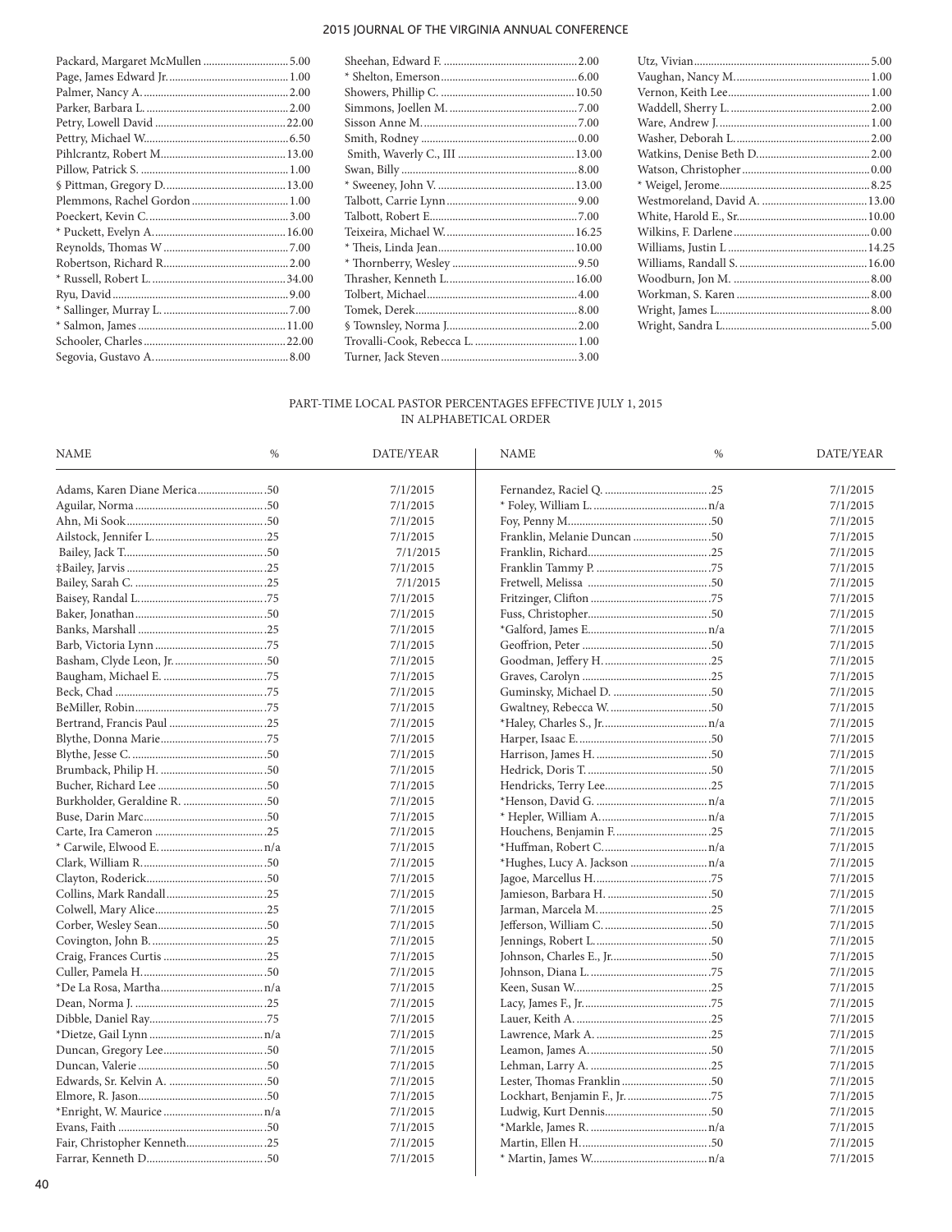| | |
|---|---|
| Packard, Margaret McMullen | 5.00 |
| Page, James Edward Jr. | 1.00 |
| Palmer, Nancy A. | 2.00 |
| Parker, Barbara L. | 2.00 |
| Petry, Lowell David | 22.00 |
| Pettry, Michael W. | 6.50 |
| Pihlcrantz, Robert M. | 13.00 |
| Pillow, Patrick S. | 1.00 |
| § Pittman, Gregory D. | 13.00 |
| Plemmons, Rachel Gordon | 1.00 |
| Poeckert, Kevin C. | 3.00 |
| * Puckett, Evelyn A. | 16.00 |
| Reynolds, Thomas W | 7.00 |
| Robertson, Richard R. | 2.00 |
| * Russell, Robert L. | 34.00 |
| Ryu, David | 9.00 |
| * Sallinger, Murray L. | 7.00 |
| * Salmon, James | 11.00 |
| Schooler, Charles | 22.00 |
| Segovia, Gustavo A. | 8.00 |
| Sheehan, Edward F. | 2.00 |
| * Shelton, Emerson | 6.00 |
| Showers, Phillip C. | 10.50 |
| Simmons, Joellen M. | 7.00 |
| Sisson Anne M. | 7.00 |
| Smith, Rodney | 0.00 |
| Smith, Waverly C., III | 13.00 |
| Swan, Billy | 8.00 |
| * Sweeney, John V. | 13.00 |
| Talbott, Carrie Lynn | 9.00 |
| Talbott, Robert E. | 7.00 |
| Teixeira, Michael W. | 16.25 |
| * Theis, Linda Jean | 10.00 |
| * Thornberry, Wesley | 9.50 |
| Thrasher, Kenneth L. | 16.00 |
| Tolbert, Michael | 4.00 |
| Tomek, Derek | 8.00 |
| § Townsley, Norma J. | 2.00 |
| Trovalli-Cook, Rebecca L. | 1.00 |
| Turner, Jack Steven | 3.00 |
| Utz, Vivian | 5.00 |
| Vaughan, Nancy M. | 1.00 |
| Vernon, Keith Lee | 1.00 |
| Waddell, Sherry L. | 2.00 |
| Ware, Andrew J. | 1.00 |
| Washer, Deborah L. | 2.00 |
| Watkins, Denise Beth D. | 2.00 |
| Watson, Christopher | 0.00 |
| * Weigel, Jerome | 8.25 |
| Westmoreland, David A. | 13.00 |
| White, Harold E., Sr. | 10.00 |
| Wilkins, F. Darlene | 0.00 |
| Williams, Justin L | 14.25 |
| Williams, Randall S. | 16.00 |
| Woodburn, Jon M. | 8.00 |
| Workman, S. Karen | 8.00 |
| Wright, James L. | 8.00 |
| Wright, Sandra L. | 5.00 |

## PART-TIME LOCAL PASTOR PERCENTAGES EFFECTIVE JULY 1, 2015 IN ALPHABETICAL ORDER

| NAME | % | DATE/YEAR |
|---|---|---|
| Adams, Karen Diane Merica | .50 | 7/1/2015 |
| Aguilar, Norma | .50 | 7/1/2015 |
| Ahn, Mi Sook | .50 | 7/1/2015 |
| Ailstock, Jennifer L. | .25 | 7/1/2015 |
| Bailey, Jack T. | .50 | 7/1/2015 |
| ‡Bailey, Jarvis | .25 | 7/1/2015 |
| Bailey, Sarah C. | .25 | 7/1/2015 |
| Baisey, Randal L. | .75 | 7/1/2015 |
| Baker, Jonathan | .50 | 7/1/2015 |
| Banks, Marshall | .25 | 7/1/2015 |
| Barb, Victoria Lynn | .75 | 7/1/2015 |
| Basham, Clyde Leon, Jr. | .50 | 7/1/2015 |
| Baugham, Michael E. | .75 | 7/1/2015 |
| Beck, Chad | .75 | 7/1/2015 |
| BeMiller, Robin | .75 | 7/1/2015 |
| Bertrand, Francis Paul | .25 | 7/1/2015 |
| Blythe, Donna Marie | .75 | 7/1/2015 |
| Blythe, Jesse C. | .50 | 7/1/2015 |
| Brumback, Philip H. | .50 | 7/1/2015 |
| Bucher, Richard Lee | .50 | 7/1/2015 |
| Burkholder, Geraldine R. | .50 | 7/1/2015 |
| Buse, Darin Marc | .50 | 7/1/2015 |
| Carte, Ira Cameron | .25 | 7/1/2015 |
| * Carwile, Elwood E. | n/a | 7/1/2015 |
| Clark, William R. | .50 | 7/1/2015 |
| Clayton, Roderick | .50 | 7/1/2015 |
| Collins, Mark Randall | .25 | 7/1/2015 |
| Colwell, Mary Alice | .25 | 7/1/2015 |
| Corber, Wesley Sean | .50 | 7/1/2015 |
| Covington, John B. | .25 | 7/1/2015 |
| Craig, Frances Curtis | .25 | 7/1/2015 |
| Culler, Pamela H. | .50 | 7/1/2015 |
| *De La Rosa, Martha | n/a | 7/1/2015 |
| Dean, Norma J. | .25 | 7/1/2015 |
| Dibble, Daniel Ray | .75 | 7/1/2015 |
| *Dietze, Gail Lynn | n/a | 7/1/2015 |
| Duncan, Gregory Lee | .50 | 7/1/2015 |
| Duncan, Valerie | .50 | 7/1/2015 |
| Edwards, Sr. Kelvin A. | .50 | 7/1/2015 |
| Elmore, R. Jason | .50 | 7/1/2015 |
| *Enright, W. Maurice | n/a | 7/1/2015 |
| Evans, Faith | .50 | 7/1/2015 |
| Fair, Christopher Kenneth | .25 | 7/1/2015 |
| Farrar, Kenneth D. | .50 | 7/1/2015 |
| Fernandez, Raciel Q. | .25 | 7/1/2015 |
| * Foley, William L. | n/a | 7/1/2015 |
| Foy, Penny M. | .50 | 7/1/2015 |
| Franklin, Melanie Duncan | .50 | 7/1/2015 |
| Franklin, Richard | .25 | 7/1/2015 |
| Franklin Tammy P. | .75 | 7/1/2015 |
| Fretwell, Melissa | .50 | 7/1/2015 |
| Fritzinger, Clifton | .75 | 7/1/2015 |
| Fuss, Christopher | .50 | 7/1/2015 |
| *Galford, James E. | n/a | 7/1/2015 |
| Geoffrion, Peter | .50 | 7/1/2015 |
| Goodman, Jeffery H. | .25 | 7/1/2015 |
| Graves, Carolyn | .25 | 7/1/2015 |
| Guminsky, Michael D. | .50 | 7/1/2015 |
| Gwaltney, Rebecca W. | .50 | 7/1/2015 |
| *Haley, Charles S., Jr. | n/a | 7/1/2015 |
| Harper, Isaac E. | .50 | 7/1/2015 |
| Harrison, James H. | .50 | 7/1/2015 |
| Hedrick, Doris T. | .50 | 7/1/2015 |
| Hendricks, Terry Lee | .25 | 7/1/2015 |
| *Henson, David G. | n/a | 7/1/2015 |
| * Hepler, William A. | n/a | 7/1/2015 |
| Houchens, Benjamin F. | .25 | 7/1/2015 |
| *Huffman, Robert C. | n/a | 7/1/2015 |
| *Hughes, Lucy A. Jackson | n/a | 7/1/2015 |
| Jagoe, Marcellus H. | .75 | 7/1/2015 |
| Jamieson, Barbara H. | .50 | 7/1/2015 |
| Jarman, Marcela M. | .25 | 7/1/2015 |
| Jefferson, William C. | .50 | 7/1/2015 |
| Jennings, Robert L. | .50 | 7/1/2015 |
| Johnson, Charles E., Jr. | .50 | 7/1/2015 |
| Johnson, Diana L. | .75 | 7/1/2015 |
| Keen, Susan W. | .25 | 7/1/2015 |
| Lacy, James F., Jr. | .75 | 7/1/2015 |
| Lauer, Keith A. | .25 | 7/1/2015 |
| Lawrence, Mark A. | .25 | 7/1/2015 |
| Leamon, James A. | .50 | 7/1/2015 |
| Lehman, Larry A. | .25 | 7/1/2015 |
| Lester, Thomas Franklin | .50 | 7/1/2015 |
| Lockhart, Benjamin F., Jr. | .75 | 7/1/2015 |
| Ludwig, Kurt Dennis | .50 | 7/1/2015 |
| *Markle, James R. | n/a | 7/1/2015 |
| Martin, Ellen H. | .50 | 7/1/2015 |
| * Martin, James W. | n/a | 7/1/2015 |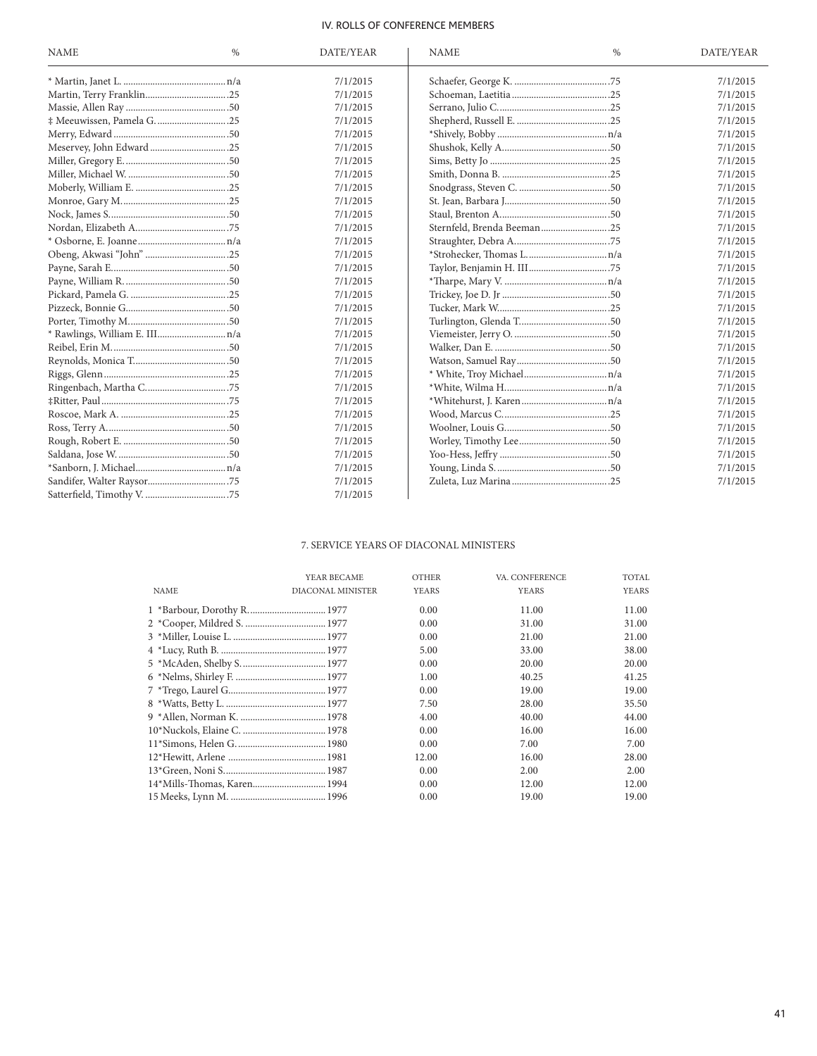## IV. ROLLS OF CONFERENCE MEMBERS

| NAME | % | DATE/YEAR |
|---|---|---|
| * Martin, Janet L. | n/a | 7/1/2015 |
| Martin, Terry Franklin | .25 | 7/1/2015 |
| Massie, Allen Ray | .50 | 7/1/2015 |
| ‡ Meeuwissen, Pamela G. | .25 | 7/1/2015 |
| Merry, Edward | .50 | 7/1/2015 |
| Meservey, John Edward | .25 | 7/1/2015 |
| Miller, Gregory E. | .50 | 7/1/2015 |
| Miller, Michael W. | .50 | 7/1/2015 |
| Moberly, William E. | .25 | 7/1/2015 |
| Monroe, Gary M. | .25 | 7/1/2015 |
| Nock, James S. | .50 | 7/1/2015 |
| Nordan, Elizabeth A. | .75 | 7/1/2015 |
| * Osborne, E. Joanne | n/a | 7/1/2015 |
| Obeng, Akwasi "John" | .25 | 7/1/2015 |
| Payne, Sarah E. | .50 | 7/1/2015 |
| Payne, William R. | .50 | 7/1/2015 |
| Pickard, Pamela G. | .25 | 7/1/2015 |
| Pizzeck, Bonnie G. | .50 | 7/1/2015 |
| Porter, Timothy M. | .50 | 7/1/2015 |
| * Rawlings, William E. III | n/a | 7/1/2015 |
| Reibel, Erin M. | .50 | 7/1/2015 |
| Reynolds, Monica T. | .50 | 7/1/2015 |
| Riggs, Glenn | .25 | 7/1/2015 |
| Ringenbach, Martha C. | .75 | 7/1/2015 |
| ‡Ritter, Paul | .75 | 7/1/2015 |
| Roscoe, Mark A. | .25 | 7/1/2015 |
| Ross, Terry A. | .50 | 7/1/2015 |
| Rough, Robert E. | .50 | 7/1/2015 |
| Saldana, Jose W. | .50 | 7/1/2015 |
| *Sanborn, J. Michael | n/a | 7/1/2015 |
| Sandifer, Walter Raysor | .75 | 7/1/2015 |
| Satterfield, Timothy V. | .75 | 7/1/2015 |
| Schaefer, George K. | .75 | 7/1/2015 |
| Schoeman, Laetitia | .25 | 7/1/2015 |
| Serrano, Julio C. | .25 | 7/1/2015 |
| Shepherd, Russell E. | .25 | 7/1/2015 |
| *Shively, Bobby | n/a | 7/1/2015 |
| Shushok, Kelly A. | .50 | 7/1/2015 |
| Sims, Betty Jo | .25 | 7/1/2015 |
| Smith, Donna B. | .25 | 7/1/2015 |
| Snodgrass, Steven C. | .50 | 7/1/2015 |
| St. Jean, Barbara J. | .50 | 7/1/2015 |
| Staul, Brenton A. | .50 | 7/1/2015 |
| Sternfeld, Brenda Beeman | .25 | 7/1/2015 |
| Straughter, Debra A. | .75 | 7/1/2015 |
| *Strohecker, Thomas L. | n/a | 7/1/2015 |
| Taylor, Benjamin H. III | .75 | 7/1/2015 |
| *Tharpe, Mary V. | n/a | 7/1/2015 |
| Trickey, Joe D. Jr | .50 | 7/1/2015 |
| Tucker, Mark W. | .25 | 7/1/2015 |
| Turlington, Glenda T. | .50 | 7/1/2015 |
| Viemeister, Jerry O. | .50 | 7/1/2015 |
| Walker, Dan E. | .50 | 7/1/2015 |
| Watson, Samuel Ray | .50 | 7/1/2015 |
| * White, Troy Michael | n/a | 7/1/2015 |
| *White, Wilma H. | n/a | 7/1/2015 |
| *Whitehurst, J. Karen | n/a | 7/1/2015 |
| Wood, Marcus C. | .25 | 7/1/2015 |
| Woolner, Louis G. | .50 | 7/1/2015 |
| Worley, Timothy Lee | .50 | 7/1/2015 |
| Yoo-Hess, Jeffry | .50 | 7/1/2015 |
| Young, Linda S. | .50 | 7/1/2015 |
| Zuleta, Luz Marina | .25 | 7/1/2015 |

### 7. SERVICE YEARS OF DIACONAL MINISTERS

| NAME | YEAR BECAME DIACONAL MINISTER | OTHER YEARS | VA. CONFERENCE YEARS | TOTAL YEARS |
|---|---|---|---|---|
| 1 *Barbour, Dorothy R. | 1977 | 0.00 | 11.00 | 11.00 |
| 2 *Cooper, Mildred S. | 1977 | 0.00 | 31.00 | 31.00 |
| 3 *Miller, Louise L. | 1977 | 0.00 | 21.00 | 21.00 |
| 4 *Lucy, Ruth B. | 1977 | 5.00 | 33.00 | 38.00 |
| 5 *McAden, Shelby S. | 1977 | 0.00 | 20.00 | 20.00 |
| 6 *Nelms, Shirley F. | 1977 | 1.00 | 40.25 | 41.25 |
| 7 *Trego, Laurel G. | 1977 | 0.00 | 19.00 | 19.00 |
| 8 *Watts, Betty L. | 1977 | 7.50 | 28.00 | 35.50 |
| 9 *Allen, Norman K. | 1978 | 4.00 | 40.00 | 44.00 |
| 10*Nuckols, Elaine C. | 1978 | 0.00 | 16.00 | 16.00 |
| 11*Simons, Helen G. | 1980 | 0.00 | 7.00 | 7.00 |
| 12*Hewitt, Arlene | 1981 | 12.00 | 16.00 | 28.00 |
| 13*Green, Noni S. | 1987 | 0.00 | 2.00 | 2.00 |
| 14*Mills-Thomas, Karen | 1994 | 0.00 | 12.00 | 12.00 |
| 15 Meeks, Lynn M. | 1996 | 0.00 | 19.00 | 19.00 |